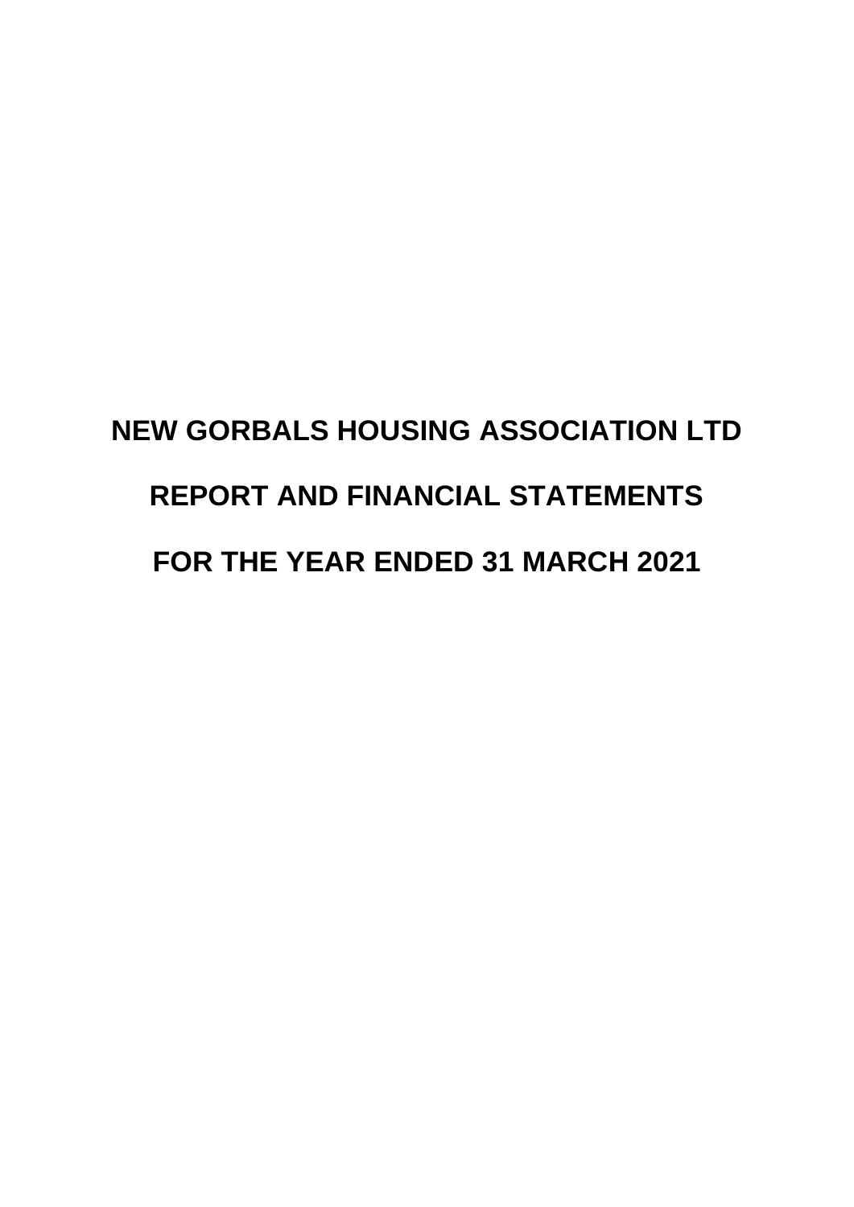# NEW GORBALS HOUSING ASSOCIATION LTD

# REPORT AND FINANCIAL STATEMENTS

# FOR THE YEAR ENDED 31 MARCH 2021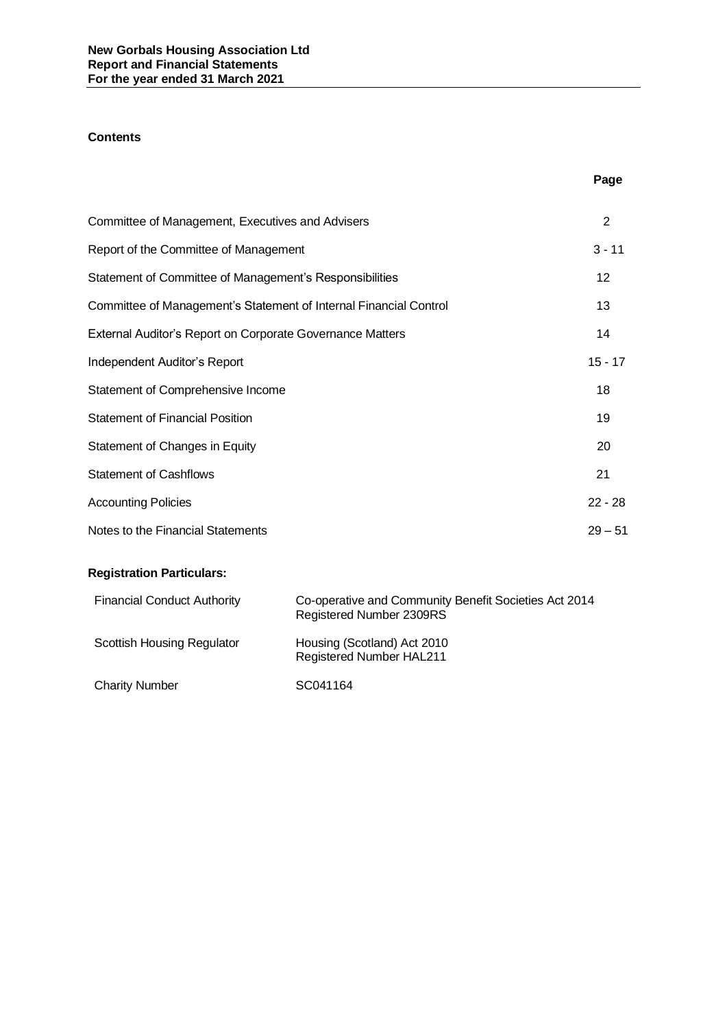**Contents**

| | Page |
|---|---|
| Committee of Management, Executives and Advisers | 2 |
| Report of the Committee of Management | 3 - 11 |
| Statement of Committee of Management's Responsibilities | 12 |
| Committee of Management's Statement of Internal Financial Control | 13 |
| External Auditor's Report on Corporate Governance Matters | 14 |
| Independent Auditor's Report | 15 - 17 |
| Statement of Comprehensive Income | 18 |
| Statement of Financial Position | 19 |
| Statement of Changes in Equity | 20 |
| Statement of Cashflows | 21 |
| Accounting Policies | 22 - 28 |
| Notes to the Financial Statements | 29 – 51 |

**Registration Particulars:**

| | |
|---|---|
| Financial Conduct Authority | Co-operative and Community Benefit Societies Act 2014<br>Registered Number 2309RS |
| Scottish Housing Regulator | Housing (Scotland) Act 2010<br>Registered Number HAL211 |
| Charity Number | SC041164 |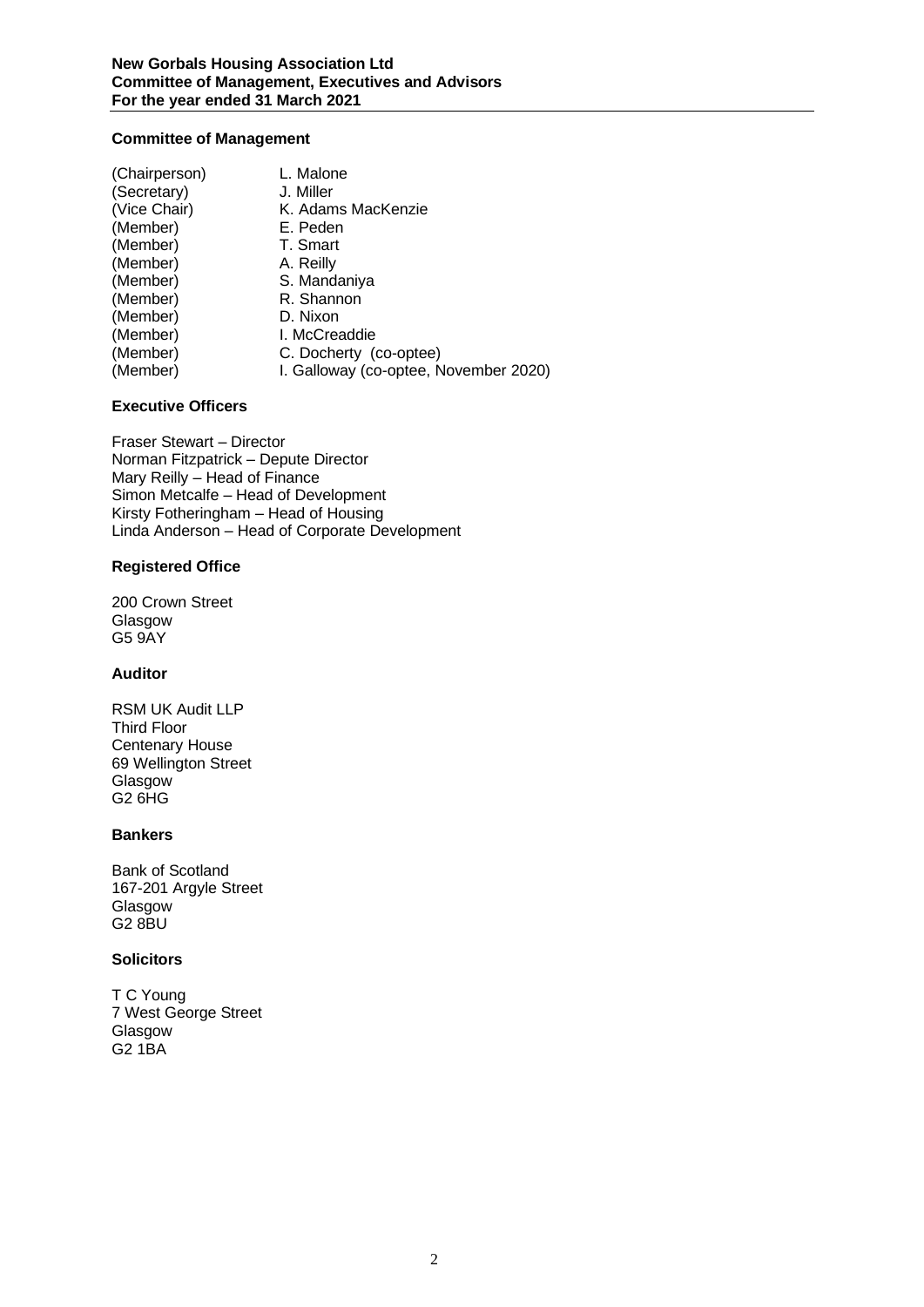**New Gorbals Housing Association Ltd**
**Committee of Management, Executives and Advisors**
**For the year ended 31 March 2021**

## Committee of Management

| | |
|---|---|
| (Chairperson) | L. Malone |
| (Secretary) | J. Miller |
| (Vice Chair) | K. Adams MacKenzie |
| (Member) | E. Peden |
| (Member) | T. Smart |
| (Member) | A. Reilly |
| (Member) | S. Mandaniya |
| (Member) | R. Shannon |
| (Member) | D. Nixon |
| (Member) | I. McCreaddie |
| (Member) | C. Docherty (co-optee) |
| (Member) | I. Galloway (co-optee, November 2020) |

## Executive Officers

Fraser Stewart – Director
Norman Fitzpatrick – Depute Director
Mary Reilly – Head of Finance
Simon Metcalfe – Head of Development
Kirsty Fotheringham – Head of Housing
Linda Anderson – Head of Corporate Development

## Registered Office

200 Crown Street
Glasgow
G5 9AY

## Auditor

RSM UK Audit LLP
Third Floor
Centenary House
69 Wellington Street
Glasgow
G2 6HG

## Bankers

Bank of Scotland
167-201 Argyle Street
Glasgow
G2 8BU

## Solicitors

T C Young
7 West George Street
Glasgow
G2 1BA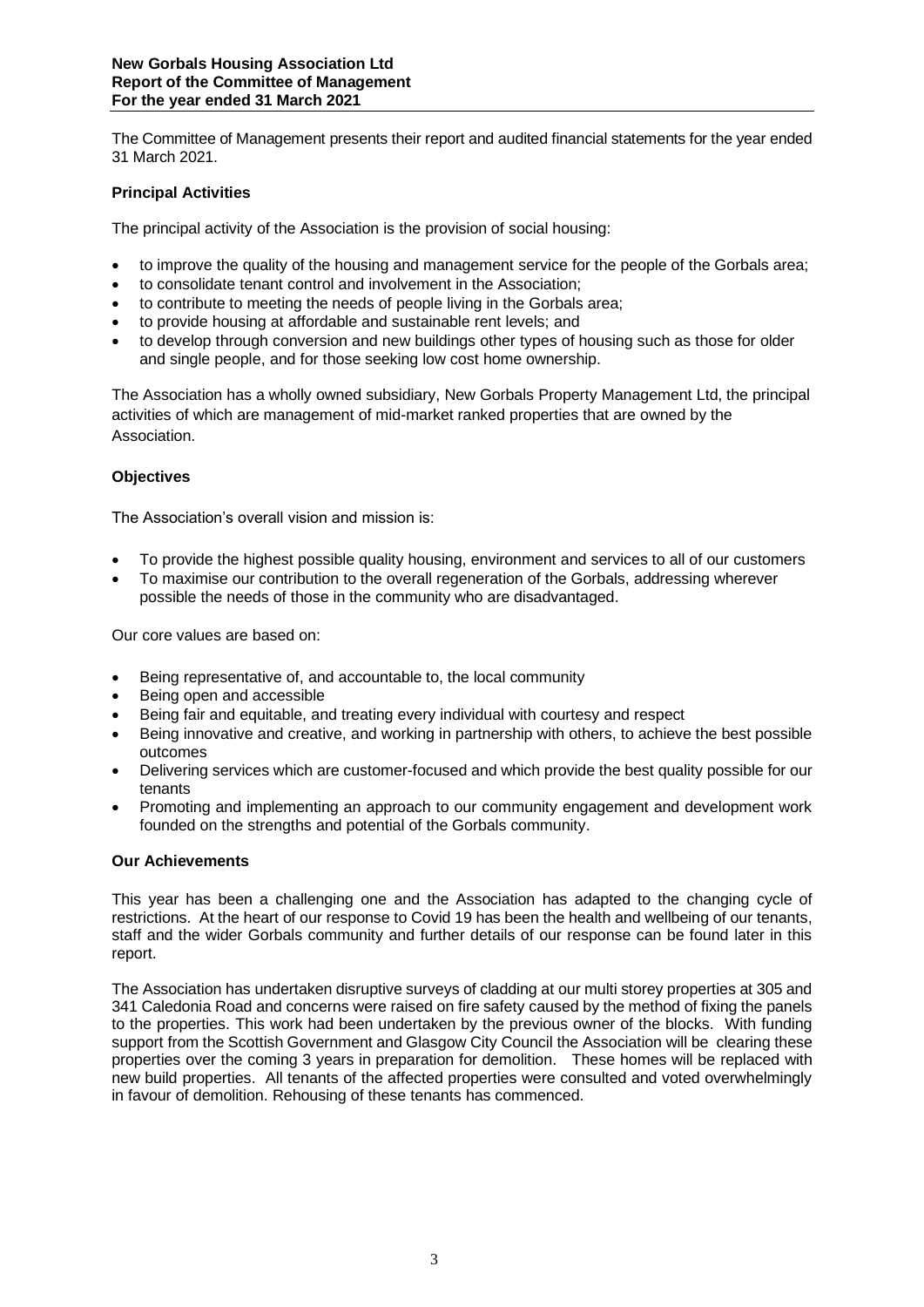The Committee of Management presents their report and audited financial statements for the year ended 31 March 2021.

### Principal Activities

The principal activity of the Association is the provision of social housing:

- to improve the quality of the housing and management service for the people of the Gorbals area;
- to consolidate tenant control and involvement in the Association;
- to contribute to meeting the needs of people living in the Gorbals area;
- to provide housing at affordable and sustainable rent levels; and
- to develop through conversion and new buildings other types of housing such as those for older and single people, and for those seeking low cost home ownership.

The Association has a wholly owned subsidiary, New Gorbals Property Management Ltd, the principal activities of which are management of mid-market ranked properties that are owned by the Association.

### Objectives

The Association's overall vision and mission is:

- To provide the highest possible quality housing, environment and services to all of our customers
- To maximise our contribution to the overall regeneration of the Gorbals, addressing wherever possible the needs of those in the community who are disadvantaged.

Our core values are based on:

- Being representative of, and accountable to, the local community
- Being open and accessible
- Being fair and equitable, and treating every individual with courtesy and respect
- Being innovative and creative, and working in partnership with others, to achieve the best possible outcomes
- Delivering services which are customer-focused and which provide the best quality possible for our tenants
- Promoting and implementing an approach to our community engagement and development work founded on the strengths and potential of the Gorbals community.

### Our Achievements

This year has been a challenging one and the Association has adapted to the changing cycle of restrictions. At the heart of our response to Covid 19 has been the health and wellbeing of our tenants, staff and the wider Gorbals community and further details of our response can be found later in this report.

The Association has undertaken disruptive surveys of cladding at our multi storey properties at 305 and 341 Caledonia Road and concerns were raised on fire safety caused by the method of fixing the panels to the properties. This work had been undertaken by the previous owner of the blocks. With funding support from the Scottish Government and Glasgow City Council the Association will be clearing these properties over the coming 3 years in preparation for demolition. These homes will be replaced with new build properties. All tenants of the affected properties were consulted and voted overwhelmingly in favour of demolition. Rehousing of these tenants has commenced.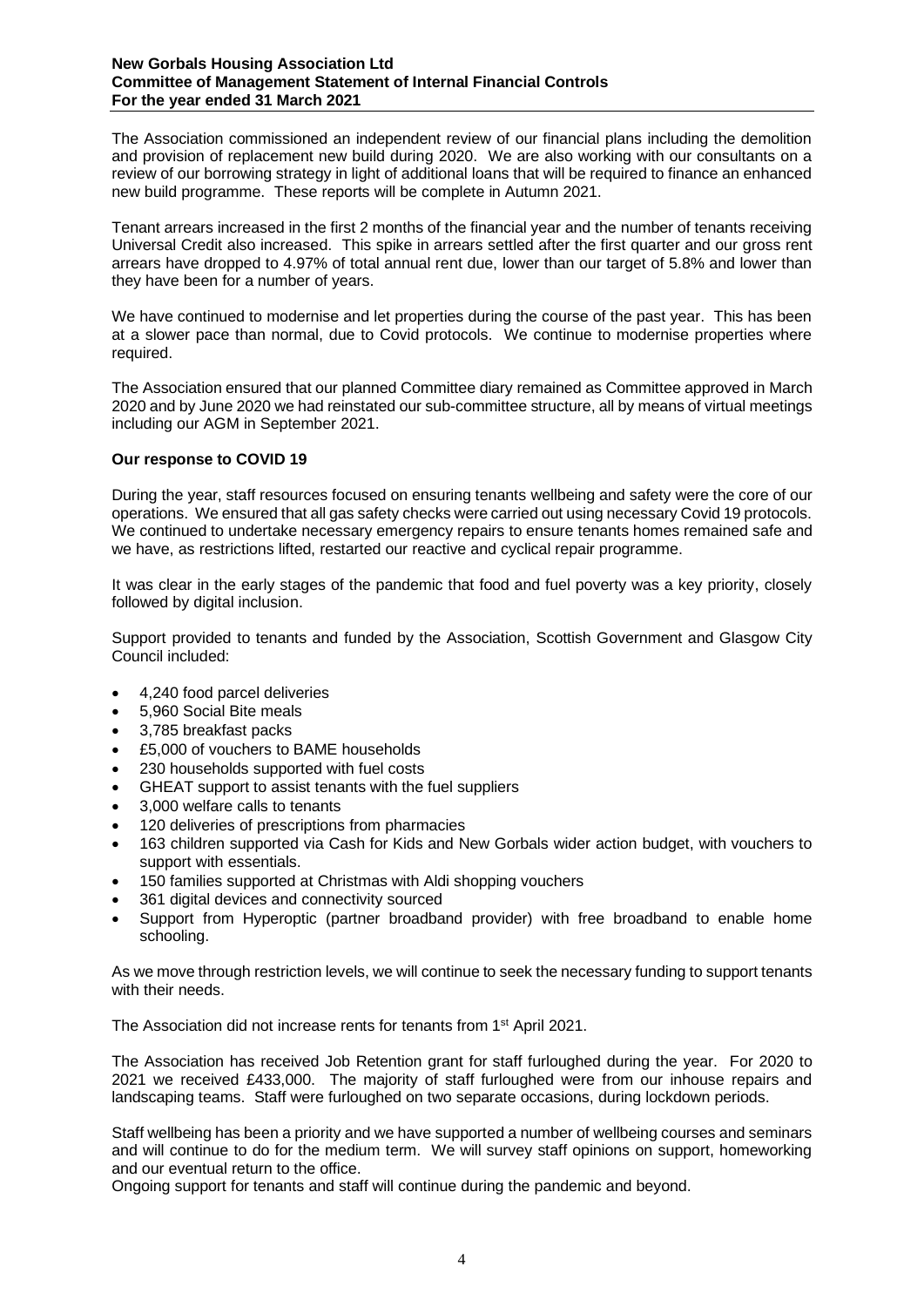The Association commissioned an independent review of our financial plans including the demolition and provision of replacement new build during 2020. We are also working with our consultants on a review of our borrowing strategy in light of additional loans that will be required to finance an enhanced new build programme. These reports will be complete in Autumn 2021.

Tenant arrears increased in the first 2 months of the financial year and the number of tenants receiving Universal Credit also increased. This spike in arrears settled after the first quarter and our gross rent arrears have dropped to 4.97% of total annual rent due, lower than our target of 5.8% and lower than they have been for a number of years.

We have continued to modernise and let properties during the course of the past year. This has been at a slower pace than normal, due to Covid protocols. We continue to modernise properties where required.

The Association ensured that our planned Committee diary remained as Committee approved in March 2020 and by June 2020 we had reinstated our sub-committee structure, all by means of virtual meetings including our AGM in September 2021.

**Our response to COVID 19**

During the year, staff resources focused on ensuring tenants wellbeing and safety were the core of our operations. We ensured that all gas safety checks were carried out using necessary Covid 19 protocols. We continued to undertake necessary emergency repairs to ensure tenants homes remained safe and we have, as restrictions lifted, restarted our reactive and cyclical repair programme.

It was clear in the early stages of the pandemic that food and fuel poverty was a key priority, closely followed by digital inclusion.

Support provided to tenants and funded by the Association, Scottish Government and Glasgow City Council included:

- 4,240 food parcel deliveries
- 5,960 Social Bite meals
- 3,785 breakfast packs
- £5,000 of vouchers to BAME households
- 230 households supported with fuel costs
- GHEAT support to assist tenants with the fuel suppliers
- 3,000 welfare calls to tenants
- 120 deliveries of prescriptions from pharmacies
- 163 children supported via Cash for Kids and New Gorbals wider action budget, with vouchers to support with essentials.
- 150 families supported at Christmas with Aldi shopping vouchers
- 361 digital devices and connectivity sourced
- Support from Hyperoptic (partner broadband provider) with free broadband to enable home schooling.

As we move through restriction levels, we will continue to seek the necessary funding to support tenants with their needs.

The Association did not increase rents for tenants from 1st April 2021.

The Association has received Job Retention grant for staff furloughed during the year. For 2020 to 2021 we received £433,000. The majority of staff furloughed were from our inhouse repairs and landscaping teams. Staff were furloughed on two separate occasions, during lockdown periods.

Staff wellbeing has been a priority and we have supported a number of wellbeing courses and seminars and will continue to do for the medium term. We will survey staff opinions on support, homeworking and our eventual return to the office.
Ongoing support for tenants and staff will continue during the pandemic and beyond.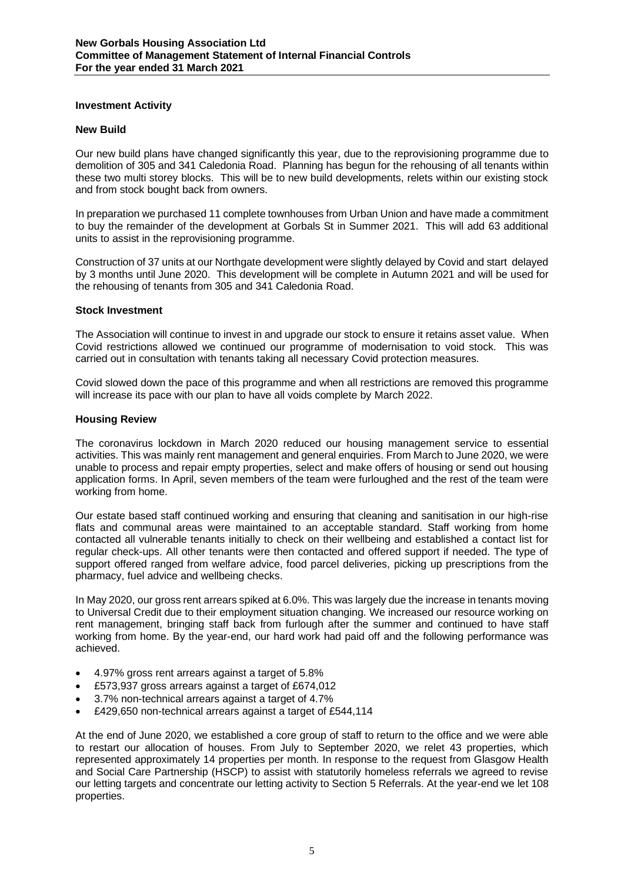## Investment Activity

### New Build

Our new build plans have changed significantly this year, due to the reprovisioning programme due to demolition of 305 and 341 Caledonia Road. Planning has begun for the rehousing of all tenants within these two multi storey blocks. This will be to new build developments, relets within our existing stock and from stock bought back from owners.

In preparation we purchased 11 complete townhouses from Urban Union and have made a commitment to buy the remainder of the development at Gorbals St in Summer 2021. This will add 63 additional units to assist in the reprovisioning programme.

Construction of 37 units at our Northgate development were slightly delayed by Covid and start delayed by 3 months until June 2020. This development will be complete in Autumn 2021 and will be used for the rehousing of tenants from 305 and 341 Caledonia Road.

### Stock Investment

The Association will continue to invest in and upgrade our stock to ensure it retains asset value. When Covid restrictions allowed we continued our programme of modernisation to void stock. This was carried out in consultation with tenants taking all necessary Covid protection measures.

Covid slowed down the pace of this programme and when all restrictions are removed this programme will increase its pace with our plan to have all voids complete by March 2022.

### Housing Review

The coronavirus lockdown in March 2020 reduced our housing management service to essential activities. This was mainly rent management and general enquiries. From March to June 2020, we were unable to process and repair empty properties, select and make offers of housing or send out housing application forms. In April, seven members of the team were furloughed and the rest of the team were working from home.

Our estate based staff continued working and ensuring that cleaning and sanitisation in our high-rise flats and communal areas were maintained to an acceptable standard. Staff working from home contacted all vulnerable tenants initially to check on their wellbeing and established a contact list for regular check-ups. All other tenants were then contacted and offered support if needed. The type of support offered ranged from welfare advice, food parcel deliveries, picking up prescriptions from the pharmacy, fuel advice and wellbeing checks.

In May 2020, our gross rent arrears spiked at 6.0%. This was largely due the increase in tenants moving to Universal Credit due to their employment situation changing. We increased our resource working on rent management, bringing staff back from furlough after the summer and continued to have staff working from home. By the year-end, our hard work had paid off and the following performance was achieved.

- 4.97% gross rent arrears against a target of 5.8%
- £573,937 gross arrears against a target of £674,012
- 3.7% non-technical arrears against a target of 4.7%
- £429,650 non-technical arrears against a target of £544,114

At the end of June 2020, we established a core group of staff to return to the office and we were able to restart our allocation of houses. From July to September 2020, we relet 43 properties, which represented approximately 14 properties per month. In response to the request from Glasgow Health and Social Care Partnership (HSCP) to assist with statutorily homeless referrals we agreed to revise our letting targets and concentrate our letting activity to Section 5 Referrals. At the year-end we let 108 properties.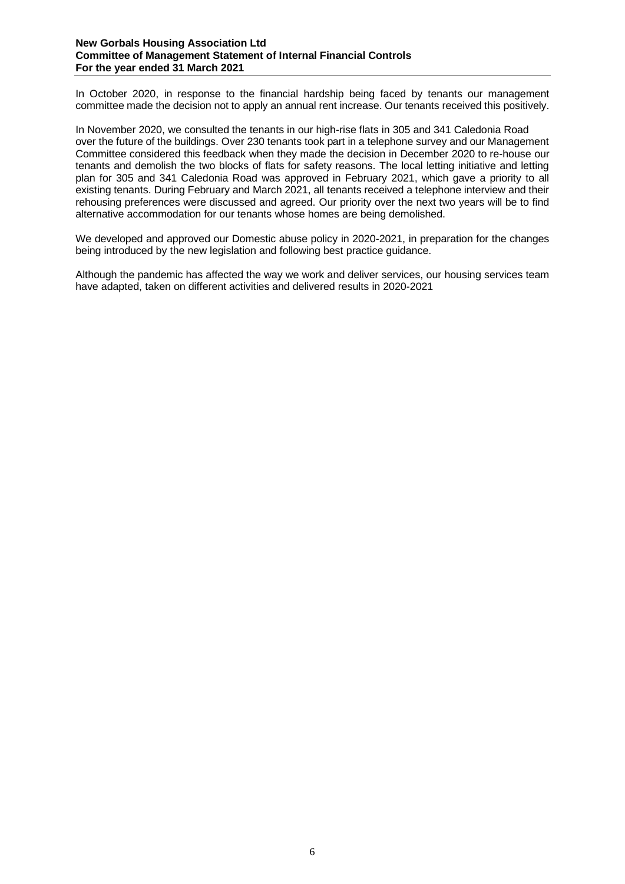In October 2020, in response to the financial hardship being faced by tenants our management committee made the decision not to apply an annual rent increase. Our tenants received this positively.

In November 2020, we consulted the tenants in our high-rise flats in 305 and 341 Caledonia Road over the future of the buildings. Over 230 tenants took part in a telephone survey and our Management Committee considered this feedback when they made the decision in December 2020 to re-house our tenants and demolish the two blocks of flats for safety reasons. The local letting initiative and letting plan for 305 and 341 Caledonia Road was approved in February 2021, which gave a priority to all existing tenants. During February and March 2021, all tenants received a telephone interview and their rehousing preferences were discussed and agreed. Our priority over the next two years will be to find alternative accommodation for our tenants whose homes are being demolished.

We developed and approved our Domestic abuse policy in 2020-2021, in preparation for the changes being introduced by the new legislation and following best practice guidance.

Although the pandemic has affected the way we work and deliver services, our housing services team have adapted, taken on different activities and delivered results in 2020-2021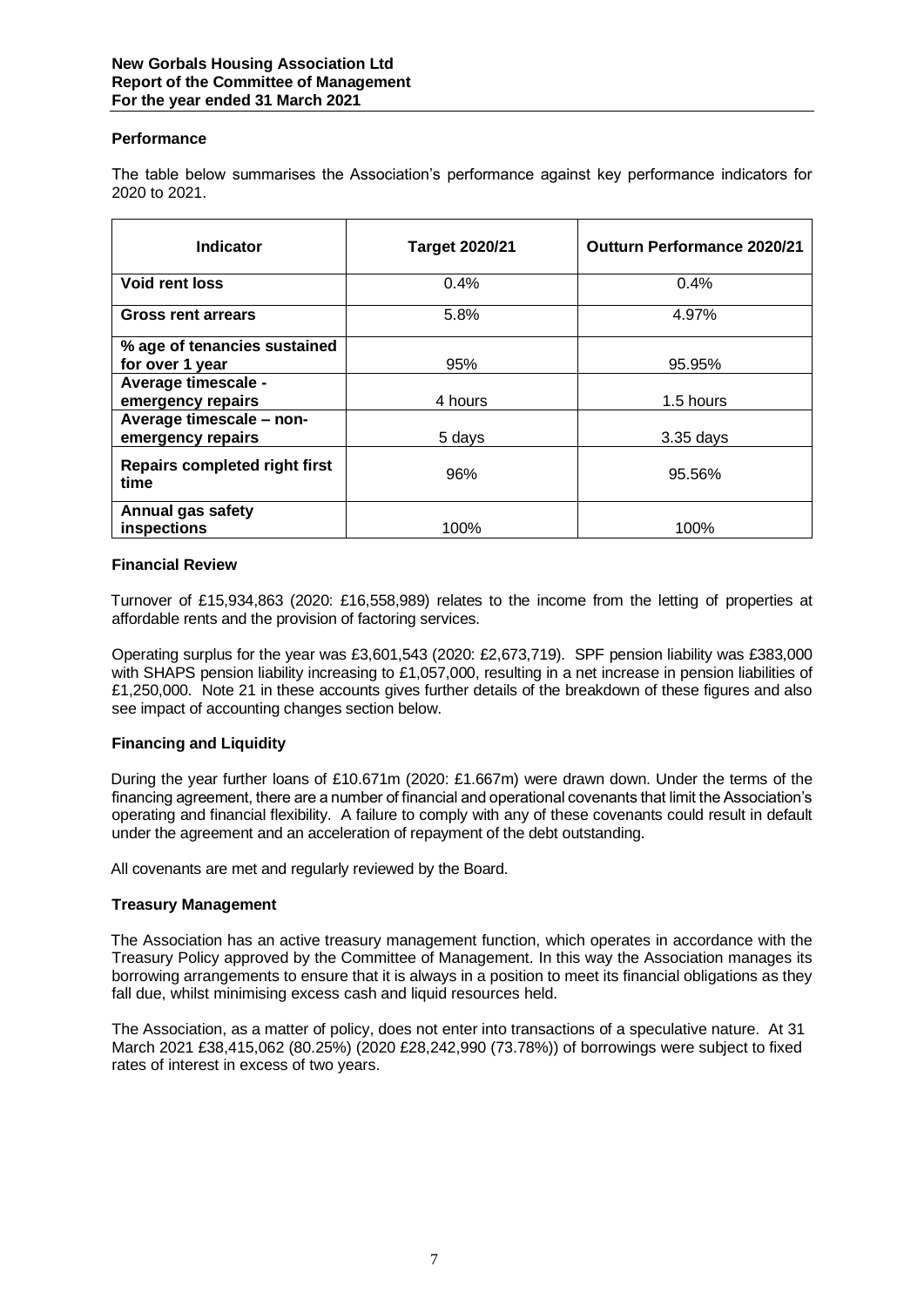## Performance

The table below summarises the Association's performance against key performance indicators for 2020 to 2021.

| Indicator | Target 2020/21 | Outturn Performance 2020/21 |
|---|---|---|
| **Void rent loss** | 0.4% | 0.4% |
| **Gross rent arrears** | 5.8% | 4.97% |
| **% age of tenancies sustained for over 1 year** | 95% | 95.95% |
| **Average timescale - emergency repairs** | 4 hours | 1.5 hours |
| **Average timescale – non-emergency repairs** | 5 days | 3.35 days |
| **Repairs completed right first time** | 96% | 95.56% |
| **Annual gas safety inspections** | 100% | 100% |

## Financial Review

Turnover of £15,934,863 (2020: £16,558,989) relates to the income from the letting of properties at affordable rents and the provision of factoring services.

Operating surplus for the year was £3,601,543 (2020: £2,673,719). SPF pension liability was £383,000 with SHAPS pension liability increasing to £1,057,000, resulting in a net increase in pension liabilities of £1,250,000. Note 21 in these accounts gives further details of the breakdown of these figures and also see impact of accounting changes section below.

## Financing and Liquidity

During the year further loans of £10.671m (2020: £1.667m) were drawn down. Under the terms of the financing agreement, there are a number of financial and operational covenants that limit the Association's operating and financial flexibility. A failure to comply with any of these covenants could result in default under the agreement and an acceleration of repayment of the debt outstanding.

All covenants are met and regularly reviewed by the Board.

## Treasury Management

The Association has an active treasury management function, which operates in accordance with the Treasury Policy approved by the Committee of Management. In this way the Association manages its borrowing arrangements to ensure that it is always in a position to meet its financial obligations as they fall due, whilst minimising excess cash and liquid resources held.

The Association, as a matter of policy, does not enter into transactions of a speculative nature. At 31 March 2021 £38,415,062 (80.25%) (2020 £28,242,990 (73.78%)) of borrowings were subject to fixed rates of interest in excess of two years.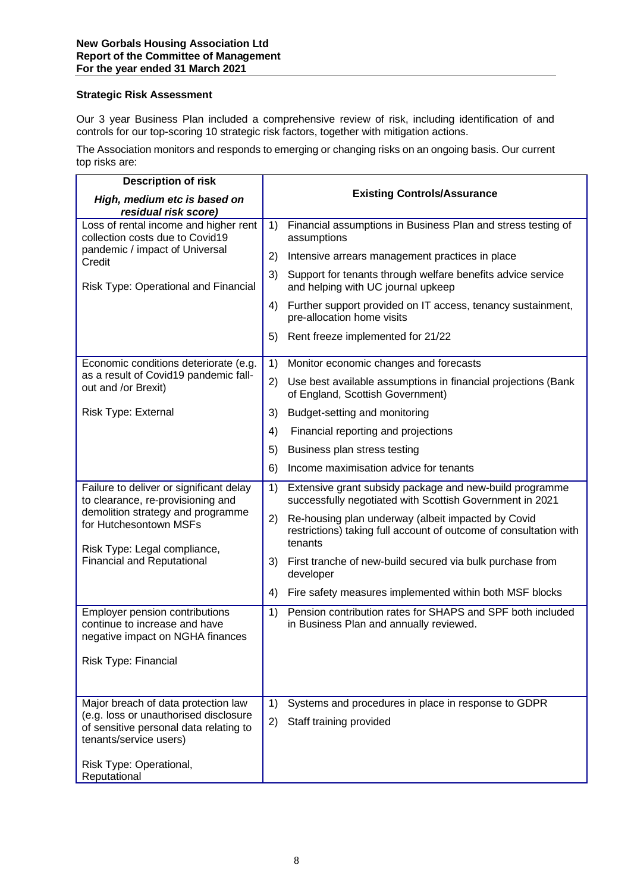### Strategic Risk Assessment

Our 3 year Business Plan included a comprehensive review of risk, including identification of and controls for our top-scoring 10 strategic risk factors, together with mitigation actions.

The Association monitors and responds to emerging or changing risks on an ongoing basis. Our current top risks are:

| **Description of risk** *High, medium etc is based on residual risk score)* | **Existing Controls/Assurance** |
|---|---|
| Loss of rental income and higher rent collection costs due to Covid19 pandemic / impact of Universal Credit<br><br>Risk Type: Operational and Financial | 1) Financial assumptions in Business Plan and stress testing of assumptions<br>2) Intensive arrears management practices in place<br>3) Support for tenants through welfare benefits advice service and helping with UC journal upkeep<br>4) Further support provided on IT access, tenancy sustainment, pre-allocation home visits<br>5) Rent freeze implemented for 21/22 |
| Economic conditions deteriorate (e.g. as a result of Covid19 pandemic fall-out and /or Brexit)<br><br>Risk Type: External | 1) Monitor economic changes and forecasts<br>2) Use best available assumptions in financial projections (Bank of England, Scottish Government)<br>3) Budget-setting and monitoring<br>4) Financial reporting and projections<br>5) Business plan stress testing<br>6) Income maximisation advice for tenants |
| Failure to deliver or significant delay to clearance, re-provisioning and demolition strategy and programme for Hutchesontown MSFs<br><br>Risk Type: Legal compliance, Financial and Reputational | 1) Extensive grant subsidy package and new-build programme successfully negotiated with Scottish Government in 2021<br>2) Re-housing plan underway (albeit impacted by Covid restrictions) taking full account of outcome of consultation with tenants<br>3) First tranche of new-build secured via bulk purchase from developer<br>4) Fire safety measures implemented within both MSF blocks |
| Employer pension contributions continue to increase and have negative impact on NGHA finances<br><br>Risk Type: Financial | 1) Pension contribution rates for SHAPS and SPF both included in Business Plan and annually reviewed. |
| Major breach of data protection law (e.g. loss or unauthorised disclosure of sensitive personal data relating to tenants/service users)<br><br>Risk Type: Operational, Reputational | 1) Systems and procedures in place in response to GDPR<br>2) Staff training provided |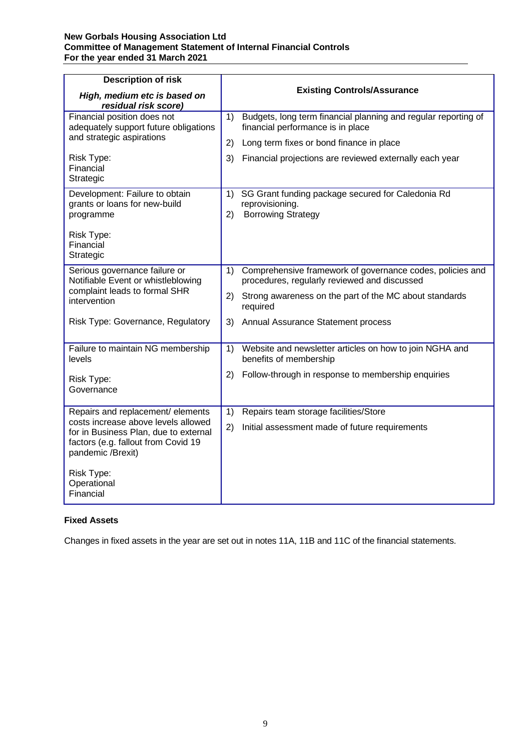| Description of risk *High, medium etc is based on residual risk score)* | Existing Controls/Assurance |
|---|---|
| Financial position does not adequately support future obligations and strategic aspirations<br><br>Risk Type:<br>Financial<br>Strategic | 1) Budgets, long term financial planning and regular reporting of financial performance is in place<br>2) Long term fixes or bond finance in place<br>3) Financial projections are reviewed externally each year |
| Development: Failure to obtain grants or loans for new-build programme<br><br>Risk Type:<br>Financial<br>Strategic | 1) SG Grant funding package secured for Caledonia Rd reprovisioning.<br>2) Borrowing Strategy |
| Serious governance failure or Notifiable Event or whistleblowing complaint leads to formal SHR intervention<br><br>Risk Type: Governance, Regulatory | 1) Comprehensive framework of governance codes, policies and procedures, regularly reviewed and discussed<br>2) Strong awareness on the part of the MC about standards required<br>3) Annual Assurance Statement process |
| Failure to maintain NG membership levels<br><br>Risk Type:<br>Governance | 1) Website and newsletter articles on how to join NGHA and benefits of membership<br>2) Follow-through in response to membership enquiries |
| Repairs and replacement/ elements costs increase above levels allowed for in Business Plan, due to external factors (e.g. fallout from Covid 19 pandemic /Brexit)<br><br>Risk Type:<br>Operational<br>Financial | 1) Repairs team storage facilities/Store<br>2) Initial assessment made of future requirements |

**Fixed Assets**

Changes in fixed assets in the year are set out in notes 11A, 11B and 11C of the financial statements.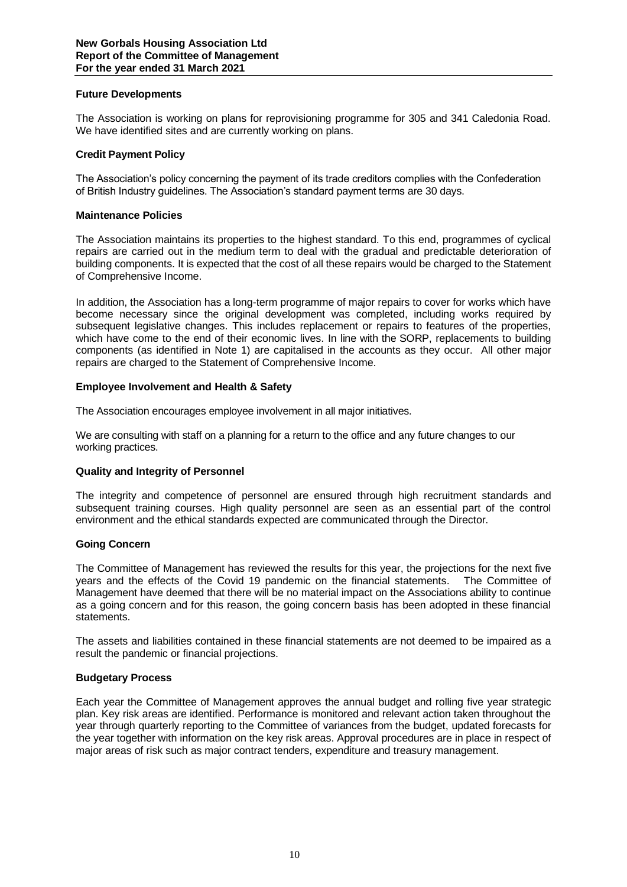## Future Developments

The Association is working on plans for reprovisioning programme for 305 and 341 Caledonia Road. We have identified sites and are currently working on plans.

## Credit Payment Policy

The Association's policy concerning the payment of its trade creditors complies with the Confederation of British Industry guidelines. The Association's standard payment terms are 30 days.

## Maintenance Policies

The Association maintains its properties to the highest standard. To this end, programmes of cyclical repairs are carried out in the medium term to deal with the gradual and predictable deterioration of building components. It is expected that the cost of all these repairs would be charged to the Statement of Comprehensive Income.

In addition, the Association has a long-term programme of major repairs to cover for works which have become necessary since the original development was completed, including works required by subsequent legislative changes. This includes replacement or repairs to features of the properties, which have come to the end of their economic lives. In line with the SORP, replacements to building components (as identified in Note 1) are capitalised in the accounts as they occur. All other major repairs are charged to the Statement of Comprehensive Income.

## Employee Involvement and Health & Safety

The Association encourages employee involvement in all major initiatives.

We are consulting with staff on a planning for a return to the office and any future changes to our working practices.

## Quality and Integrity of Personnel

The integrity and competence of personnel are ensured through high recruitment standards and subsequent training courses. High quality personnel are seen as an essential part of the control environment and the ethical standards expected are communicated through the Director.

## Going Concern

The Committee of Management has reviewed the results for this year, the projections for the next five years and the effects of the Covid 19 pandemic on the financial statements. The Committee of Management have deemed that there will be no material impact on the Associations ability to continue as a going concern and for this reason, the going concern basis has been adopted in these financial statements.

The assets and liabilities contained in these financial statements are not deemed to be impaired as a result the pandemic or financial projections.

## Budgetary Process

Each year the Committee of Management approves the annual budget and rolling five year strategic plan. Key risk areas are identified. Performance is monitored and relevant action taken throughout the year through quarterly reporting to the Committee of variances from the budget, updated forecasts for the year together with information on the key risk areas. Approval procedures are in place in respect of major areas of risk such as major contract tenders, expenditure and treasury management.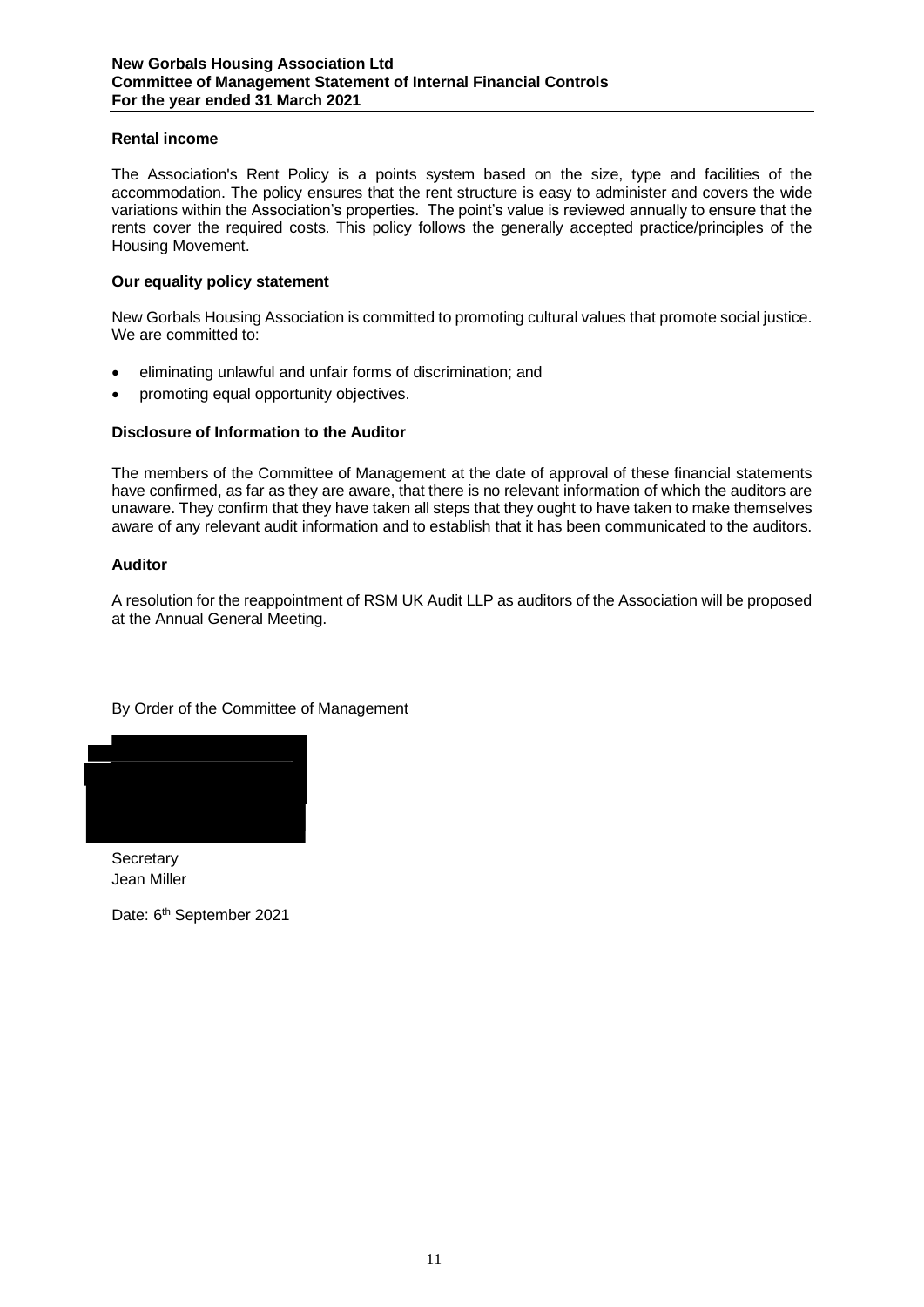**Rental income**

The Association's Rent Policy is a points system based on the size, type and facilities of the accommodation. The policy ensures that the rent structure is easy to administer and covers the wide variations within the Association's properties. The point's value is reviewed annually to ensure that the rents cover the required costs. This policy follows the generally accepted practice/principles of the Housing Movement.

**Our equality policy statement**

New Gorbals Housing Association is committed to promoting cultural values that promote social justice. We are committed to:

- eliminating unlawful and unfair forms of discrimination; and
- promoting equal opportunity objectives.

**Disclosure of Information to the Auditor**

The members of the Committee of Management at the date of approval of these financial statements have confirmed, as far as they are aware, that there is no relevant information of which the auditors are unaware. They confirm that they have taken all steps that they ought to have taken to make themselves aware of any relevant audit information and to establish that it has been communicated to the auditors.

**Auditor**

A resolution for the reappointment of RSM UK Audit LLP as auditors of the Association will be proposed at the Annual General Meeting.

By Order of the Committee of Management

Secretary
Jean Miller

Date: 6th September 2021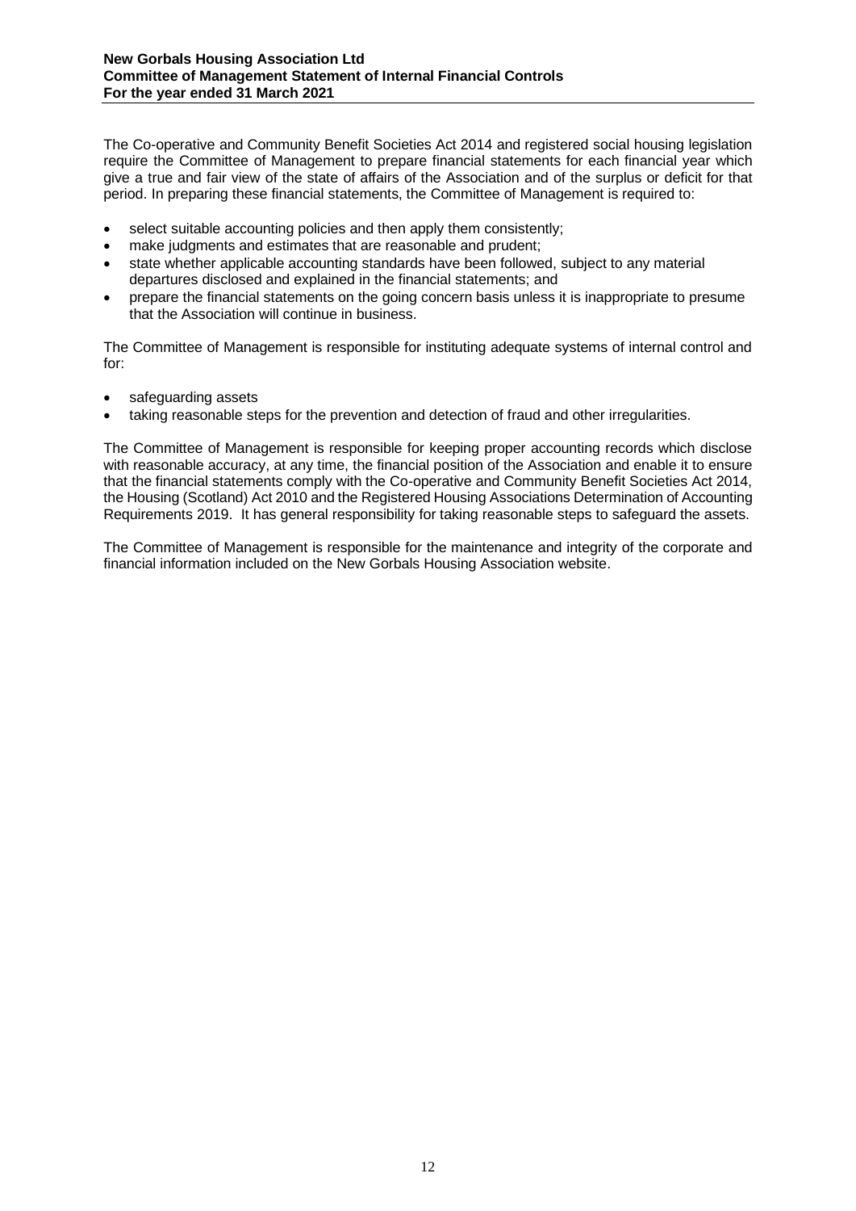The Co-operative and Community Benefit Societies Act 2014 and registered social housing legislation require the Committee of Management to prepare financial statements for each financial year which give a true and fair view of the state of affairs of the Association and of the surplus or deficit for that period. In preparing these financial statements, the Committee of Management is required to:

- select suitable accounting policies and then apply them consistently;
- make judgments and estimates that are reasonable and prudent;
- state whether applicable accounting standards have been followed, subject to any material departures disclosed and explained in the financial statements; and
- prepare the financial statements on the going concern basis unless it is inappropriate to presume that the Association will continue in business.

The Committee of Management is responsible for instituting adequate systems of internal control and for:

- safeguarding assets
- taking reasonable steps for the prevention and detection of fraud and other irregularities.

The Committee of Management is responsible for keeping proper accounting records which disclose with reasonable accuracy, at any time, the financial position of the Association and enable it to ensure that the financial statements comply with the Co-operative and Community Benefit Societies Act 2014, the Housing (Scotland) Act 2010 and the Registered Housing Associations Determination of Accounting Requirements 2019. It has general responsibility for taking reasonable steps to safeguard the assets.

The Committee of Management is responsible for the maintenance and integrity of the corporate and financial information included on the New Gorbals Housing Association website.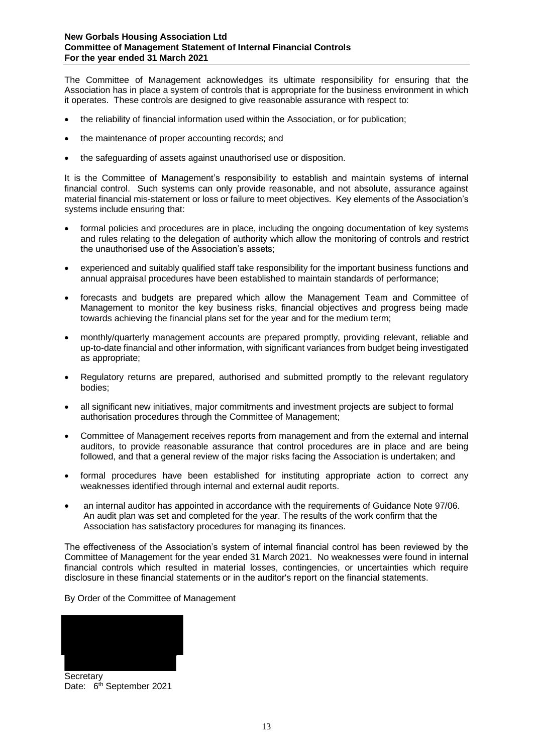**New Gorbals Housing Association Ltd**
**Committee of Management Statement of Internal Financial Controls**
**For the year ended 31 March 2021**

The Committee of Management acknowledges its ultimate responsibility for ensuring that the Association has in place a system of controls that is appropriate for the business environment in which it operates. These controls are designed to give reasonable assurance with respect to:

- the reliability of financial information used within the Association, or for publication;
- the maintenance of proper accounting records; and
- the safeguarding of assets against unauthorised use or disposition.

It is the Committee of Management's responsibility to establish and maintain systems of internal financial control. Such systems can only provide reasonable, and not absolute, assurance against material financial mis-statement or loss or failure to meet objectives. Key elements of the Association's systems include ensuring that:

- formal policies and procedures are in place, including the ongoing documentation of key systems and rules relating to the delegation of authority which allow the monitoring of controls and restrict the unauthorised use of the Association's assets;
- experienced and suitably qualified staff take responsibility for the important business functions and annual appraisal procedures have been established to maintain standards of performance;
- forecasts and budgets are prepared which allow the Management Team and Committee of Management to monitor the key business risks, financial objectives and progress being made towards achieving the financial plans set for the year and for the medium term;
- monthly/quarterly management accounts are prepared promptly, providing relevant, reliable and up-to-date financial and other information, with significant variances from budget being investigated as appropriate;
- Regulatory returns are prepared, authorised and submitted promptly to the relevant regulatory bodies;
- all significant new initiatives, major commitments and investment projects are subject to formal authorisation procedures through the Committee of Management;
- Committee of Management receives reports from management and from the external and internal auditors, to provide reasonable assurance that control procedures are in place and are being followed, and that a general review of the major risks facing the Association is undertaken; and
- formal procedures have been established for instituting appropriate action to correct any weaknesses identified through internal and external audit reports.
- an internal auditor has appointed in accordance with the requirements of Guidance Note 97/06. An audit plan was set and completed for the year. The results of the work confirm that the Association has satisfactory procedures for managing its finances.

The effectiveness of the Association's system of internal financial control has been reviewed by the Committee of Management for the year ended 31 March 2021. No weaknesses were found in internal financial controls which resulted in material losses, contingencies, or uncertainties which require disclosure in these financial statements or in the auditor's report on the financial statements.

By Order of the Committee of Management

Secretary
Date: 6th September 2021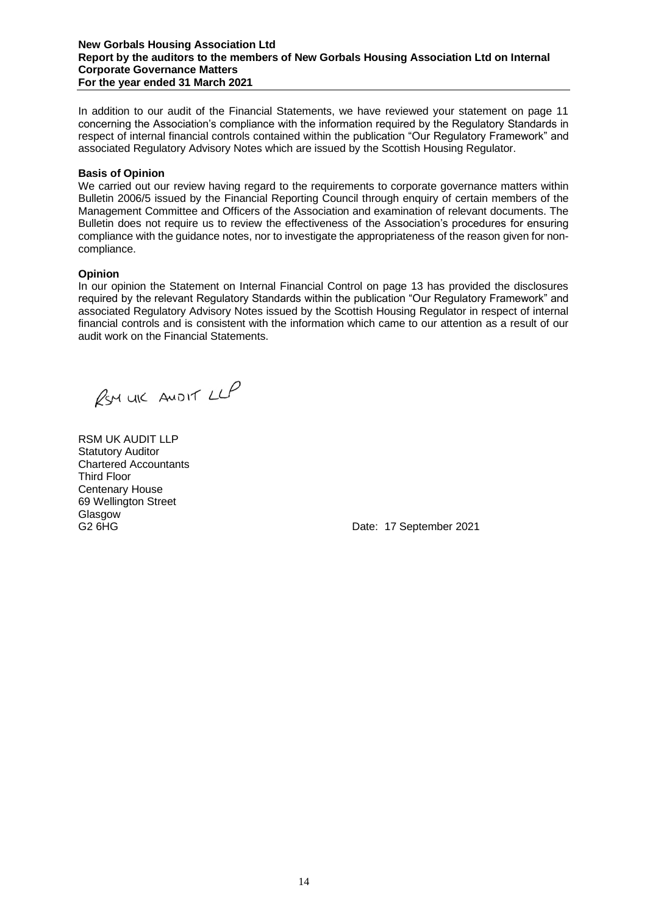# New Gorbals Housing Association Ltd
## Report by the auditors to the members of New Gorbals Housing Association Ltd on Internal Corporate Governance Matters
## For the year ended 31 March 2021

In addition to our audit of the Financial Statements, we have reviewed your statement on page 11 concerning the Association's compliance with the information required by the Regulatory Standards in respect of internal financial controls contained within the publication "Our Regulatory Framework" and associated Regulatory Advisory Notes which are issued by the Scottish Housing Regulator.

**Basis of Opinion**

We carried out our review having regard to the requirements to corporate governance matters within Bulletin 2006/5 issued by the Financial Reporting Council through enquiry of certain members of the Management Committee and Officers of the Association and examination of relevant documents. The Bulletin does not require us to review the effectiveness of the Association's procedures for ensuring compliance with the guidance notes, nor to investigate the appropriateness of the reason given for non-compliance.

**Opinion**

In our opinion the Statement on Internal Financial Control on page 13 has provided the disclosures required by the relevant Regulatory Standards within the publication "Our Regulatory Framework" and associated Regulatory Advisory Notes issued by the Scottish Housing Regulator in respect of internal financial controls and is consistent with the information which came to our attention as a result of our audit work on the Financial Statements.

RSM UK AUDIT LLP

RSM UK AUDIT LLP
Statutory Auditor
Chartered Accountants
Third Floor
Centenary House
69 Wellington Street
Glasgow
G2 6HG

Date: 17 September 2021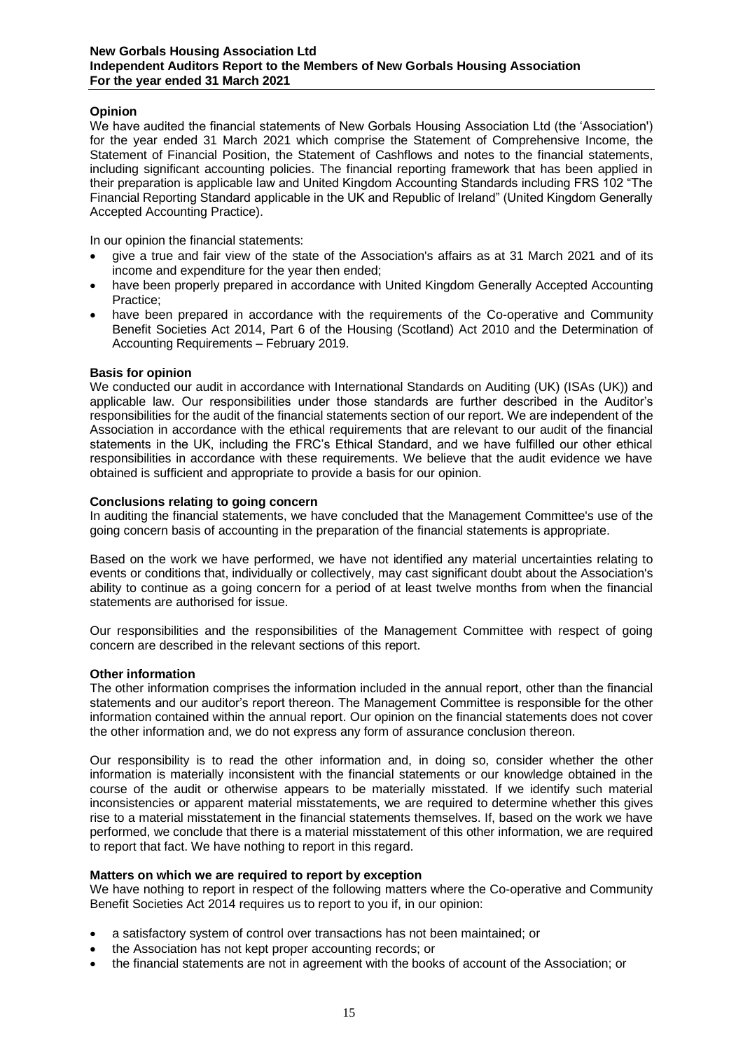**Opinion**

We have audited the financial statements of New Gorbals Housing Association Ltd (the 'Association') for the year ended 31 March 2021 which comprise the Statement of Comprehensive Income, the Statement of Financial Position, the Statement of Cashflows and notes to the financial statements, including significant accounting policies. The financial reporting framework that has been applied in their preparation is applicable law and United Kingdom Accounting Standards including FRS 102 "The Financial Reporting Standard applicable in the UK and Republic of Ireland" (United Kingdom Generally Accepted Accounting Practice).

In our opinion the financial statements:

- give a true and fair view of the state of the Association's affairs as at 31 March 2021 and of its income and expenditure for the year then ended;
- have been properly prepared in accordance with United Kingdom Generally Accepted Accounting Practice;
- have been prepared in accordance with the requirements of the Co-operative and Community Benefit Societies Act 2014, Part 6 of the Housing (Scotland) Act 2010 and the Determination of Accounting Requirements – February 2019.

**Basis for opinion**

We conducted our audit in accordance with International Standards on Auditing (UK) (ISAs (UK)) and applicable law. Our responsibilities under those standards are further described in the Auditor's responsibilities for the audit of the financial statements section of our report. We are independent of the Association in accordance with the ethical requirements that are relevant to our audit of the financial statements in the UK, including the FRC's Ethical Standard, and we have fulfilled our other ethical responsibilities in accordance with these requirements. We believe that the audit evidence we have obtained is sufficient and appropriate to provide a basis for our opinion.

**Conclusions relating to going concern**

In auditing the financial statements, we have concluded that the Management Committee's use of the going concern basis of accounting in the preparation of the financial statements is appropriate.

Based on the work we have performed, we have not identified any material uncertainties relating to events or conditions that, individually or collectively, may cast significant doubt about the Association's ability to continue as a going concern for a period of at least twelve months from when the financial statements are authorised for issue.

Our responsibilities and the responsibilities of the Management Committee with respect of going concern are described in the relevant sections of this report.

**Other information**

The other information comprises the information included in the annual report, other than the financial statements and our auditor's report thereon. The Management Committee is responsible for the other information contained within the annual report. Our opinion on the financial statements does not cover the other information and, we do not express any form of assurance conclusion thereon.

Our responsibility is to read the other information and, in doing so, consider whether the other information is materially inconsistent with the financial statements or our knowledge obtained in the course of the audit or otherwise appears to be materially misstated. If we identify such material inconsistencies or apparent material misstatements, we are required to determine whether this gives rise to a material misstatement in the financial statements themselves. If, based on the work we have performed, we conclude that there is a material misstatement of this other information, we are required to report that fact. We have nothing to report in this regard.

**Matters on which we are required to report by exception**

We have nothing to report in respect of the following matters where the Co-operative and Community Benefit Societies Act 2014 requires us to report to you if, in our opinion:

- a satisfactory system of control over transactions has not been maintained; or
- the Association has not kept proper accounting records; or
- the financial statements are not in agreement with the books of account of the Association; or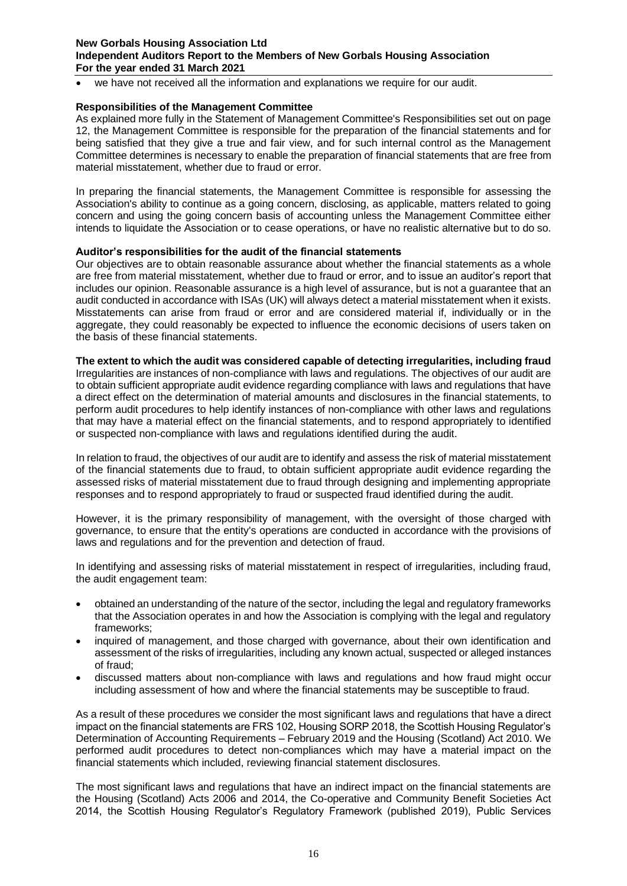- we have not received all the information and explanations we require for our audit.

**Responsibilities of the Management Committee**

As explained more fully in the Statement of Management Committee's Responsibilities set out on page 12, the Management Committee is responsible for the preparation of the financial statements and for being satisfied that they give a true and fair view, and for such internal control as the Management Committee determines is necessary to enable the preparation of financial statements that are free from material misstatement, whether due to fraud or error.

In preparing the financial statements, the Management Committee is responsible for assessing the Association's ability to continue as a going concern, disclosing, as applicable, matters related to going concern and using the going concern basis of accounting unless the Management Committee either intends to liquidate the Association or to cease operations, or have no realistic alternative but to do so.

**Auditor's responsibilities for the audit of the financial statements**

Our objectives are to obtain reasonable assurance about whether the financial statements as a whole are free from material misstatement, whether due to fraud or error, and to issue an auditor's report that includes our opinion. Reasonable assurance is a high level of assurance, but is not a guarantee that an audit conducted in accordance with ISAs (UK) will always detect a material misstatement when it exists. Misstatements can arise from fraud or error and are considered material if, individually or in the aggregate, they could reasonably be expected to influence the economic decisions of users taken on the basis of these financial statements.

**The extent to which the audit was considered capable of detecting irregularities, including fraud**

Irregularities are instances of non-compliance with laws and regulations. The objectives of our audit are to obtain sufficient appropriate audit evidence regarding compliance with laws and regulations that have a direct effect on the determination of material amounts and disclosures in the financial statements, to perform audit procedures to help identify instances of non-compliance with other laws and regulations that may have a material effect on the financial statements, and to respond appropriately to identified or suspected non-compliance with laws and regulations identified during the audit.

In relation to fraud, the objectives of our audit are to identify and assess the risk of material misstatement of the financial statements due to fraud, to obtain sufficient appropriate audit evidence regarding the assessed risks of material misstatement due to fraud through designing and implementing appropriate responses and to respond appropriately to fraud or suspected fraud identified during the audit.

However, it is the primary responsibility of management, with the oversight of those charged with governance, to ensure that the entity's operations are conducted in accordance with the provisions of laws and regulations and for the prevention and detection of fraud.

In identifying and assessing risks of material misstatement in respect of irregularities, including fraud, the audit engagement team:

- obtained an understanding of the nature of the sector, including the legal and regulatory frameworks that the Association operates in and how the Association is complying with the legal and regulatory frameworks;
- inquired of management, and those charged with governance, about their own identification and assessment of the risks of irregularities, including any known actual, suspected or alleged instances of fraud;
- discussed matters about non-compliance with laws and regulations and how fraud might occur including assessment of how and where the financial statements may be susceptible to fraud.

As a result of these procedures we consider the most significant laws and regulations that have a direct impact on the financial statements are FRS 102, Housing SORP 2018, the Scottish Housing Regulator's Determination of Accounting Requirements – February 2019 and the Housing (Scotland) Act 2010. We performed audit procedures to detect non-compliances which may have a material impact on the financial statements which included, reviewing financial statement disclosures.

The most significant laws and regulations that have an indirect impact on the financial statements are the Housing (Scotland) Acts 2006 and 2014, the Co-operative and Community Benefit Societies Act 2014, the Scottish Housing Regulator's Regulatory Framework (published 2019), Public Services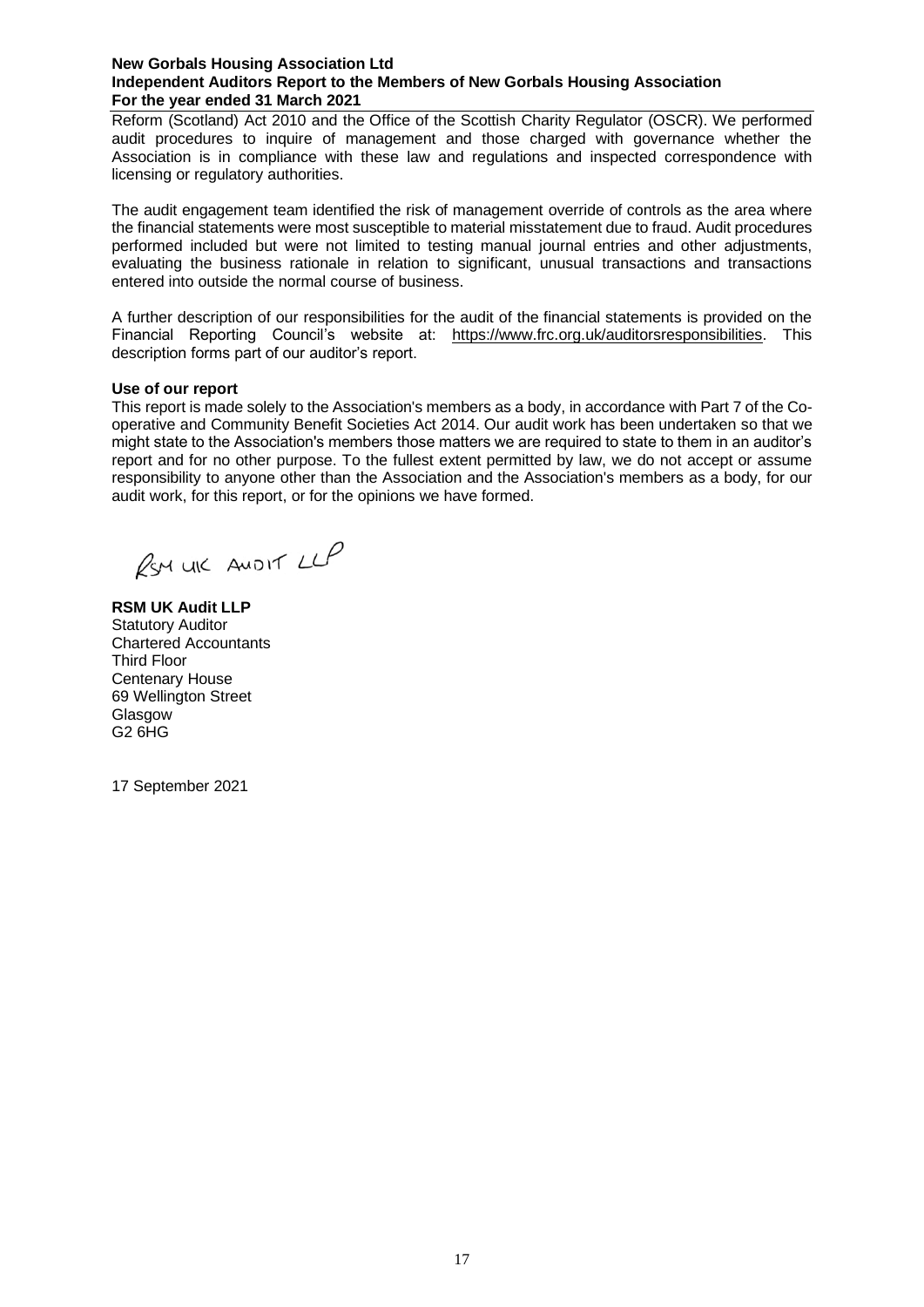Reform (Scotland) Act 2010 and the Office of the Scottish Charity Regulator (OSCR). We performed audit procedures to inquire of management and those charged with governance whether the Association is in compliance with these law and regulations and inspected correspondence with licensing or regulatory authorities.

The audit engagement team identified the risk of management override of controls as the area where the financial statements were most susceptible to material misstatement due to fraud. Audit procedures performed included but were not limited to testing manual journal entries and other adjustments, evaluating the business rationale in relation to significant, unusual transactions and transactions entered into outside the normal course of business.

A further description of our responsibilities for the audit of the financial statements is provided on the Financial Reporting Council's website at: https://www.frc.org.uk/auditorsresponsibilities. This description forms part of our auditor's report.

**Use of our report**

This report is made solely to the Association's members as a body, in accordance with Part 7 of the Co-operative and Community Benefit Societies Act 2014. Our audit work has been undertaken so that we might state to the Association's members those matters we are required to state to them in an auditor's report and for no other purpose. To the fullest extent permitted by law, we do not accept or assume responsibility to anyone other than the Association and the Association's members as a body, for our audit work, for this report, or for the opinions we have formed.

RSM UK AUDIT LLP

**RSM UK Audit LLP**
Statutory Auditor
Chartered Accountants
Third Floor
Centenary House
69 Wellington Street
Glasgow
G2 6HG

17 September 2021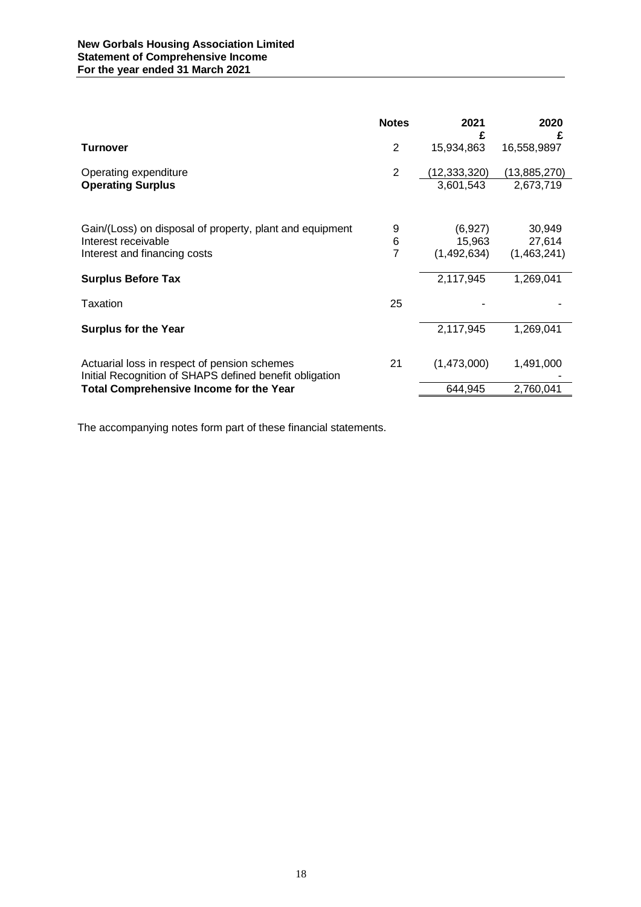**New Gorbals Housing Association Limited**
**Statement of Comprehensive Income**
**For the year ended 31 March 2021**

| | Notes | 2021 £ | 2020 £ |
|---|---|---|---|
| **Turnover** | 2 | 15,934,863 | 16,558,9897 |
| Operating expenditure | 2 | (12,333,320) | (13,885,270) |
| **Operating Surplus** | | 3,601,543 | 2,673,719 |
| Gain/(Loss) on disposal of property, plant and equipment | 9 | (6,927) | 30,949 |
| Interest receivable | 6 | 15,963 | 27,614 |
| Interest and financing costs | 7 | (1,492,634) | (1,463,241) |
| **Surplus Before Tax** | | 2,117,945 | 1,269,041 |
| Taxation | 25 | - | - |
| **Surplus for the Year** | | 2,117,945 | 1,269,041 |
| Actuarial loss in respect of pension schemes | 21 | (1,473,000) | 1,491,000 |
| Initial Recognition of SHAPS defined benefit obligation | | | - |
| **Total Comprehensive Income for the Year** | | 644,945 | 2,760,041 |

The accompanying notes form part of these financial statements.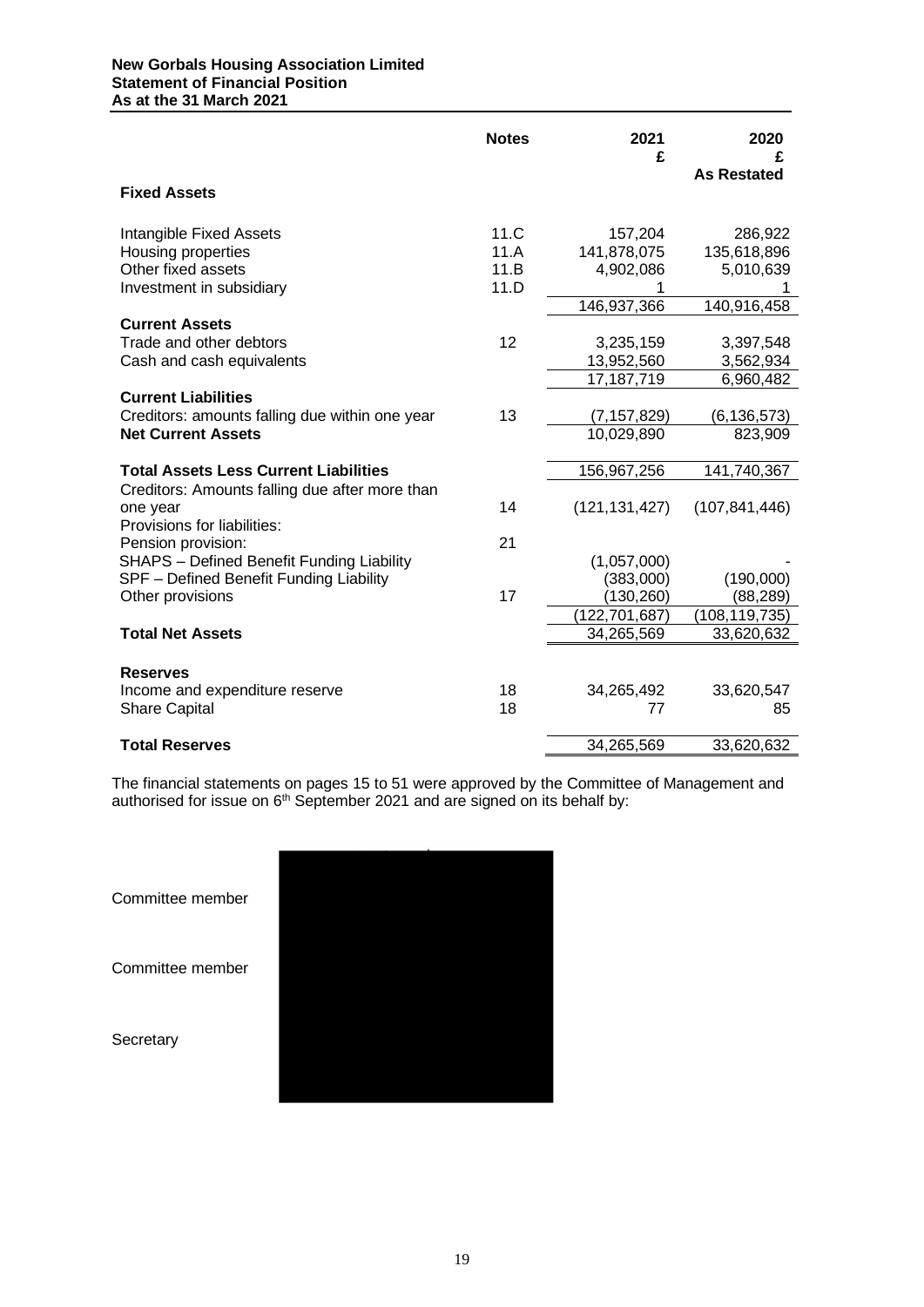**New Gorbals Housing Association Limited**
**Statement of Financial Position**
**As at the 31 March 2021**

| | Notes | 2021 £ | 2020 £ As Restated |
|---|---|---|---|
| **Fixed Assets** | | | |
| Intangible Fixed Assets | 11.C | 157,204 | 286,922 |
| Housing properties | 11.A | 141,878,075 | 135,618,896 |
| Other fixed assets | 11.B | 4,902,086 | 5,010,639 |
| Investment in subsidiary | 11.D | 1 | 1 |
| | | 146,937,366 | 140,916,458 |
| **Current Assets** | | | |
| Trade and other debtors | 12 | 3,235,159 | 3,397,548 |
| Cash and cash equivalents | | 13,952,560 | 3,562,934 |
| | | 17,187,719 | 6,960,482 |
| **Current Liabilities** | | | |
| Creditors: amounts falling due within one year | 13 | (7,157,829) | (6,136,573) |
| **Net Current Assets** | | 10,029,890 | 823,909 |
| **Total Assets Less Current Liabilities** | | 156,967,256 | 141,740,367 |
| Creditors: Amounts falling due after more than one year | 14 | (121,131,427) | (107,841,446) |
| Provisions for liabilities: | | | |
| Pension provision: | 21 | | |
| SHAPS – Defined Benefit Funding Liability | | (1,057,000) | - |
| SPF – Defined Benefit Funding Liability | | (383,000) | (190,000) |
| Other provisions | 17 | (130,260) | (88,289) |
| | | (122,701,687) | (108,119,735) |
| **Total Net Assets** | | 34,265,569 | 33,620,632 |
| **Reserves** | | | |
| Income and expenditure reserve | 18 | 34,265,492 | 33,620,547 |
| Share Capital | 18 | 77 | 85 |
| **Total Reserves** | | 34,265,569 | 33,620,632 |

The financial statements on pages 15 to 51 were approved by the Committee of Management and authorised for issue on 6th September 2021 and are signed on its behalf by:

Committee member

Committee member

Secretary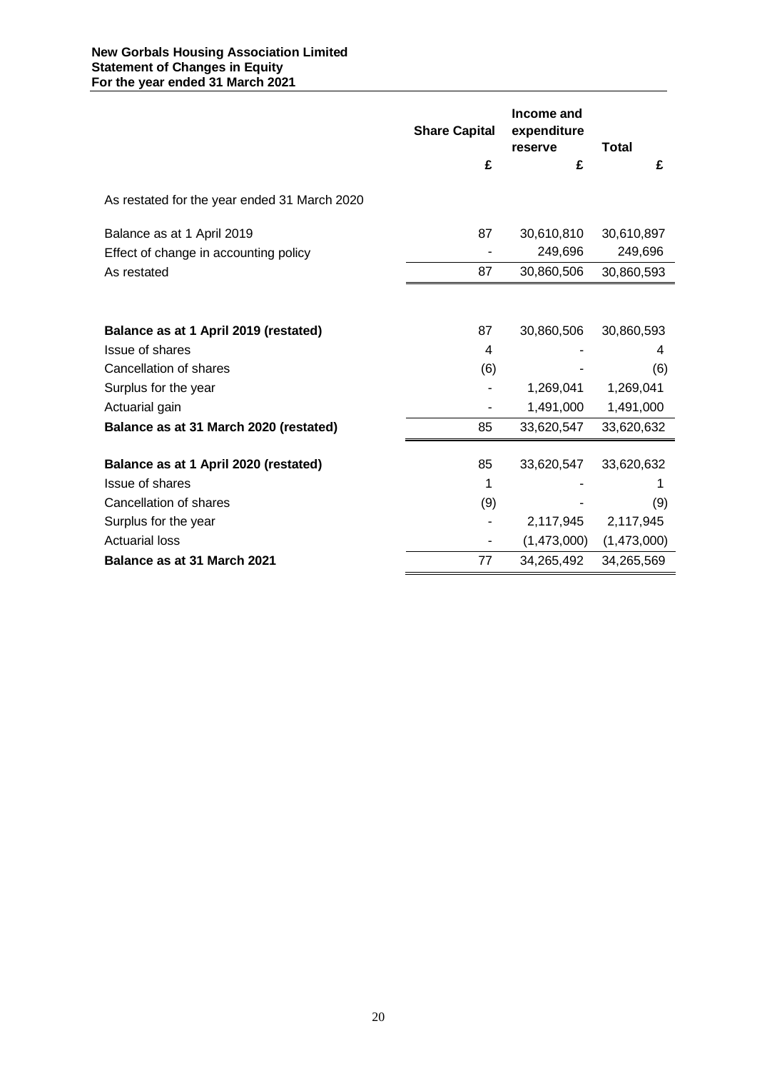**New Gorbals Housing Association Limited**
**Statement of Changes in Equity**
**For the year ended 31 March 2021**

| | Share Capital | Income and expenditure reserve | Total |
|---|---|---|---|
| | £ | £ | £ |
| As restated for the year ended 31 March 2020 | | | |
| Balance as at 1 April 2019 | 87 | 30,610,810 | 30,610,897 |
| Effect of change in accounting policy | - | 249,696 | 249,696 |
| As restated | 87 | 30,860,506 | 30,860,593 |
| | | | |
| **Balance as at 1 April 2019 (restated)** | 87 | 30,860,506 | 30,860,593 |
| Issue of shares | 4 | - | 4 |
| Cancellation of shares | (6) | - | (6) |
| Surplus for the year | - | 1,269,041 | 1,269,041 |
| Actuarial gain | - | 1,491,000 | 1,491,000 |
| **Balance as at 31 March 2020 (restated)** | 85 | 33,620,547 | 33,620,632 |
| | | | |
| **Balance as at 1 April 2020 (restated)** | 85 | 33,620,547 | 33,620,632 |
| Issue of shares | 1 | - | 1 |
| Cancellation of shares | (9) | - | (9) |
| Surplus for the year | - | 2,117,945 | 2,117,945 |
| Actuarial loss | - | (1,473,000) | (1,473,000) |
| **Balance as at 31 March 2021** | 77 | 34,265,492 | 34,265,569 |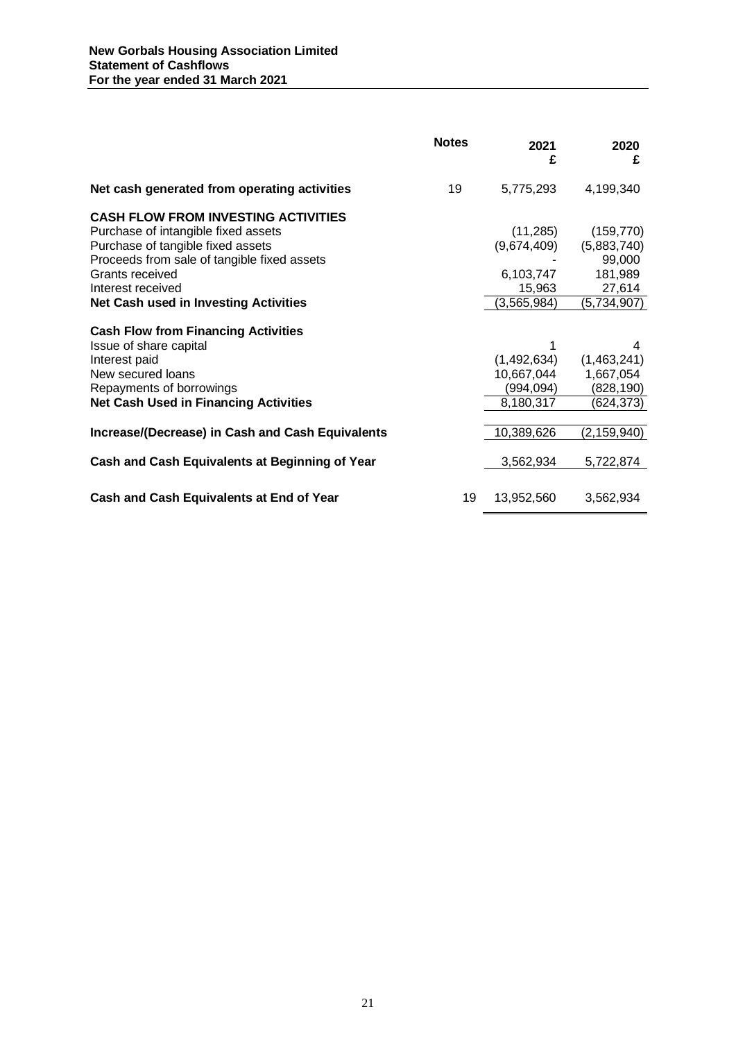**New Gorbals Housing Association Limited**
**Statement of Cashflows**
**For the year ended 31 March 2021**

| | Notes | 2021 £ | 2020 £ |
|---|---|---|---|
| **Net cash generated from operating activities** | 19 | 5,775,293 | 4,199,340 |
| **CASH FLOW FROM INVESTING ACTIVITIES** | | | |
| Purchase of intangible fixed assets | | (11,285) | (159,770) |
| Purchase of tangible fixed assets | | (9,674,409) | (5,883,740) |
| Proceeds from sale of tangible fixed assets | | - | 99,000 |
| Grants received | | 6,103,747 | 181,989 |
| Interest received | | 15,963 | 27,614 |
| **Net Cash used in Investing Activities** | | (3,565,984) | (5,734,907) |
| **Cash Flow from Financing Activities** | | | |
| Issue of share capital | | 1 | 4 |
| Interest paid | | (1,492,634) | (1,463,241) |
| New secured loans | | 10,667,044 | 1,667,054 |
| Repayments of borrowings | | (994,094) | (828,190) |
| **Net Cash Used in Financing Activities** | | 8,180,317 | (624,373) |
| **Increase/(Decrease) in Cash and Cash Equivalents** | | 10,389,626 | (2,159,940) |
| **Cash and Cash Equivalents at Beginning of Year** | | 3,562,934 | 5,722,874 |
| **Cash and Cash Equivalents at End of Year** | 19 | 13,952,560 | 3,562,934 |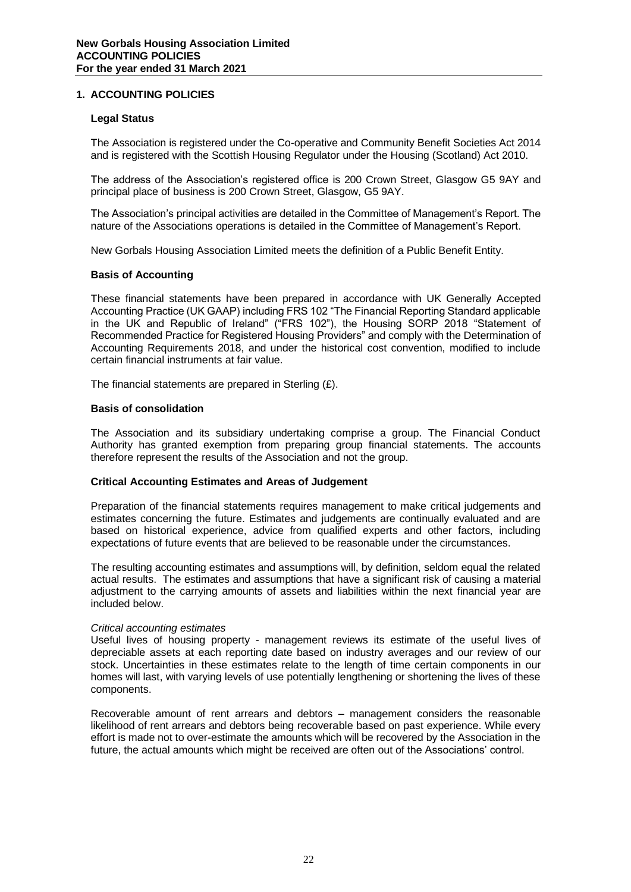## 1. ACCOUNTING POLICIES

### Legal Status

The Association is registered under the Co-operative and Community Benefit Societies Act 2014 and is registered with the Scottish Housing Regulator under the Housing (Scotland) Act 2010.

The address of the Association's registered office is 200 Crown Street, Glasgow G5 9AY and principal place of business is 200 Crown Street, Glasgow, G5 9AY.

The Association's principal activities are detailed in the Committee of Management's Report. The nature of the Associations operations is detailed in the Committee of Management's Report.

New Gorbals Housing Association Limited meets the definition of a Public Benefit Entity.

### Basis of Accounting

These financial statements have been prepared in accordance with UK Generally Accepted Accounting Practice (UK GAAP) including FRS 102 "The Financial Reporting Standard applicable in the UK and Republic of Ireland" ("FRS 102"), the Housing SORP 2018 "Statement of Recommended Practice for Registered Housing Providers" and comply with the Determination of Accounting Requirements 2018, and under the historical cost convention, modified to include certain financial instruments at fair value.

The financial statements are prepared in Sterling (£).

### Basis of consolidation

The Association and its subsidiary undertaking comprise a group. The Financial Conduct Authority has granted exemption from preparing group financial statements. The accounts therefore represent the results of the Association and not the group.

### Critical Accounting Estimates and Areas of Judgement

Preparation of the financial statements requires management to make critical judgements and estimates concerning the future. Estimates and judgements are continually evaluated and are based on historical experience, advice from qualified experts and other factors, including expectations of future events that are believed to be reasonable under the circumstances.

The resulting accounting estimates and assumptions will, by definition, seldom equal the related actual results. The estimates and assumptions that have a significant risk of causing a material adjustment to the carrying amounts of assets and liabilities within the next financial year are included below.

*Critical accounting estimates*

Useful lives of housing property - management reviews its estimate of the useful lives of depreciable assets at each reporting date based on industry averages and our review of our stock. Uncertainties in these estimates relate to the length of time certain components in our homes will last, with varying levels of use potentially lengthening or shortening the lives of these components.

Recoverable amount of rent arrears and debtors – management considers the reasonable likelihood of rent arrears and debtors being recoverable based on past experience. While every effort is made not to over-estimate the amounts which will be recovered by the Association in the future, the actual amounts which might be received are often out of the Associations' control.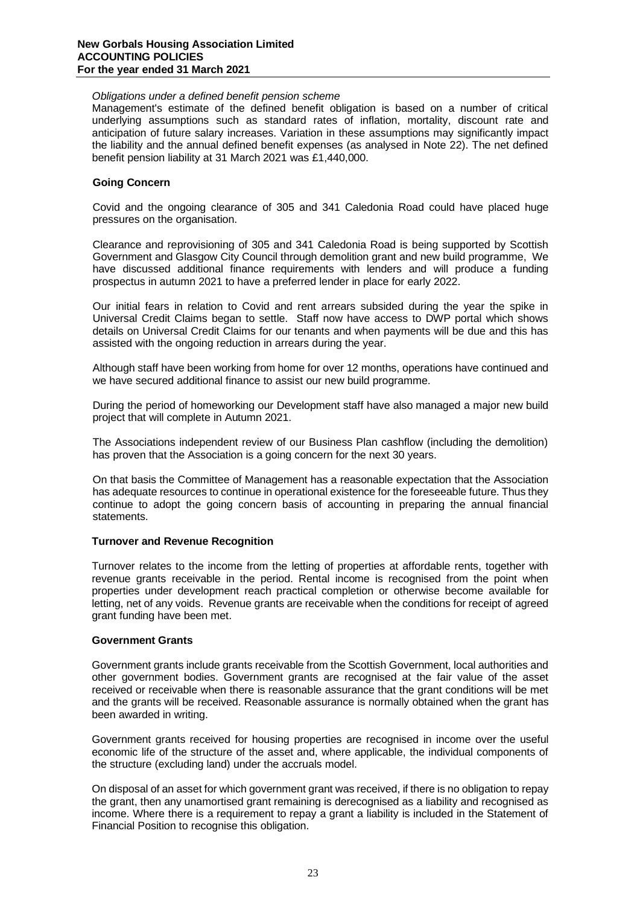*Obligations under a defined benefit pension scheme*
Management's estimate of the defined benefit obligation is based on a number of critical underlying assumptions such as standard rates of inflation, mortality, discount rate and anticipation of future salary increases. Variation in these assumptions may significantly impact the liability and the annual defined benefit expenses (as analysed in Note 22). The net defined benefit pension liability at 31 March 2021 was £1,440,000.

**Going Concern**

Covid and the ongoing clearance of 305 and 341 Caledonia Road could have placed huge pressures on the organisation.

Clearance and reprovisioning of 305 and 341 Caledonia Road is being supported by Scottish Government and Glasgow City Council through demolition grant and new build programme, We have discussed additional finance requirements with lenders and will produce a funding prospectus in autumn 2021 to have a preferred lender in place for early 2022.

Our initial fears in relation to Covid and rent arrears subsided during the year the spike in Universal Credit Claims began to settle. Staff now have access to DWP portal which shows details on Universal Credit Claims for our tenants and when payments will be due and this has assisted with the ongoing reduction in arrears during the year.

Although staff have been working from home for over 12 months, operations have continued and we have secured additional finance to assist our new build programme.

During the period of homeworking our Development staff have also managed a major new build project that will complete in Autumn 2021.

The Associations independent review of our Business Plan cashflow (including the demolition) has proven that the Association is a going concern for the next 30 years.

On that basis the Committee of Management has a reasonable expectation that the Association has adequate resources to continue in operational existence for the foreseeable future. Thus they continue to adopt the going concern basis of accounting in preparing the annual financial statements.

**Turnover and Revenue Recognition**

Turnover relates to the income from the letting of properties at affordable rents, together with revenue grants receivable in the period. Rental income is recognised from the point when properties under development reach practical completion or otherwise become available for letting, net of any voids. Revenue grants are receivable when the conditions for receipt of agreed grant funding have been met.

**Government Grants**

Government grants include grants receivable from the Scottish Government, local authorities and other government bodies. Government grants are recognised at the fair value of the asset received or receivable when there is reasonable assurance that the grant conditions will be met and the grants will be received. Reasonable assurance is normally obtained when the grant has been awarded in writing.

Government grants received for housing properties are recognised in income over the useful economic life of the structure of the asset and, where applicable, the individual components of the structure (excluding land) under the accruals model.

On disposal of an asset for which government grant was received, if there is no obligation to repay the grant, then any unamortised grant remaining is derecognised as a liability and recognised as income. Where there is a requirement to repay a grant a liability is included in the Statement of Financial Position to recognise this obligation.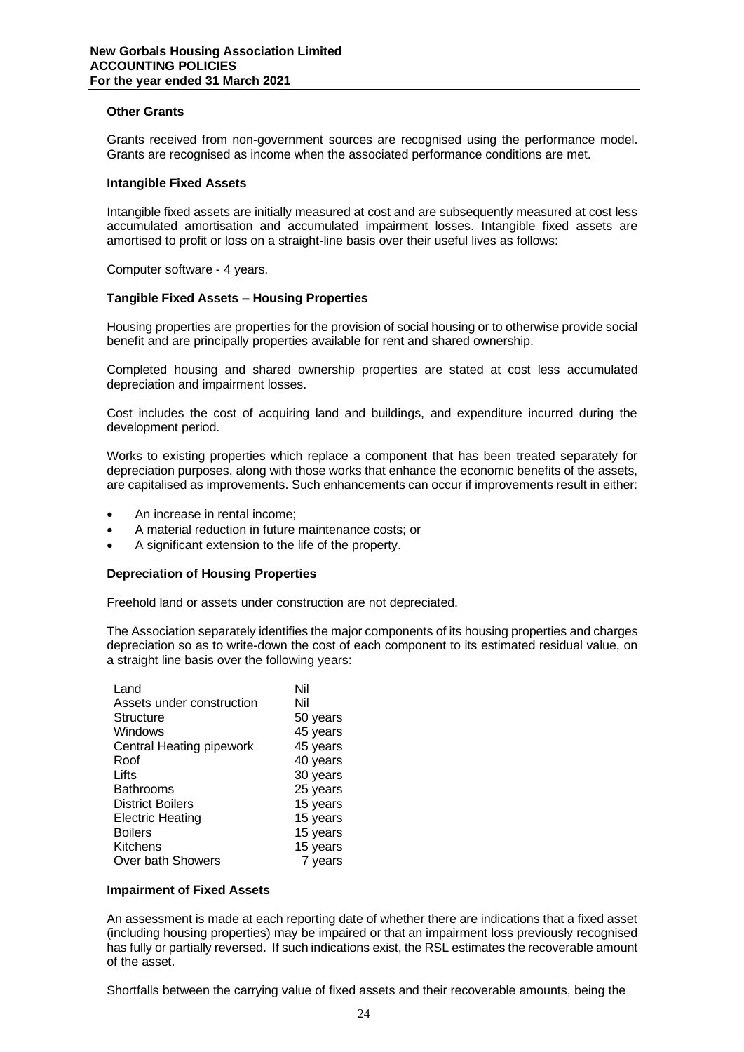**Other Grants**

Grants received from non-government sources are recognised using the performance model. Grants are recognised as income when the associated performance conditions are met.

**Intangible Fixed Assets**

Intangible fixed assets are initially measured at cost and are subsequently measured at cost less accumulated amortisation and accumulated impairment losses. Intangible fixed assets are amortised to profit or loss on a straight-line basis over their useful lives as follows:

Computer software - 4 years.

**Tangible Fixed Assets – Housing Properties**

Housing properties are properties for the provision of social housing or to otherwise provide social benefit and are principally properties available for rent and shared ownership.

Completed housing and shared ownership properties are stated at cost less accumulated depreciation and impairment losses.

Cost includes the cost of acquiring land and buildings, and expenditure incurred during the development period.

Works to existing properties which replace a component that has been treated separately for depreciation purposes, along with those works that enhance the economic benefits of the assets, are capitalised as improvements. Such enhancements can occur if improvements result in either:

- An increase in rental income;
- A material reduction in future maintenance costs; or
- A significant extension to the life of the property.

**Depreciation of Housing Properties**

Freehold land or assets under construction are not depreciated.

The Association separately identifies the major components of its housing properties and charges depreciation so as to write-down the cost of each component to its estimated residual value, on a straight line basis over the following years:

| | |
|---|---|
| Land | Nil |
| Assets under construction | Nil |
| Structure | 50 years |
| Windows | 45 years |
| Central Heating pipework | 45 years |
| Roof | 40 years |
| Lifts | 30 years |
| Bathrooms | 25 years |
| District Boilers | 15 years |
| Electric Heating | 15 years |
| Boilers | 15 years |
| Kitchens | 15 years |
| Over bath Showers | 7 years |

**Impairment of Fixed Assets**

An assessment is made at each reporting date of whether there are indications that a fixed asset (including housing properties) may be impaired or that an impairment loss previously recognised has fully or partially reversed. If such indications exist, the RSL estimates the recoverable amount of the asset.

Shortfalls between the carrying value of fixed assets and their recoverable amounts, being the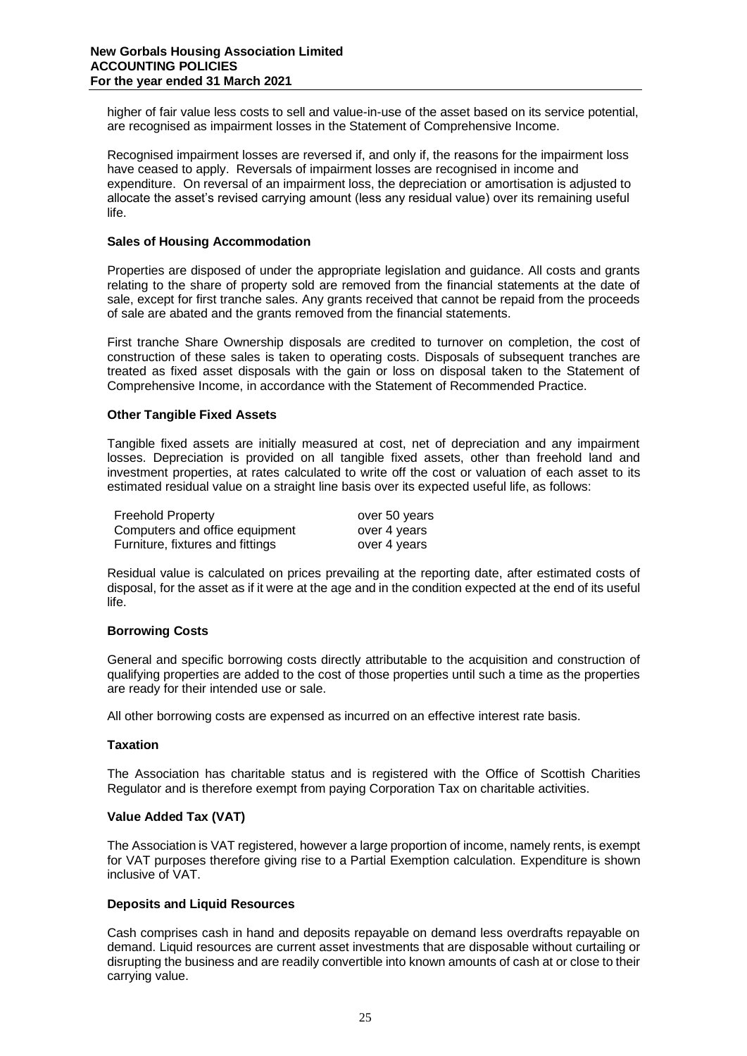higher of fair value less costs to sell and value-in-use of the asset based on its service potential, are recognised as impairment losses in the Statement of Comprehensive Income.

Recognised impairment losses are reversed if, and only if, the reasons for the impairment loss have ceased to apply. Reversals of impairment losses are recognised in income and expenditure. On reversal of an impairment loss, the depreciation or amortisation is adjusted to allocate the asset's revised carrying amount (less any residual value) over its remaining useful life.

**Sales of Housing Accommodation**

Properties are disposed of under the appropriate legislation and guidance. All costs and grants relating to the share of property sold are removed from the financial statements at the date of sale, except for first tranche sales. Any grants received that cannot be repaid from the proceeds of sale are abated and the grants removed from the financial statements.

First tranche Share Ownership disposals are credited to turnover on completion, the cost of construction of these sales is taken to operating costs. Disposals of subsequent tranches are treated as fixed asset disposals with the gain or loss on disposal taken to the Statement of Comprehensive Income, in accordance with the Statement of Recommended Practice.

**Other Tangible Fixed Assets**

Tangible fixed assets are initially measured at cost, net of depreciation and any impairment losses. Depreciation is provided on all tangible fixed assets, other than freehold land and investment properties, at rates calculated to write off the cost or valuation of each asset to its estimated residual value on a straight line basis over its expected useful life, as follows:

| | |
|---|---|
| Freehold Property | over 50 years |
| Computers and office equipment | over 4 years |
| Furniture, fixtures and fittings | over 4 years |

Residual value is calculated on prices prevailing at the reporting date, after estimated costs of disposal, for the asset as if it were at the age and in the condition expected at the end of its useful life.

**Borrowing Costs**

General and specific borrowing costs directly attributable to the acquisition and construction of qualifying properties are added to the cost of those properties until such a time as the properties are ready for their intended use or sale.

All other borrowing costs are expensed as incurred on an effective interest rate basis.

**Taxation**

The Association has charitable status and is registered with the Office of Scottish Charities Regulator and is therefore exempt from paying Corporation Tax on charitable activities.

**Value Added Tax (VAT)**

The Association is VAT registered, however a large proportion of income, namely rents, is exempt for VAT purposes therefore giving rise to a Partial Exemption calculation. Expenditure is shown inclusive of VAT.

**Deposits and Liquid Resources**

Cash comprises cash in hand and deposits repayable on demand less overdrafts repayable on demand. Liquid resources are current asset investments that are disposable without curtailing or disrupting the business and are readily convertible into known amounts of cash at or close to their carrying value.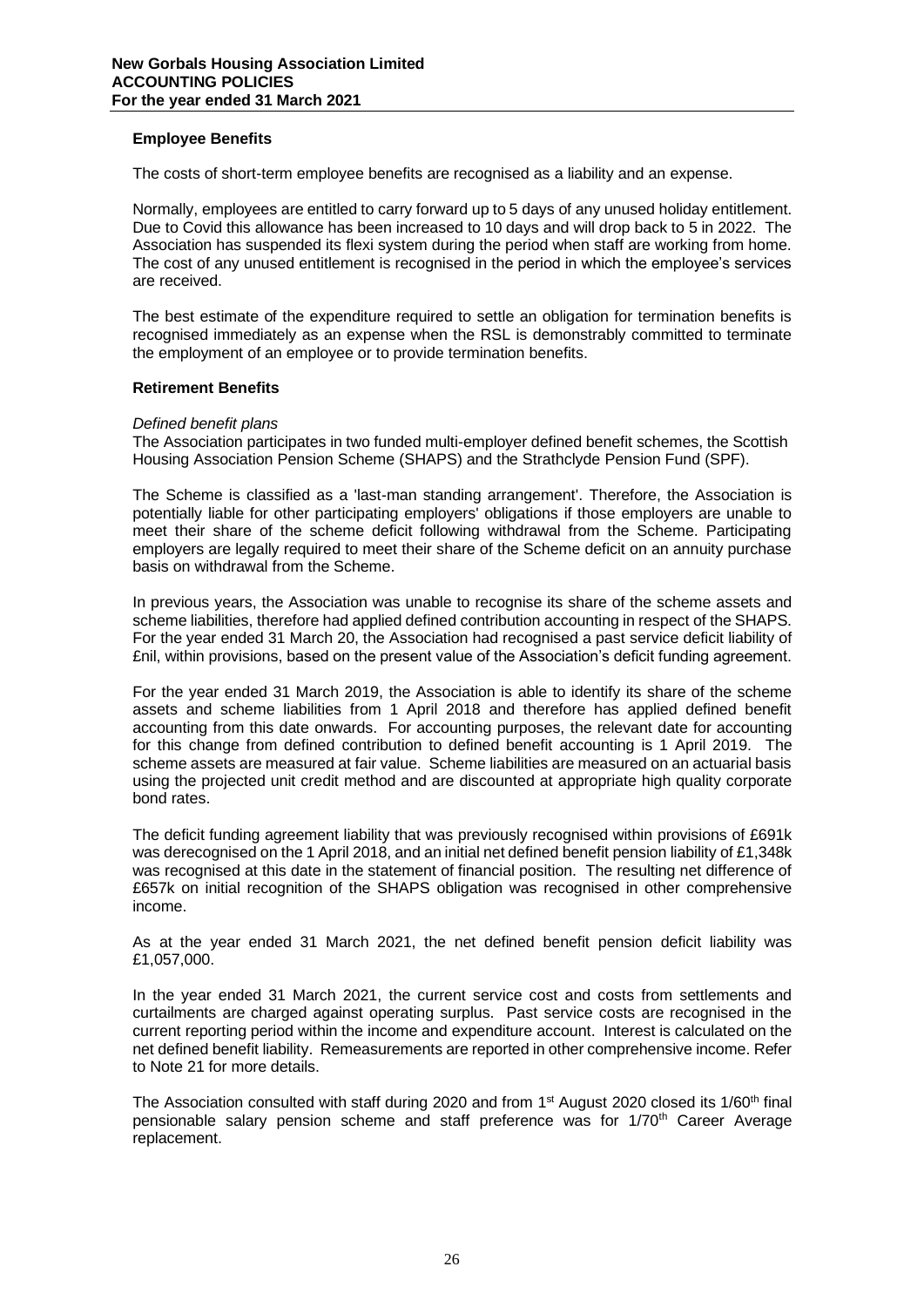## Employee Benefits

The costs of short-term employee benefits are recognised as a liability and an expense.

Normally, employees are entitled to carry forward up to 5 days of any unused holiday entitlement. Due to Covid this allowance has been increased to 10 days and will drop back to 5 in 2022. The Association has suspended its flexi system during the period when staff are working from home. The cost of any unused entitlement is recognised in the period in which the employee's services are received.

The best estimate of the expenditure required to settle an obligation for termination benefits is recognised immediately as an expense when the RSL is demonstrably committed to terminate the employment of an employee or to provide termination benefits.

## Retirement Benefits

*Defined benefit plans*

The Association participates in two funded multi-employer defined benefit schemes, the Scottish Housing Association Pension Scheme (SHAPS) and the Strathclyde Pension Fund (SPF).

The Scheme is classified as a 'last-man standing arrangement'. Therefore, the Association is potentially liable for other participating employers' obligations if those employers are unable to meet their share of the scheme deficit following withdrawal from the Scheme. Participating employers are legally required to meet their share of the Scheme deficit on an annuity purchase basis on withdrawal from the Scheme.

In previous years, the Association was unable to recognise its share of the scheme assets and scheme liabilities, therefore had applied defined contribution accounting in respect of the SHAPS. For the year ended 31 March 20, the Association had recognised a past service deficit liability of £nil, within provisions, based on the present value of the Association's deficit funding agreement.

For the year ended 31 March 2019, the Association is able to identify its share of the scheme assets and scheme liabilities from 1 April 2018 and therefore has applied defined benefit accounting from this date onwards. For accounting purposes, the relevant date for accounting for this change from defined contribution to defined benefit accounting is 1 April 2019. The scheme assets are measured at fair value. Scheme liabilities are measured on an actuarial basis using the projected unit credit method and are discounted at appropriate high quality corporate bond rates.

The deficit funding agreement liability that was previously recognised within provisions of £691k was derecognised on the 1 April 2018, and an initial net defined benefit pension liability of £1,348k was recognised at this date in the statement of financial position. The resulting net difference of £657k on initial recognition of the SHAPS obligation was recognised in other comprehensive income.

As at the year ended 31 March 2021, the net defined benefit pension deficit liability was £1,057,000.

In the year ended 31 March 2021, the current service cost and costs from settlements and curtailments are charged against operating surplus. Past service costs are recognised in the current reporting period within the income and expenditure account. Interest is calculated on the net defined benefit liability. Remeasurements are reported in other comprehensive income. Refer to Note 21 for more details.

The Association consulted with staff during 2020 and from 1st August 2020 closed its 1/60th final pensionable salary pension scheme and staff preference was for 1/70th Career Average replacement.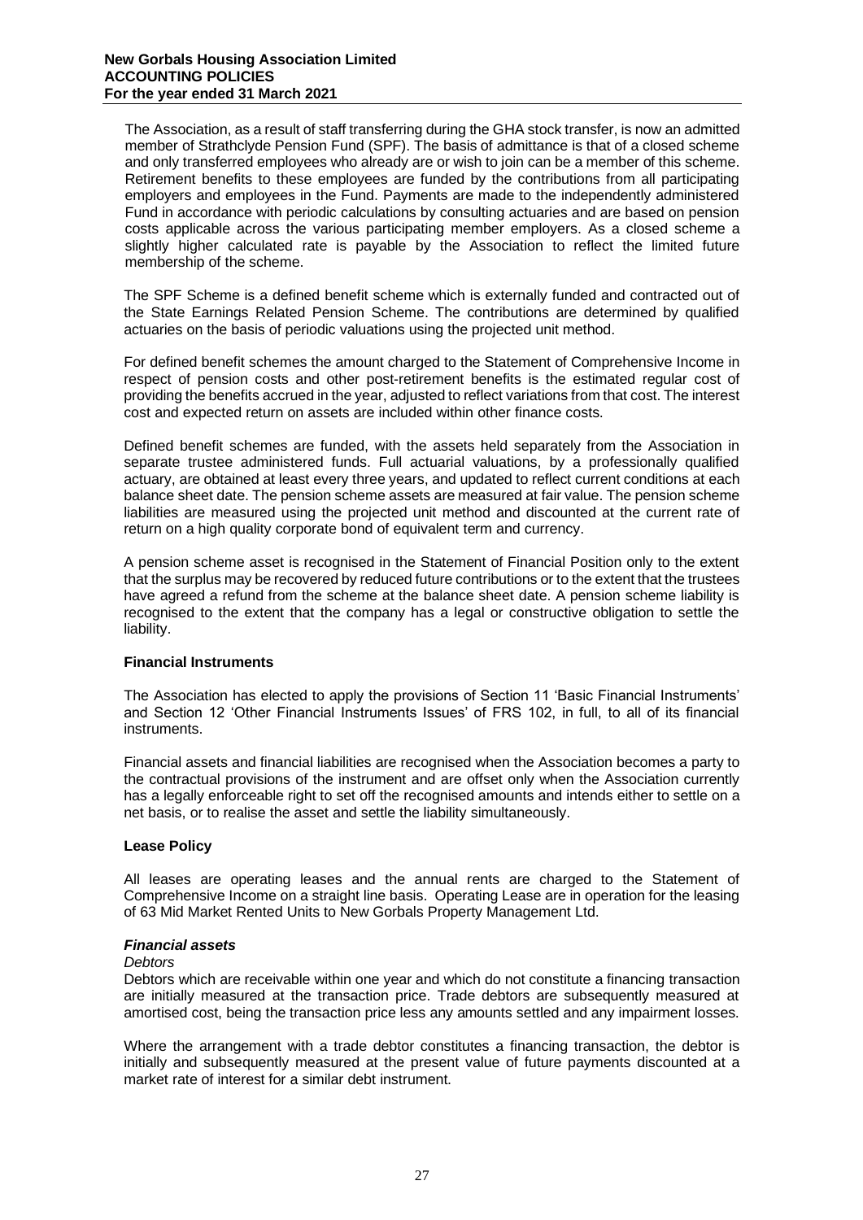The Association, as a result of staff transferring during the GHA stock transfer, is now an admitted member of Strathclyde Pension Fund (SPF). The basis of admittance is that of a closed scheme and only transferred employees who already are or wish to join can be a member of this scheme. Retirement benefits to these employees are funded by the contributions from all participating employers and employees in the Fund. Payments are made to the independently administered Fund in accordance with periodic calculations by consulting actuaries and are based on pension costs applicable across the various participating member employers. As a closed scheme a slightly higher calculated rate is payable by the Association to reflect the limited future membership of the scheme.

The SPF Scheme is a defined benefit scheme which is externally funded and contracted out of the State Earnings Related Pension Scheme. The contributions are determined by qualified actuaries on the basis of periodic valuations using the projected unit method.

For defined benefit schemes the amount charged to the Statement of Comprehensive Income in respect of pension costs and other post-retirement benefits is the estimated regular cost of providing the benefits accrued in the year, adjusted to reflect variations from that cost. The interest cost and expected return on assets are included within other finance costs.

Defined benefit schemes are funded, with the assets held separately from the Association in separate trustee administered funds. Full actuarial valuations, by a professionally qualified actuary, are obtained at least every three years, and updated to reflect current conditions at each balance sheet date. The pension scheme assets are measured at fair value. The pension scheme liabilities are measured using the projected unit method and discounted at the current rate of return on a high quality corporate bond of equivalent term and currency.

A pension scheme asset is recognised in the Statement of Financial Position only to the extent that the surplus may be recovered by reduced future contributions or to the extent that the trustees have agreed a refund from the scheme at the balance sheet date. A pension scheme liability is recognised to the extent that the company has a legal or constructive obligation to settle the liability.

**Financial Instruments**

The Association has elected to apply the provisions of Section 11 'Basic Financial Instruments' and Section 12 'Other Financial Instruments Issues' of FRS 102, in full, to all of its financial instruments.

Financial assets and financial liabilities are recognised when the Association becomes a party to the contractual provisions of the instrument and are offset only when the Association currently has a legally enforceable right to set off the recognised amounts and intends either to settle on a net basis, or to realise the asset and settle the liability simultaneously.

**Lease Policy**

All leases are operating leases and the annual rents are charged to the Statement of Comprehensive Income on a straight line basis. Operating Lease are in operation for the leasing of 63 Mid Market Rented Units to New Gorbals Property Management Ltd.

***Financial assets***

*Debtors*

Debtors which are receivable within one year and which do not constitute a financing transaction are initially measured at the transaction price. Trade debtors are subsequently measured at amortised cost, being the transaction price less any amounts settled and any impairment losses.

Where the arrangement with a trade debtor constitutes a financing transaction, the debtor is initially and subsequently measured at the present value of future payments discounted at a market rate of interest for a similar debt instrument.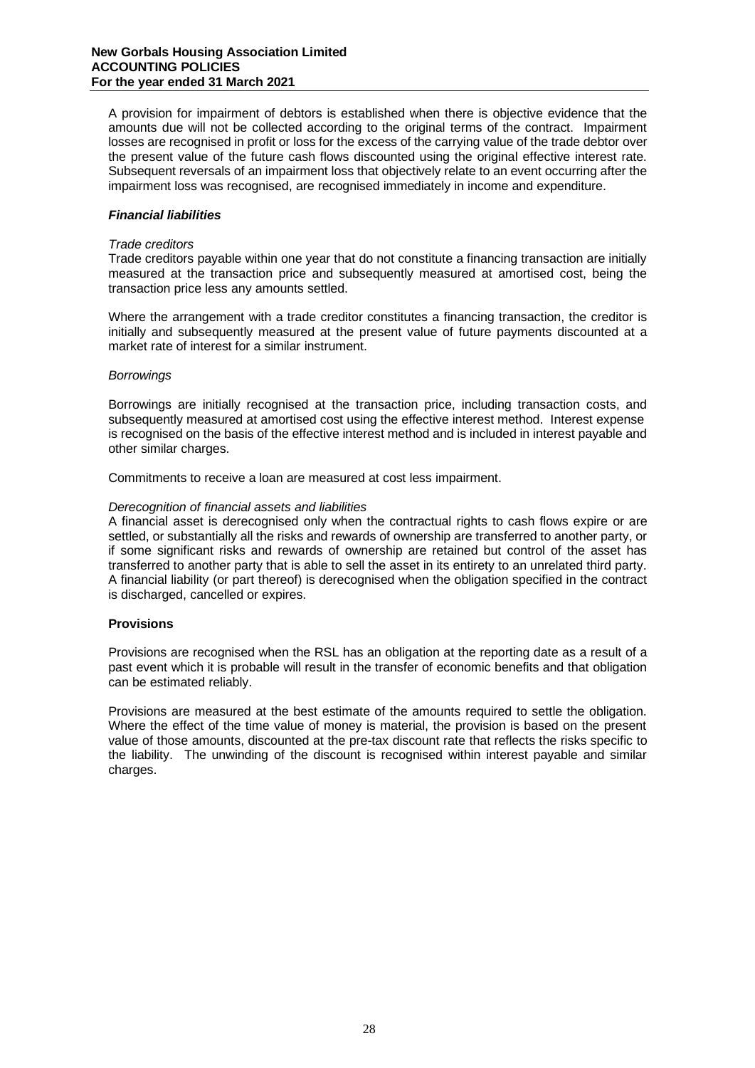A provision for impairment of debtors is established when there is objective evidence that the amounts due will not be collected according to the original terms of the contract. Impairment losses are recognised in profit or loss for the excess of the carrying value of the trade debtor over the present value of the future cash flows discounted using the original effective interest rate. Subsequent reversals of an impairment loss that objectively relate to an event occurring after the impairment loss was recognised, are recognised immediately in income and expenditure.

***Financial liabilities***

*Trade creditors*
Trade creditors payable within one year that do not constitute a financing transaction are initially measured at the transaction price and subsequently measured at amortised cost, being the transaction price less any amounts settled.

Where the arrangement with a trade creditor constitutes a financing transaction, the creditor is initially and subsequently measured at the present value of future payments discounted at a market rate of interest for a similar instrument.

*Borrowings*

Borrowings are initially recognised at the transaction price, including transaction costs, and subsequently measured at amortised cost using the effective interest method. Interest expense is recognised on the basis of the effective interest method and is included in interest payable and other similar charges.

Commitments to receive a loan are measured at cost less impairment.

*Derecognition of financial assets and liabilities*
A financial asset is derecognised only when the contractual rights to cash flows expire or are settled, or substantially all the risks and rewards of ownership are transferred to another party, or if some significant risks and rewards of ownership are retained but control of the asset has transferred to another party that is able to sell the asset in its entirety to an unrelated third party. A financial liability (or part thereof) is derecognised when the obligation specified in the contract is discharged, cancelled or expires.

**Provisions**

Provisions are recognised when the RSL has an obligation at the reporting date as a result of a past event which it is probable will result in the transfer of economic benefits and that obligation can be estimated reliably.

Provisions are measured at the best estimate of the amounts required to settle the obligation. Where the effect of the time value of money is material, the provision is based on the present value of those amounts, discounted at the pre-tax discount rate that reflects the risks specific to the liability. The unwinding of the discount is recognised within interest payable and similar charges.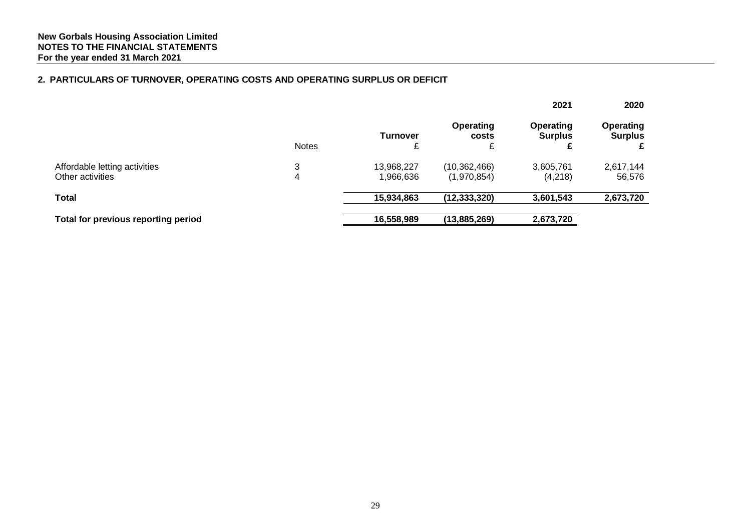**New Gorbals Housing Association Limited**
**NOTES TO THE FINANCIAL STATEMENTS**
**For the year ended 31 March 2021**

## 2. PARTICULARS OF TURNOVER, OPERATING COSTS AND OPERATING SURPLUS OR DEFICIT

| | Notes | Turnover £ | Operating costs £ | 2021 Operating Surplus £ | 2020 Operating Surplus £ |
|---|---|---|---|---|---|
| Affordable letting activities | 3 | 13,968,227 | (10,362,466) | 3,605,761 | 2,617,144 |
| Other activities | 4 | 1,966,636 | (1,970,854) | (4,218) | 56,576 |
| **Total** | | **15,934,863** | **(12,333,320)** | **3,601,543** | **2,673,720** |
| **Total for previous reporting period** | | **16,558,989** | **(13,885,269)** | **2,673,720** | |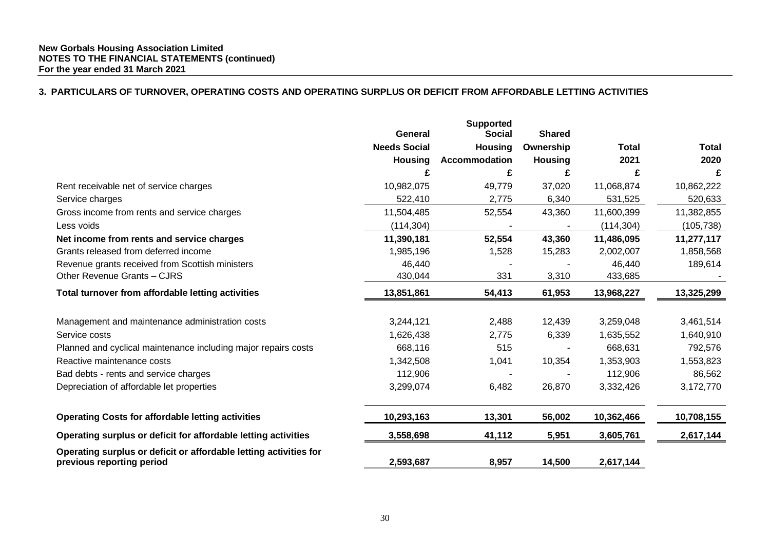**New Gorbals Housing Association Limited**
**NOTES TO THE FINANCIAL STATEMENTS (continued)**
**For the year ended 31 March 2021**

## 3. PARTICULARS OF TURNOVER, OPERATING COSTS AND OPERATING SURPLUS OR DEFICIT FROM AFFORDABLE LETTING ACTIVITIES

| | General Needs Social Housing | Supported Social Housing Accommodation | Shared Ownership Housing | Total 2021 | Total 2020 |
|---|---|---|---|---|---|
| | £ | £ | £ | £ | £ |
| Rent receivable net of service charges | 10,982,075 | 49,779 | 37,020 | 11,068,874 | 10,862,222 |
| Service charges | 522,410 | 2,775 | 6,340 | 531,525 | 520,633 |
| Gross income from rents and service charges | 11,504,485 | 52,554 | 43,360 | 11,600,399 | 11,382,855 |
| Less voids | (114,304) | - | - | (114,304) | (105,738) |
| **Net income from rents and service charges** | **11,390,181** | **52,554** | **43,360** | **11,486,095** | **11,277,117** |
| Grants released from deferred income | 1,985,196 | 1,528 | 15,283 | 2,002,007 | 1,858,568 |
| Revenue grants received from Scottish ministers | 46,440 | - | - | 46,440 | 189,614 |
| Other Revenue Grants – CJRS | 430,044 | 331 | 3,310 | 433,685 | - |
| **Total turnover from affordable letting activities** | **13,851,861** | **54,413** | **61,953** | **13,968,227** | **13,325,299** |
| Management and maintenance administration costs | 3,244,121 | 2,488 | 12,439 | 3,259,048 | 3,461,514 |
| Service costs | 1,626,438 | 2,775 | 6,339 | 1,635,552 | 1,640,910 |
| Planned and cyclical maintenance including major repairs costs | 668,116 | 515 | - | 668,631 | 792,576 |
| Reactive maintenance costs | 1,342,508 | 1,041 | 10,354 | 1,353,903 | 1,553,823 |
| Bad debts - rents and service charges | 112,906 | - | - | 112,906 | 86,562 |
| Depreciation of affordable let properties | 3,299,074 | 6,482 | 26,870 | 3,332,426 | 3,172,770 |
| **Operating Costs for affordable letting activities** | **10,293,163** | **13,301** | **56,002** | **10,362,466** | **10,708,155** |
| **Operating surplus or deficit for affordable letting activities** | **3,558,698** | **41,112** | **5,951** | **3,605,761** | **2,617,144** |
| **Operating surplus or deficit for affordable letting activities for previous reporting period** | **2,593,687** | **8,957** | **14,500** | **2,617,144** | |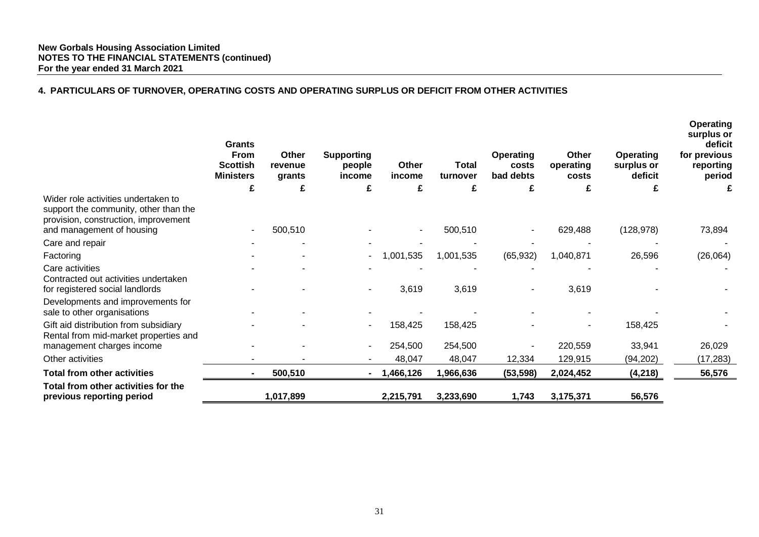**New Gorbals Housing Association Limited**
**NOTES TO THE FINANCIAL STATEMENTS (continued)**
**For the year ended 31 March 2021**

## 4. PARTICULARS OF TURNOVER, OPERATING COSTS AND OPERATING SURPLUS OR DEFICIT FROM OTHER ACTIVITIES

| | Grants From Scottish Ministers | Other revenue grants | Supporting people income | Other income | Total turnover | Operating costs bad debts | Other operating costs | Operating surplus or deficit | Operating surplus or deficit for previous reporting period |
|---|---|---|---|---|---|---|---|---|---|
| | £ | £ | £ | £ | £ | £ | £ | £ | £ |
| Wider role activities undertaken to support the community, other than the provision, construction, improvement and management of housing | - | 500,510 | - | - | 500,510 | - | 629,488 | (128,978) | 73,894 |
| Care and repair | - | - | - | - | - | - | - | - | - |
| Factoring | - | - | - | 1,001,535 | 1,001,535 | (65,932) | 1,040,871 | 26,596 | (26,064) |
| Care activities | - | - | - | - | - | - | - | - | - |
| Contracted out activities undertaken for registered social landlords | - | - | - | 3,619 | 3,619 | - | 3,619 | - | - |
| Developments and improvements for sale to other organisations | - | - | - | - | - | - | - | - | - |
| Gift aid distribution from subsidiary | - | - | - | 158,425 | 158,425 | - | - | 158,425 | - |
| Rental from mid-market properties and management charges income | - | - | - | 254,500 | 254,500 | - | 220,559 | 33,941 | 26,029 |
| Other activities | - | - | - | 48,047 | 48,047 | 12,334 | 129,915 | (94,202) | (17,283) |
| **Total from other activities** | **-** | **500,510** | **-** | **1,466,126** | **1,966,636** | **(53,598)** | **2,024,452** | **(4,218)** | **56,576** |
| **Total from other activities for the previous reporting period** | | **1,017,899** | | **2,215,791** | **3,233,690** | **1,743** | **3,175,371** | **56,576** | |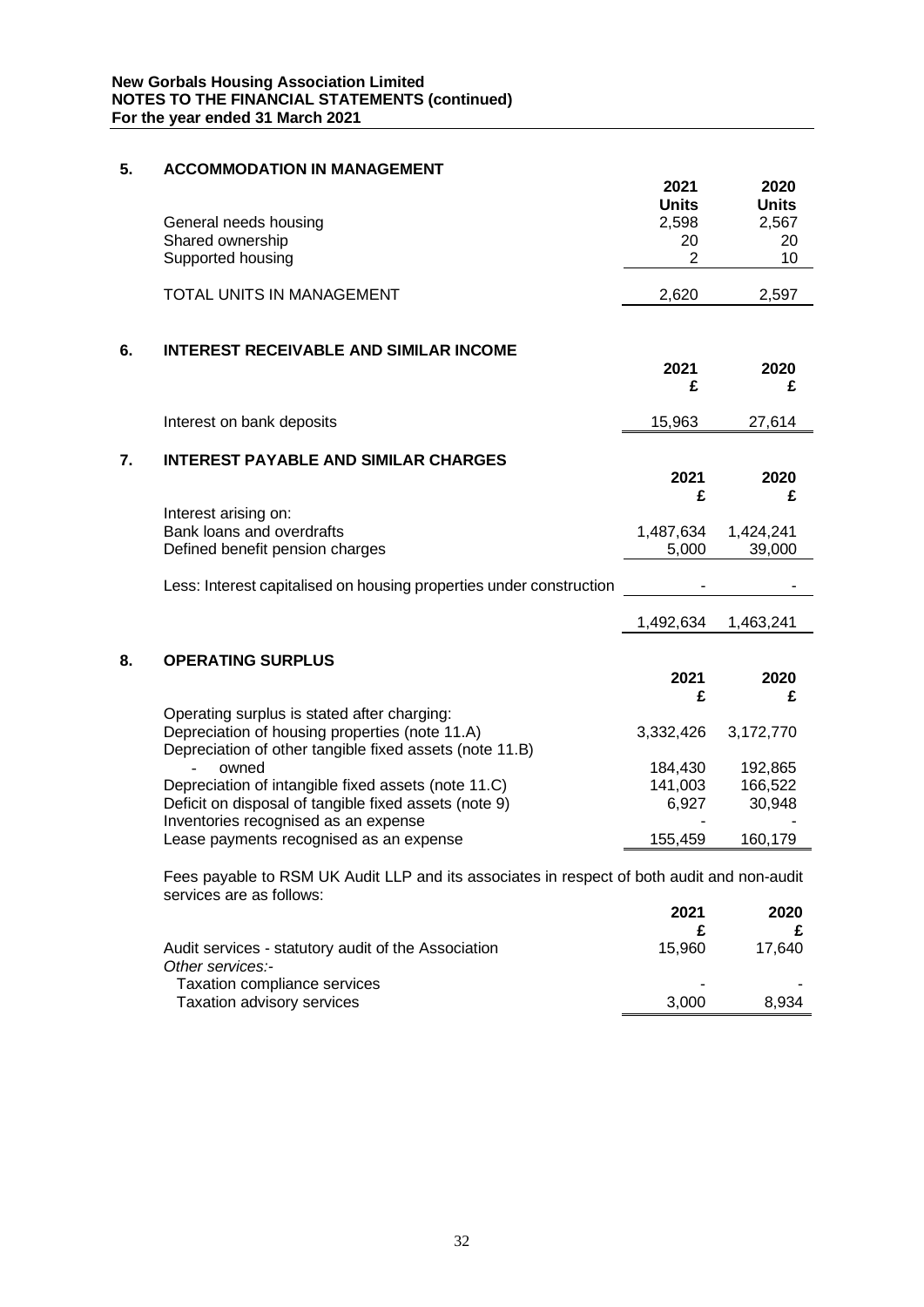**New Gorbals Housing Association Limited**
**NOTES TO THE FINANCIAL STATEMENTS (continued)**
**For the year ended 31 March 2021**

## 5. ACCOMMODATION IN MANAGEMENT

| | 2021 Units | 2020 Units |
|---|---|---|
| General needs housing | 2,598 | 2,567 |
| Shared ownership | 20 | 20 |
| Supported housing | 2 | 10 |
| TOTAL UNITS IN MANAGEMENT | 2,620 | 2,597 |

## 6. INTEREST RECEIVABLE AND SIMILAR INCOME

| | 2021 £ | 2020 £ |
|---|---|---|
| Interest on bank deposits | 15,963 | 27,614 |

## 7. INTEREST PAYABLE AND SIMILAR CHARGES

| | 2021 £ | 2020 £ |
|---|---|---|
| Interest arising on: | | |
| Bank loans and overdrafts | 1,487,634 | 1,424,241 |
| Defined benefit pension charges | 5,000 | 39,000 |
| Less: Interest capitalised on housing properties under construction | - | - |
| | 1,492,634 | 1,463,241 |

## 8. OPERATING SURPLUS

| | 2021 £ | 2020 £ |
|---|---|---|
| Operating surplus is stated after charging: | | |
| Depreciation of housing properties (note 11.A) | 3,332,426 | 3,172,770 |
| Depreciation of other tangible fixed assets (note 11.B) | | |
| - owned | 184,430 | 192,865 |
| Depreciation of intangible fixed assets (note 11.C) | 141,003 | 166,522 |
| Deficit on disposal of tangible fixed assets (note 9) | 6,927 | 30,948 |
| Inventories recognised as an expense | - | - |
| Lease payments recognised as an expense | 155,459 | 160,179 |

Fees payable to RSM UK Audit LLP and its associates in respect of both audit and non-audit services are as follows:

| | 2021 £ | 2020 £ |
|---|---|---|
| Audit services - statutory audit of the Association | 15,960 | 17,640 |
| *Other services:-* | | |
| Taxation compliance services | - | - |
| Taxation advisory services | 3,000 | 8,934 |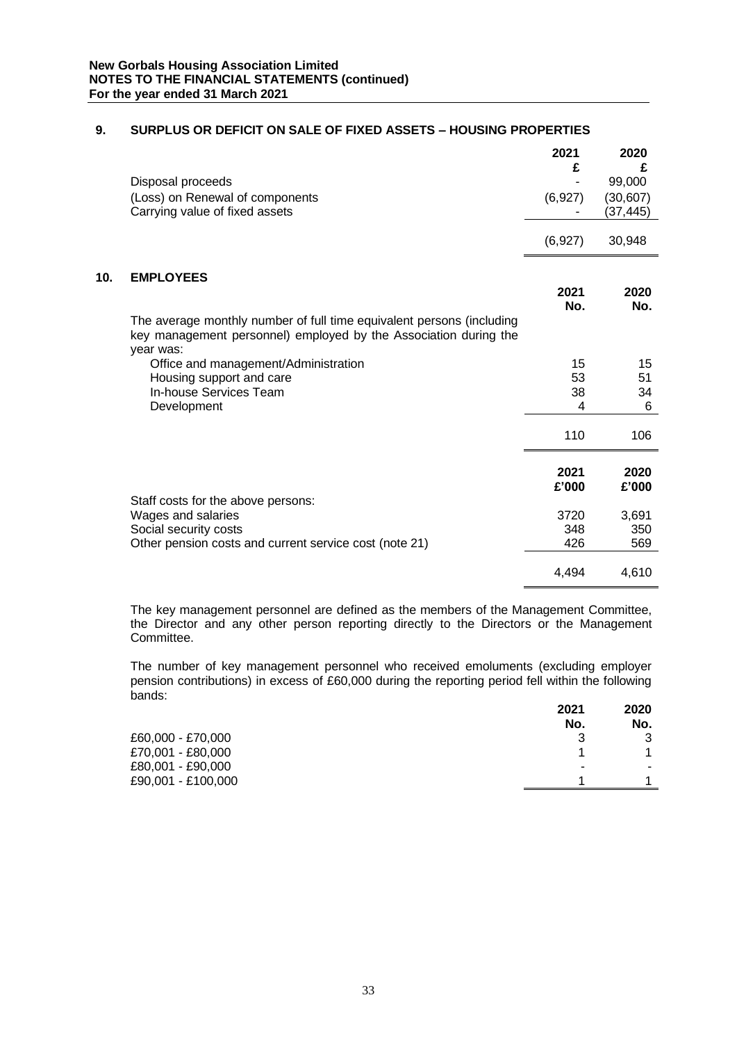## 9. SURPLUS OR DEFICIT ON SALE OF FIXED ASSETS – HOUSING PROPERTIES

| | 2021 £ | 2020 £ |
|---|---|---|
| Disposal proceeds | - | 99,000 |
| (Loss) on Renewal of components | (6,927) | (30,607) |
| Carrying value of fixed assets | - | (37,445) |
| | (6,927) | 30,948 |

## 10. EMPLOYEES

| | 2021 No. | 2020 No. |
|---|---|---|
| The average monthly number of full time equivalent persons (including key management personnel) employed by the Association during the year was: | | |
| Office and management/Administration | 15 | 15 |
| Housing support and care | 53 | 51 |
| In-house Services Team | 38 | 34 |
| Development | 4 | 6 |
| | 110 | 106 |

| | 2021 £'000 | 2020 £'000 |
|---|---|---|
| Staff costs for the above persons: | | |
| Wages and salaries | 3720 | 3,691 |
| Social security costs | 348 | 350 |
| Other pension costs and current service cost (note 21) | 426 | 569 |
| | 4,494 | 4,610 |

The key management personnel are defined as the members of the Management Committee, the Director and any other person reporting directly to the Directors or the Management Committee.

The number of key management personnel who received emoluments (excluding employer pension contributions) in excess of £60,000 during the reporting period fell within the following bands:

| | 2021 No. | 2020 No. |
|---|---|---|
| £60,000 - £70,000 | 3 | 3 |
| £70,001 - £80,000 | 1 | 1 |
| £80,001 - £90,000 | - | - |
| £90,001 - £100,000 | 1 | 1 |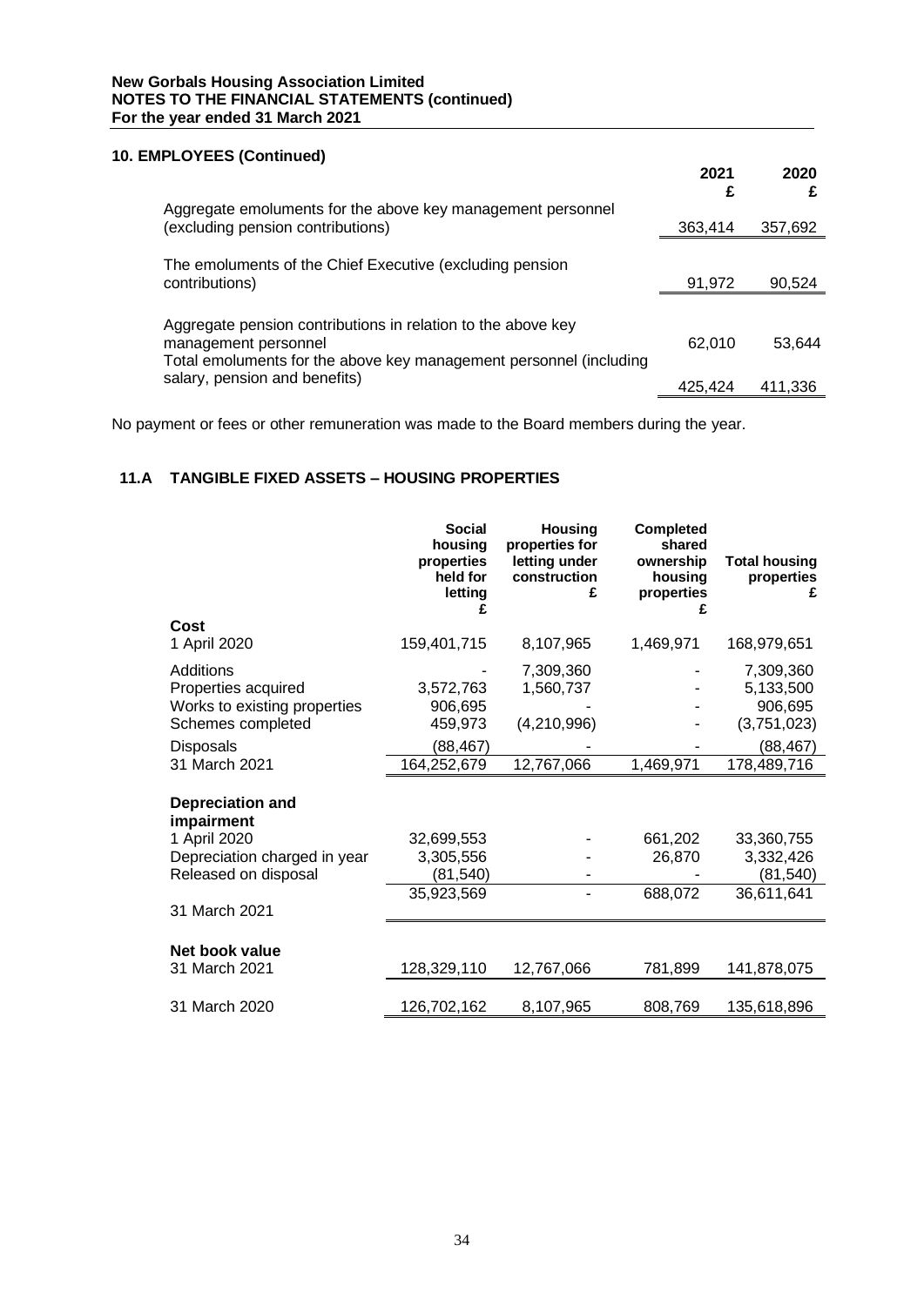## 10. EMPLOYEES (Continued)

| | 2021 £ | 2020 £ |
|---|---|---|
| Aggregate emoluments for the above key management personnel (excluding pension contributions) | 363,414 | 357,692 |
| The emoluments of the Chief Executive (excluding pension contributions) | 91,972 | 90,524 |
| Aggregate pension contributions in relation to the above key management personnel | 62,010 | 53,644 |
| Total emoluments for the above key management personnel (including salary, pension and benefits) | 425,424 | 411,336 |

No payment or fees or other remuneration was made to the Board members during the year.

## 11.A TANGIBLE FIXED ASSETS – HOUSING PROPERTIES

| | Social housing properties held for letting £ | Housing properties for letting under construction £ | Completed shared ownership housing properties £ | Total housing properties £ |
|---|---|---|---|---|
| **Cost** | | | | |
| 1 April 2020 | 159,401,715 | 8,107,965 | 1,469,971 | 168,979,651 |
| Additions | - | 7,309,360 | - | 7,309,360 |
| Properties acquired | 3,572,763 | 1,560,737 | - | 5,133,500 |
| Works to existing properties | 906,695 | - | - | 906,695 |
| Schemes completed | 459,973 | (4,210,996) | - | (3,751,023) |
| Disposals | (88,467) | - | - | (88,467) |
| 31 March 2021 | 164,252,679 | 12,767,066 | 1,469,971 | 178,489,716 |
| **Depreciation and impairment** | | | | |
| 1 April 2020 | 32,699,553 | - | 661,202 | 33,360,755 |
| Depreciation charged in year | 3,305,556 | - | 26,870 | 3,332,426 |
| Released on disposal | (81,540) | - | - | (81,540) |
| 31 March 2021 | 35,923,569 | - | 688,072 | 36,611,641 |
| **Net book value** | | | | |
| 31 March 2021 | 128,329,110 | 12,767,066 | 781,899 | 141,878,075 |
| 31 March 2020 | 126,702,162 | 8,107,965 | 808,769 | 135,618,896 |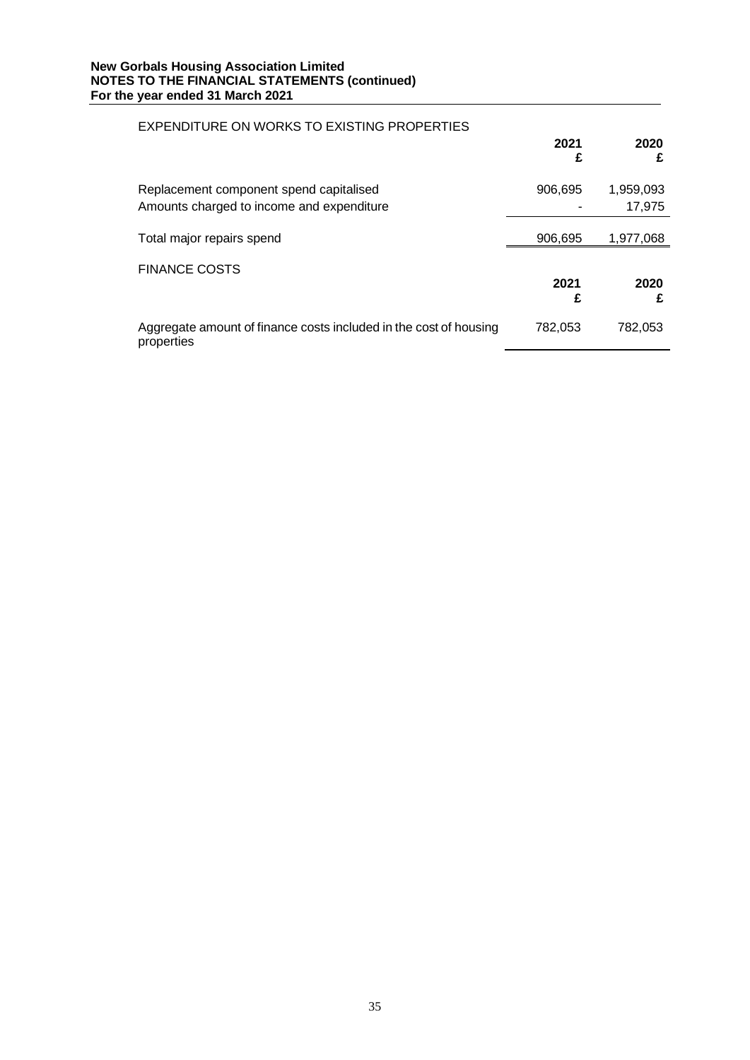EXPENDITURE ON WORKS TO EXISTING PROPERTIES

| | 2021 £ | 2020 £ |
|---|---|---|
| Replacement component spend capitalised | 906,695 | 1,959,093 |
| Amounts charged to income and expenditure | - | 17,975 |
| Total major repairs spend | 906,695 | 1,977,068 |

FINANCE COSTS

| | 2021 £ | 2020 £ |
|---|---|---|
| Aggregate amount of finance costs included in the cost of housing properties | 782,053 | 782,053 |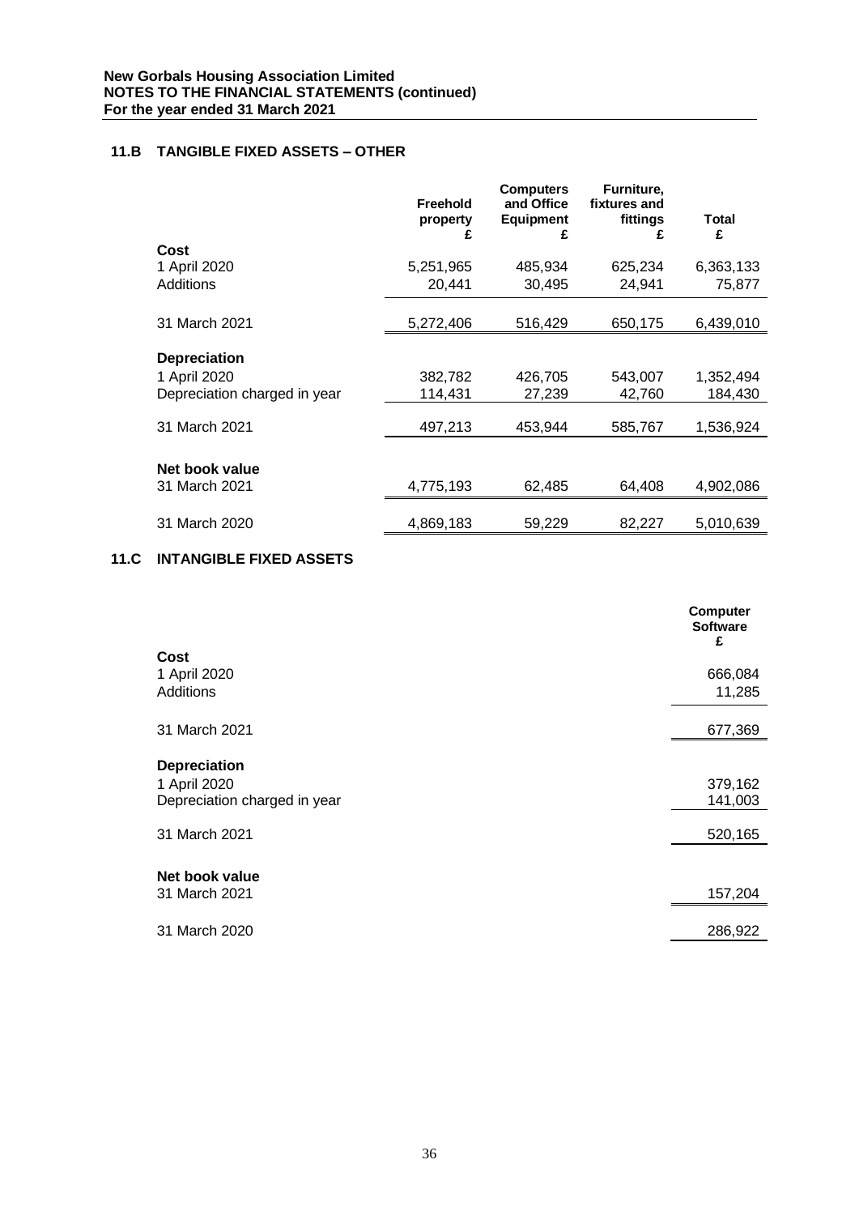**New Gorbals Housing Association Limited**
**NOTES TO THE FINANCIAL STATEMENTS (continued)**
**For the year ended 31 March 2021**

## 11.B TANGIBLE FIXED ASSETS – OTHER

| | Freehold property £ | Computers and Office Equipment £ | Furniture, fixtures and fittings £ | Total £ |
|---|---|---|---|---|
| **Cost** | | | | |
| 1 April 2020 | 5,251,965 | 485,934 | 625,234 | 6,363,133 |
| Additions | 20,441 | 30,495 | 24,941 | 75,877 |
| 31 March 2021 | 5,272,406 | 516,429 | 650,175 | 6,439,010 |
| **Depreciation** | | | | |
| 1 April 2020 | 382,782 | 426,705 | 543,007 | 1,352,494 |
| Depreciation charged in year | 114,431 | 27,239 | 42,760 | 184,430 |
| 31 March 2021 | 497,213 | 453,944 | 585,767 | 1,536,924 |
| **Net book value** | | | | |
| 31 March 2021 | 4,775,193 | 62,485 | 64,408 | 4,902,086 |
| 31 March 2020 | 4,869,183 | 59,229 | 82,227 | 5,010,639 |

## 11.C INTANGIBLE FIXED ASSETS

| | Computer Software £ |
|---|---|
| **Cost** | |
| 1 April 2020 | 666,084 |
| Additions | 11,285 |
| 31 March 2021 | 677,369 |
| **Depreciation** | |
| 1 April 2020 | 379,162 |
| Depreciation charged in year | 141,003 |
| 31 March 2021 | 520,165 |
| **Net book value** | |
| 31 March 2021 | 157,204 |
| 31 March 2020 | 286,922 |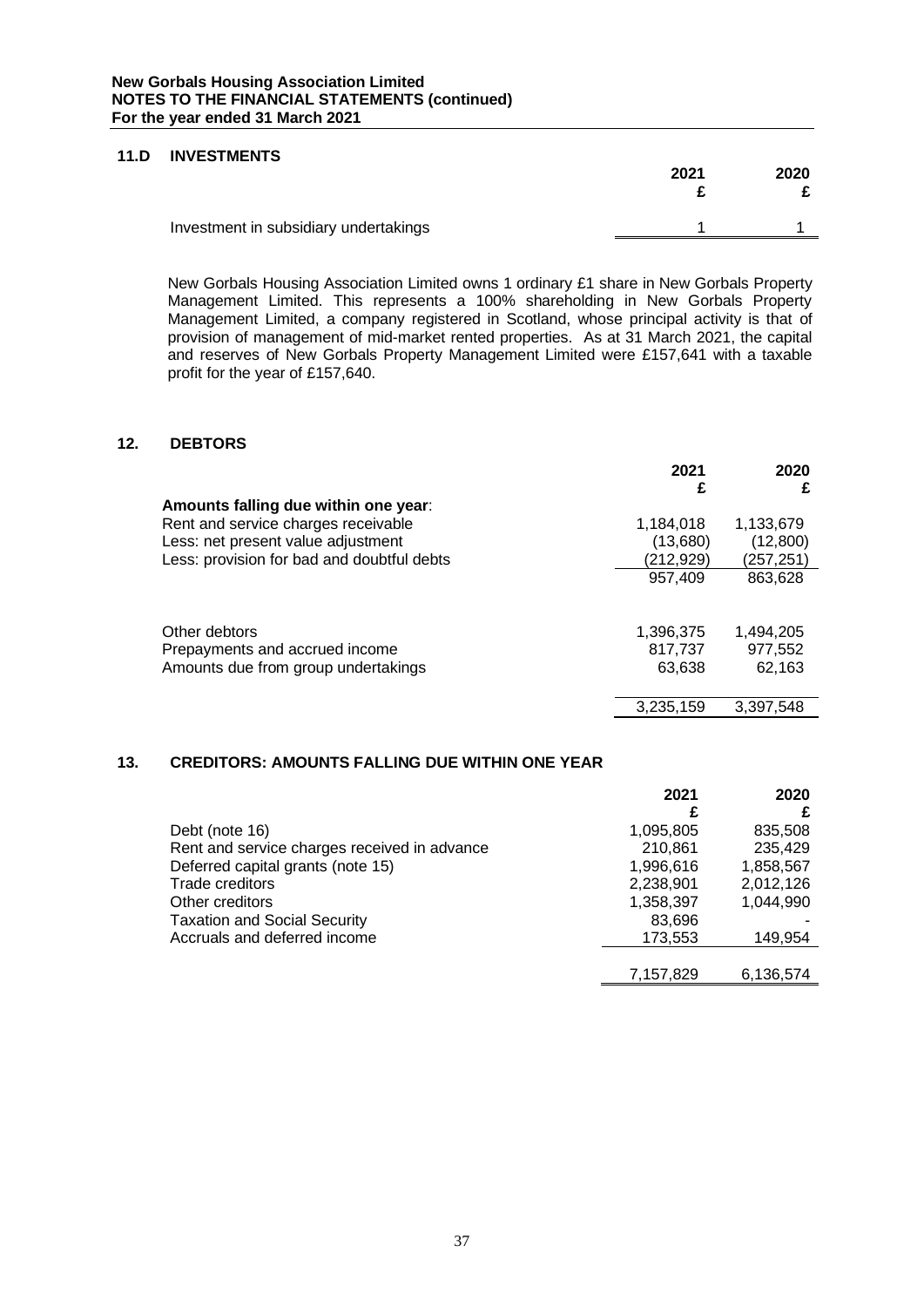## 11.D INVESTMENTS

| | 2021 £ | 2020 £ |
|---|---|---|
| Investment in subsidiary undertakings | 1 | 1 |

New Gorbals Housing Association Limited owns 1 ordinary £1 share in New Gorbals Property Management Limited. This represents a 100% shareholding in New Gorbals Property Management Limited, a company registered in Scotland, whose principal activity is that of provision of management of mid-market rented properties. As at 31 March 2021, the capital and reserves of New Gorbals Property Management Limited were £157,641 with a taxable profit for the year of £157,640.

## 12. DEBTORS

| | 2021 £ | 2020 £ |
|---|---|---|
| **Amounts falling due within one year**: | | |
| Rent and service charges receivable | 1,184,018 | 1,133,679 |
| Less: net present value adjustment | (13,680) | (12,800) |
| Less: provision for bad and doubtful debts | (212,929) | (257,251) |
| | 957,409 | 863,628 |
| Other debtors | 1,396,375 | 1,494,205 |
| Prepayments and accrued income | 817,737 | 977,552 |
| Amounts due from group undertakings | 63,638 | 62,163 |
| | 3,235,159 | 3,397,548 |

## 13. CREDITORS: AMOUNTS FALLING DUE WITHIN ONE YEAR

| | 2021 £ | 2020 £ |
|---|---|---|
| Debt (note 16) | 1,095,805 | 835,508 |
| Rent and service charges received in advance | 210,861 | 235,429 |
| Deferred capital grants (note 15) | 1,996,616 | 1,858,567 |
| Trade creditors | 2,238,901 | 2,012,126 |
| Other creditors | 1,358,397 | 1,044,990 |
| Taxation and Social Security | 83,696 | - |
| Accruals and deferred income | 173,553 | 149,954 |
| | 7,157,829 | 6,136,574 |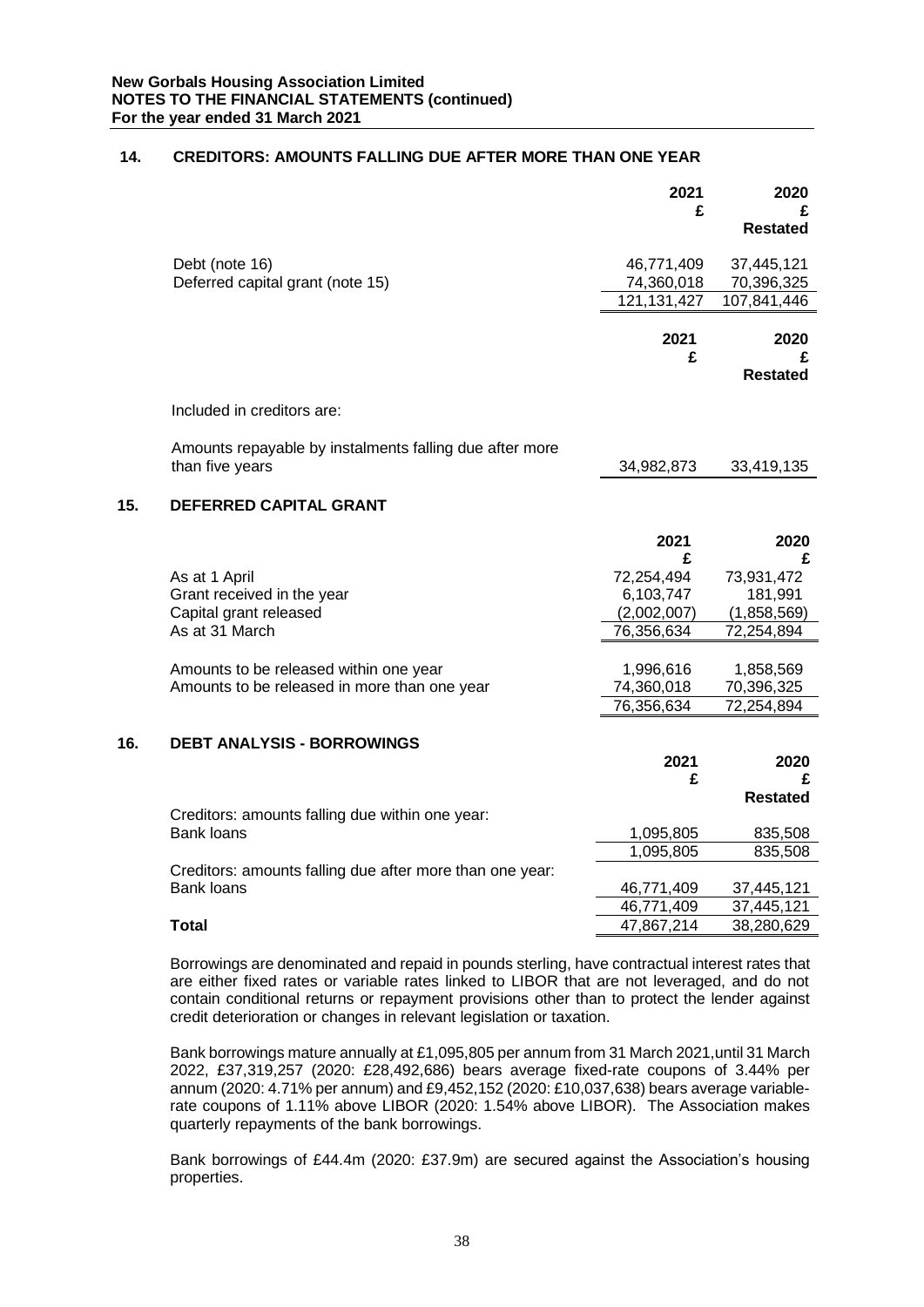**New Gorbals Housing Association Limited**
**NOTES TO THE FINANCIAL STATEMENTS (continued)**
**For the year ended 31 March 2021**

## 14. CREDITORS: AMOUNTS FALLING DUE AFTER MORE THAN ONE YEAR

| | 2021 £ | 2020 £ Restated |
|---|---|---|
| Debt (note 16) | 46,771,409 | 37,445,121 |
| Deferred capital grant (note 15) | 74,360,018 | 70,396,325 |
| | 121,131,427 | 107,841,446 |

| | 2021 £ | 2020 £ Restated |
|---|---|---|
| Included in creditors are: | | |
| Amounts repayable by instalments falling due after more than five years | 34,982,873 | 33,419,135 |

## 15. DEFERRED CAPITAL GRANT

| | 2021 £ | 2020 £ |
|---|---|---|
| As at 1 April | 72,254,494 | 73,931,472 |
| Grant received in the year | 6,103,747 | 181,991 |
| Capital grant released | (2,002,007) | (1,858,569) |
| As at 31 March | 76,356,634 | 72,254,894 |
| | | |
| Amounts to be released within one year | 1,996,616 | 1,858,569 |
| Amounts to be released in more than one year | 74,360,018 | 70,396,325 |
| | 76,356,634 | 72,254,894 |

## 16. DEBT ANALYSIS - BORROWINGS

| | 2021 £ | 2020 £ Restated |
|---|---|---|
| Creditors: amounts falling due within one year: | | |
| Bank loans | 1,095,805 | 835,508 |
| | 1,095,805 | 835,508 |
| Creditors: amounts falling due after more than one year: | | |
| Bank loans | 46,771,409 | 37,445,121 |
| | 46,771,409 | 37,445,121 |
| **Total** | 47,867,214 | 38,280,629 |

Borrowings are denominated and repaid in pounds sterling, have contractual interest rates that are either fixed rates or variable rates linked to LIBOR that are not leveraged, and do not contain conditional returns or repayment provisions other than to protect the lender against credit deterioration or changes in relevant legislation or taxation.

Bank borrowings mature annually at £1,095,805 per annum from 31 March 2021,until 31 March 2022, £37,319,257 (2020: £28,492,686) bears average fixed-rate coupons of 3.44% per annum (2020: 4.71% per annum) and £9,452,152 (2020: £10,037,638) bears average variable-rate coupons of 1.11% above LIBOR (2020: 1.54% above LIBOR). The Association makes quarterly repayments of the bank borrowings.

Bank borrowings of £44.4m (2020: £37.9m) are secured against the Association's housing properties.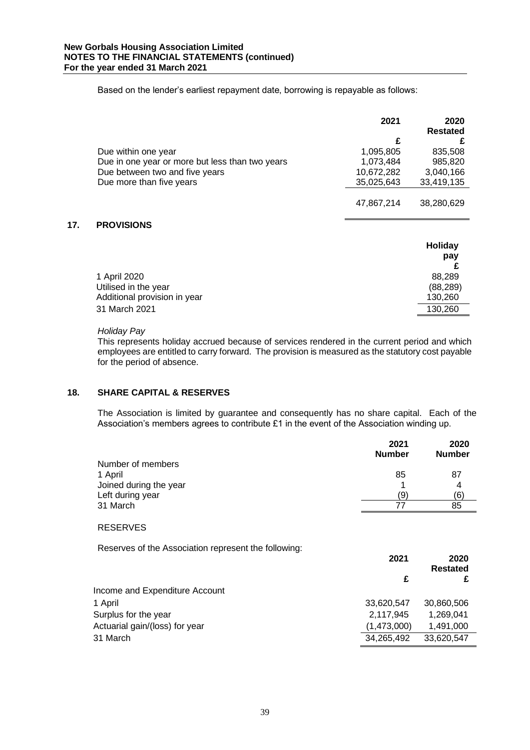Based on the lender's earliest repayment date, borrowing is repayable as follows:

| | 2021 | 2020 Restated |
|---|---|---|
| | £ | £ |
| Due within one year | 1,095,805 | 835,508 |
| Due in one year or more but less than two years | 1,073,484 | 985,820 |
| Due between two and five years | 10,672,282 | 3,040,166 |
| Due more than five years | 35,025,643 | 33,419,135 |
| | 47,867,214 | 38,280,629 |

## 17. PROVISIONS

| | Holiday pay |
|---|---|
| | £ |
| 1 April 2020 | 88,289 |
| Utilised in the year | (88,289) |
| Additional provision in year | 130,260 |
| 31 March 2021 | 130,260 |

*Holiday Pay*

This represents holiday accrued because of services rendered in the current period and which employees are entitled to carry forward. The provision is measured as the statutory cost payable for the period of absence.

## 18. SHARE CAPITAL & RESERVES

The Association is limited by guarantee and consequently has no share capital. Each of the Association's members agrees to contribute £1 in the event of the Association winding up.

| | 2021 Number | 2020 Number |
|---|---|---|
| Number of members | | |
| 1 April | 85 | 87 |
| Joined during the year | 1 | 4 |
| Left during year | (9) | (6) |
| 31 March | 77 | 85 |

RESERVES

Reserves of the Association represent the following:

| | 2021 | 2020 Restated |
|---|---|---|
| | £ | £ |
| Income and Expenditure Account | | |
| 1 April | 33,620,547 | 30,860,506 |
| Surplus for the year | 2,117,945 | 1,269,041 |
| Actuarial gain/(loss) for year | (1,473,000) | 1,491,000 |
| 31 March | 34,265,492 | 33,620,547 |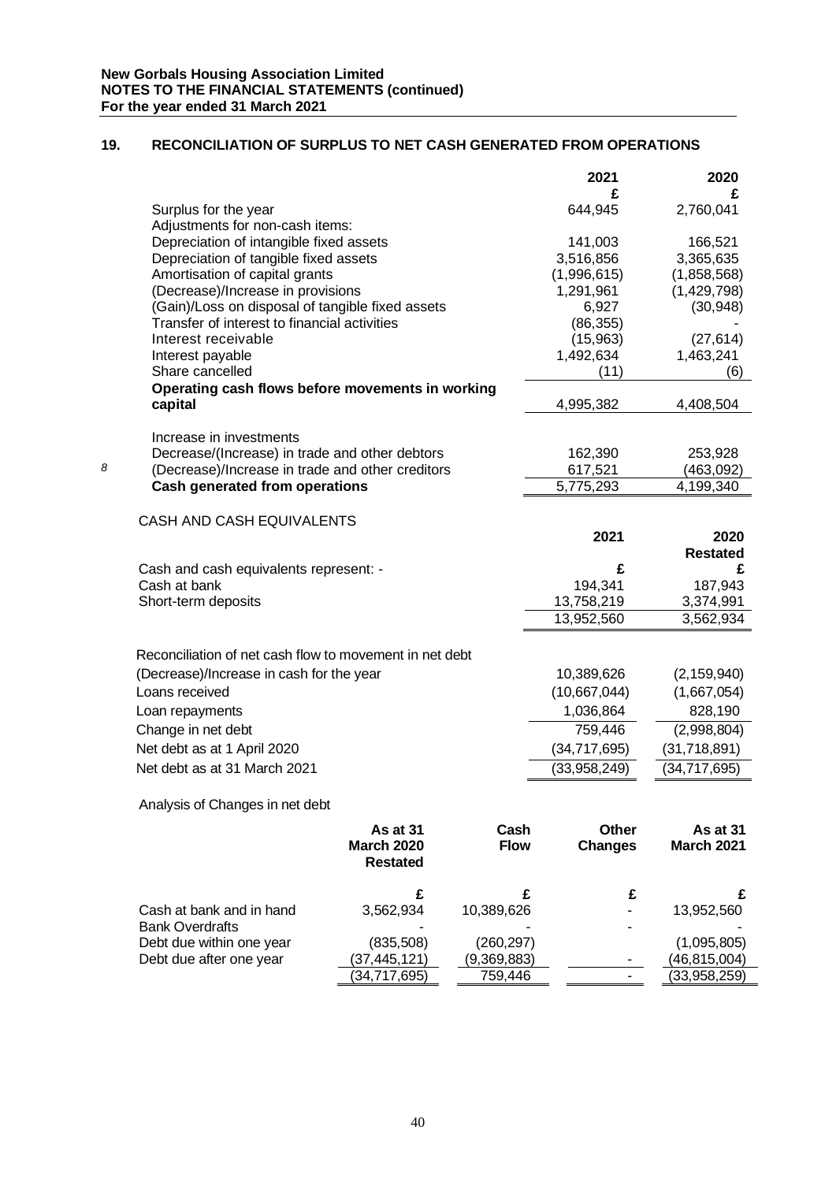## 19. RECONCILIATION OF SURPLUS TO NET CASH GENERATED FROM OPERATIONS

| | 2021 | 2020 |
|---|---|---|
| | £ | £ |
| Surplus for the year | 644,945 | 2,760,041 |
| Adjustments for non-cash items: | | |
| Depreciation of intangible fixed assets | 141,003 | 166,521 |
| Depreciation of tangible fixed assets | 3,516,856 | 3,365,635 |
| Amortisation of capital grants | (1,996,615) | (1,858,568) |
| (Decrease)/Increase in provisions | 1,291,961 | (1,429,798) |
| (Gain)/Loss on disposal of tangible fixed assets | 6,927 | (30,948) |
| Transfer of interest to financial activities | (86,355) | - |
| Interest receivable | (15,963) | (27,614) |
| Interest payable | 1,492,634 | 1,463,241 |
| Share cancelled | (11) | (6) |
| **Operating cash flows before movements in working capital** | 4,995,382 | 4,408,504 |
| Increase in investments | | |
| Decrease/(Increase) in trade and other debtors | 162,390 | 253,928 |
| (Decrease)/Increase in trade and other creditors | 617,521 | (463,092) |
| **Cash generated from operations** | 5,775,293 | 4,199,340 |

CASH AND CASH EQUIVALENTS

| | 2021 | 2020 Restated |
|---|---|---|
| Cash and cash equivalents represent: - | £ | £ |
| Cash at bank | 194,341 | 187,943 |
| Short-term deposits | 13,758,219 | 3,374,991 |
| | 13,952,560 | 3,562,934 |

| Reconciliation of net cash flow to movement in net debt | | |
|---|---|---|
| (Decrease)/Increase in cash for the year | 10,389,626 | (2,159,940) |
| Loans received | (10,667,044) | (1,667,054) |
| Loan repayments | 1,036,864 | 828,190 |
| Change in net debt | 759,446 | (2,998,804) |
| Net debt as at 1 April 2020 | (34,717,695) | (31,718,891) |
| Net debt as at 31 March 2021 | (33,958,249) | (34,717,695) |

Analysis of Changes in net debt

| | As at 31 March 2020 Restated | Cash Flow | Other Changes | As at 31 March 2021 |
|---|---|---|---|---|
| | £ | £ | £ | £ |
| Cash at bank and in hand | 3,562,934 | 10,389,626 | - | 13,952,560 |
| Bank Overdrafts | - | - | - | - |
| Debt due within one year | (835,508) | (260,297) | | (1,095,805) |
| Debt due after one year | (37,445,121) | (9,369,883) | - | (46,815,004) |
| | (34,717,695) | 759,446 | - | (33,958,259) |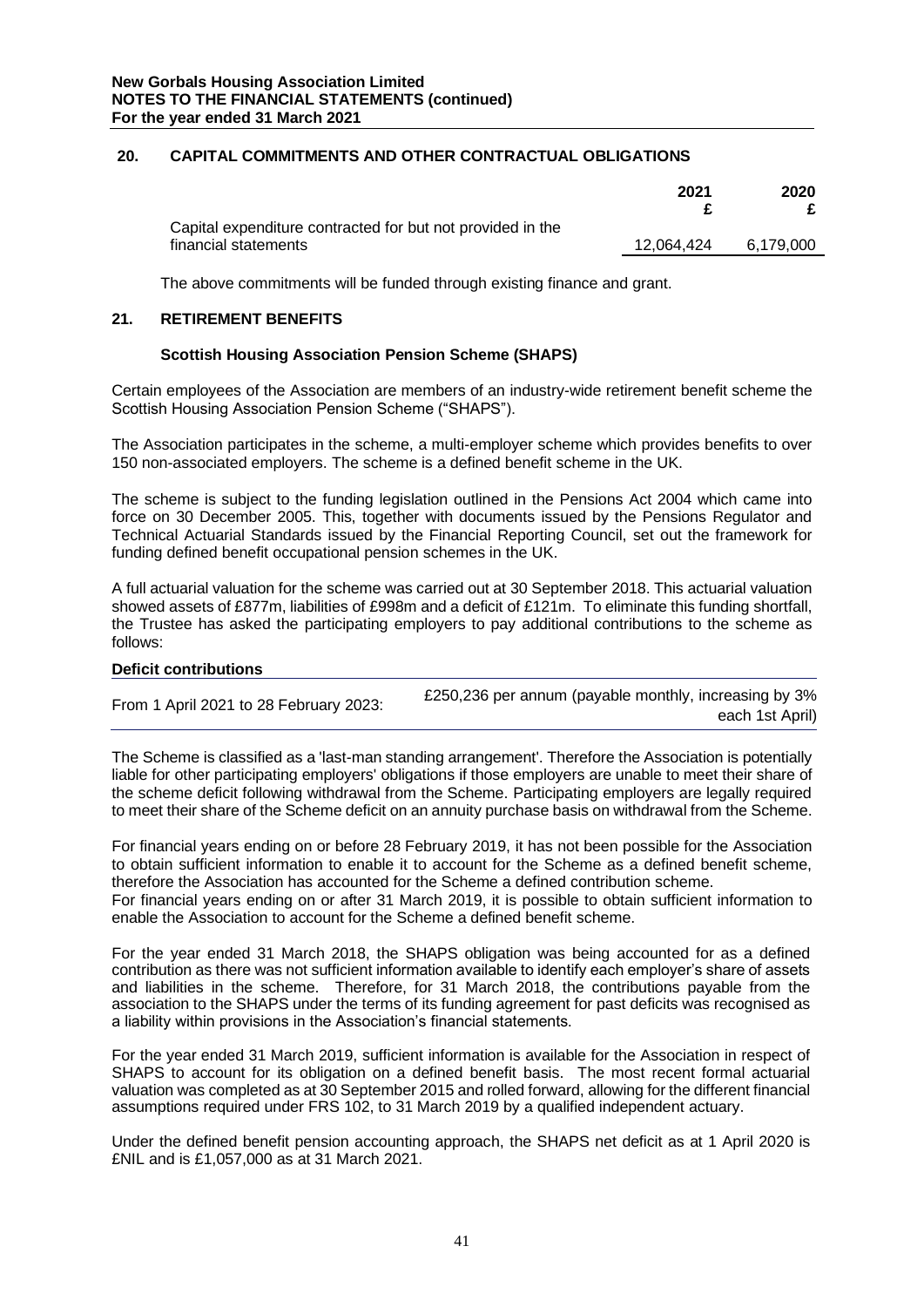## 20. CAPITAL COMMITMENTS AND OTHER CONTRACTUAL OBLIGATIONS

| | 2021 £ | 2020 £ |
|---|---|---|
| Capital expenditure contracted for but not provided in the financial statements | 12,064,424 | 6,179,000 |

The above commitments will be funded through existing finance and grant.

## 21. RETIREMENT BENEFITS

### Scottish Housing Association Pension Scheme (SHAPS)

Certain employees of the Association are members of an industry-wide retirement benefit scheme the Scottish Housing Association Pension Scheme ("SHAPS").

The Association participates in the scheme, a multi-employer scheme which provides benefits to over 150 non-associated employers. The scheme is a defined benefit scheme in the UK.

The scheme is subject to the funding legislation outlined in the Pensions Act 2004 which came into force on 30 December 2005. This, together with documents issued by the Pensions Regulator and Technical Actuarial Standards issued by the Financial Reporting Council, set out the framework for funding defined benefit occupational pension schemes in the UK.

A full actuarial valuation for the scheme was carried out at 30 September 2018. This actuarial valuation showed assets of £877m, liabilities of £998m and a deficit of £121m. To eliminate this funding shortfall, the Trustee has asked the participating employers to pay additional contributions to the scheme as follows:

| Deficit contributions | |
|---|---|
| From 1 April 2021 to 28 February 2023: | £250,236 per annum (payable monthly, increasing by 3% each 1st April) |

The Scheme is classified as a 'last-man standing arrangement'. Therefore the Association is potentially liable for other participating employers' obligations if those employers are unable to meet their share of the scheme deficit following withdrawal from the Scheme. Participating employers are legally required to meet their share of the Scheme deficit on an annuity purchase basis on withdrawal from the Scheme.

For financial years ending on or before 28 February 2019, it has not been possible for the Association to obtain sufficient information to enable it to account for the Scheme as a defined benefit scheme, therefore the Association has accounted for the Scheme a defined contribution scheme.
For financial years ending on or after 31 March 2019, it is possible to obtain sufficient information to enable the Association to account for the Scheme a defined benefit scheme.

For the year ended 31 March 2018, the SHAPS obligation was being accounted for as a defined contribution as there was not sufficient information available to identify each employer's share of assets and liabilities in the scheme. Therefore, for 31 March 2018, the contributions payable from the association to the SHAPS under the terms of its funding agreement for past deficits was recognised as a liability within provisions in the Association's financial statements.

For the year ended 31 March 2019, sufficient information is available for the Association in respect of SHAPS to account for its obligation on a defined benefit basis. The most recent formal actuarial valuation was completed as at 30 September 2015 and rolled forward, allowing for the different financial assumptions required under FRS 102, to 31 March 2019 by a qualified independent actuary.

Under the defined benefit pension accounting approach, the SHAPS net deficit as at 1 April 2020 is £NIL and is £1,057,000 as at 31 March 2021.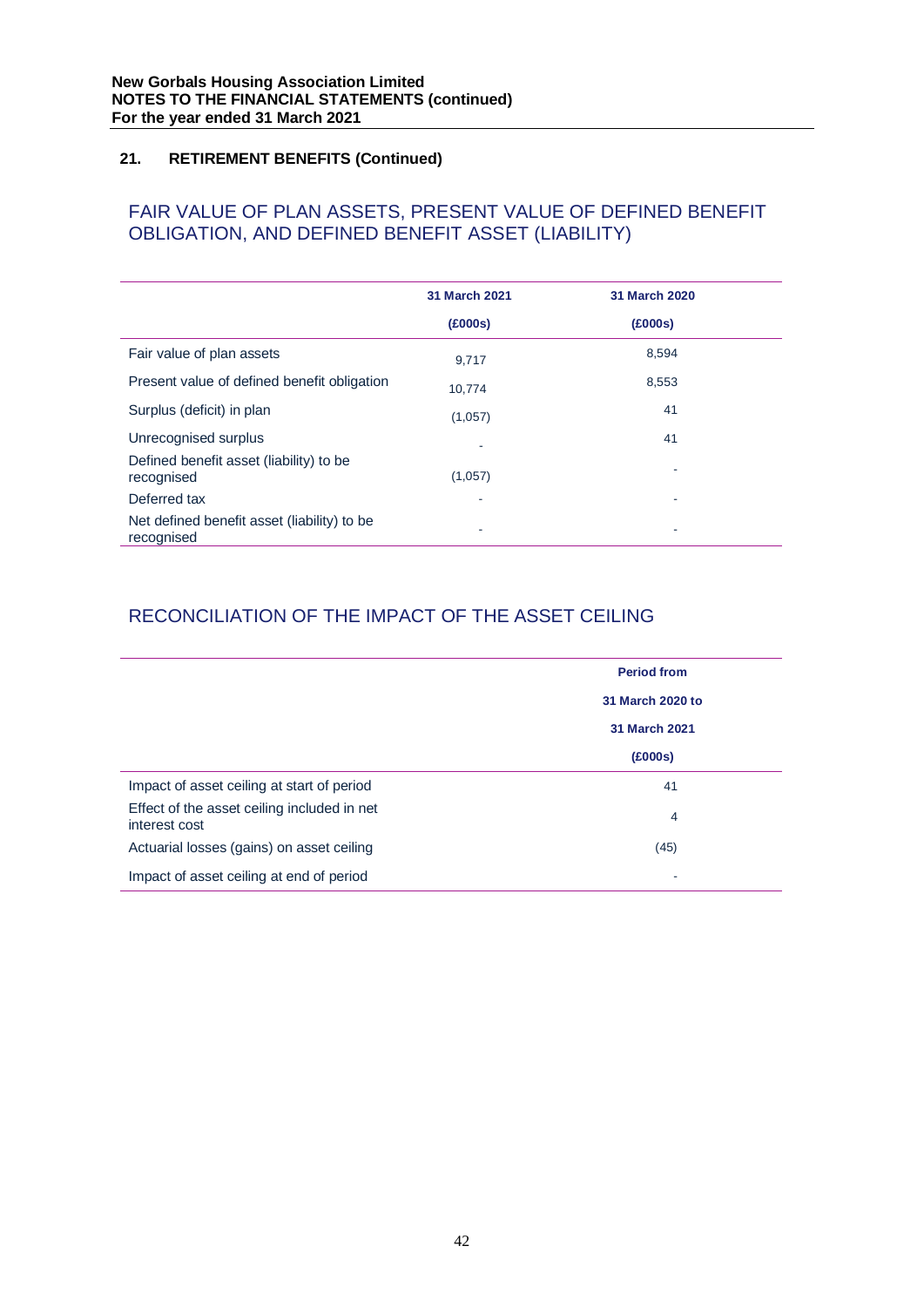## 21. RETIREMENT BENEFITS (Continued)

### FAIR VALUE OF PLAN ASSETS, PRESENT VALUE OF DEFINED BENEFIT OBLIGATION, AND DEFINED BENEFIT ASSET (LIABILITY)

| | 31 March 2021 (£000s) | 31 March 2020 (£000s) |
|---|---|---|
| Fair value of plan assets | 9,717 | 8,594 |
| Present value of defined benefit obligation | 10,774 | 8,553 |
| Surplus (deficit) in plan | (1,057) | 41 |
| Unrecognised surplus | - | 41 |
| Defined benefit asset (liability) to be recognised | (1,057) | - |
| Deferred tax | - | - |
| Net defined benefit asset (liability) to be recognised | - | - |

### RECONCILIATION OF THE IMPACT OF THE ASSET CEILING

| | Period from 31 March 2020 to 31 March 2021 (£000s) |
|---|---|
| Impact of asset ceiling at start of period | 41 |
| Effect of the asset ceiling included in net interest cost | 4 |
| Actuarial losses (gains) on asset ceiling | (45) |
| Impact of asset ceiling at end of period | - |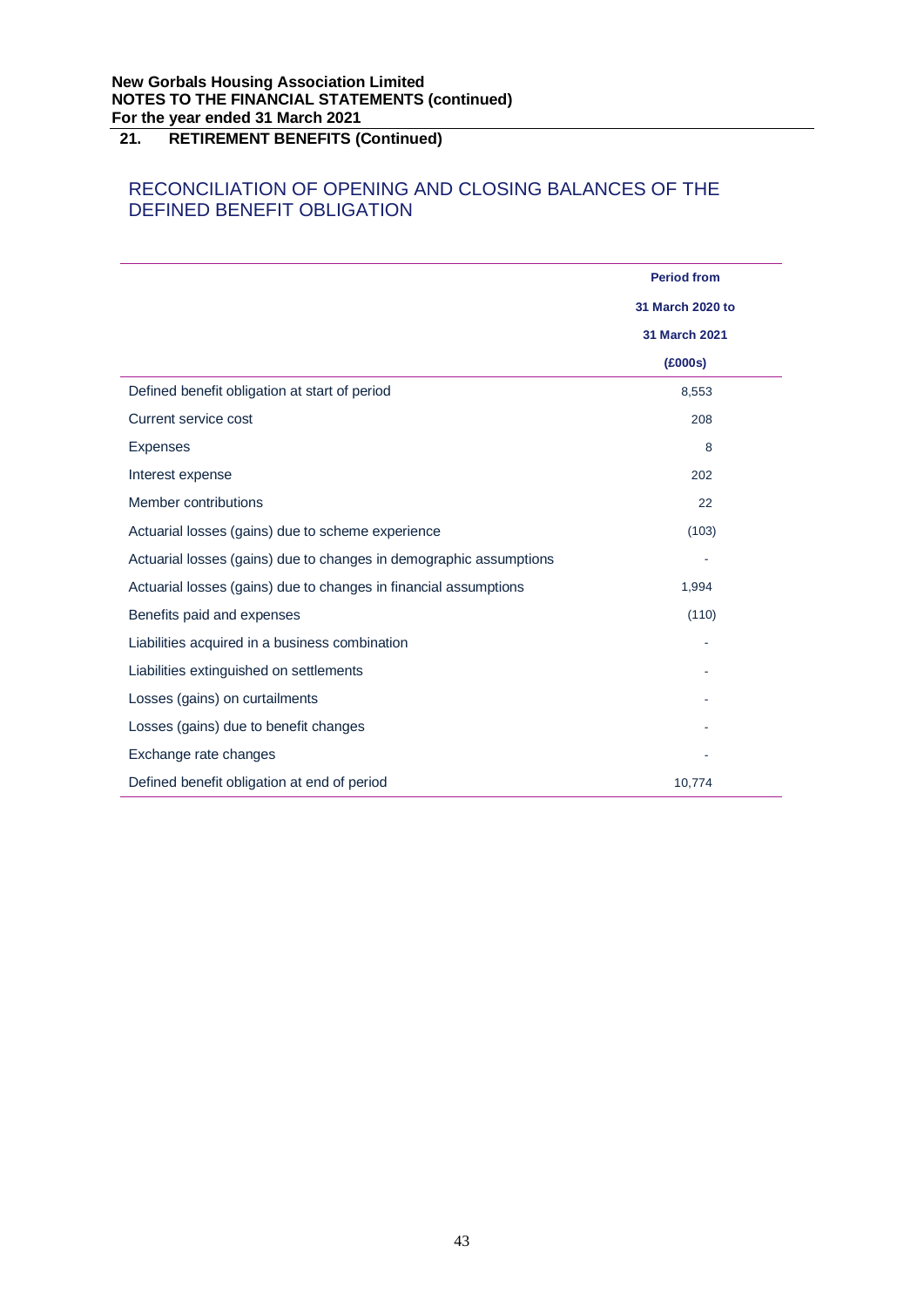## 21. RETIREMENT BENEFITS (Continued)

## RECONCILIATION OF OPENING AND CLOSING BALANCES OF THE DEFINED BENEFIT OBLIGATION

| | Period from 31 March 2020 to 31 March 2021 (£000s) |
|---|---|
| Defined benefit obligation at start of period | 8,553 |
| Current service cost | 208 |
| Expenses | 8 |
| Interest expense | 202 |
| Member contributions | 22 |
| Actuarial losses (gains) due to scheme experience | (103) |
| Actuarial losses (gains) due to changes in demographic assumptions | - |
| Actuarial losses (gains) due to changes in financial assumptions | 1,994 |
| Benefits paid and expenses | (110) |
| Liabilities acquired in a business combination | - |
| Liabilities extinguished on settlements | - |
| Losses (gains) on curtailments | - |
| Losses (gains) due to benefit changes | - |
| Exchange rate changes | - |
| Defined benefit obligation at end of period | 10,774 |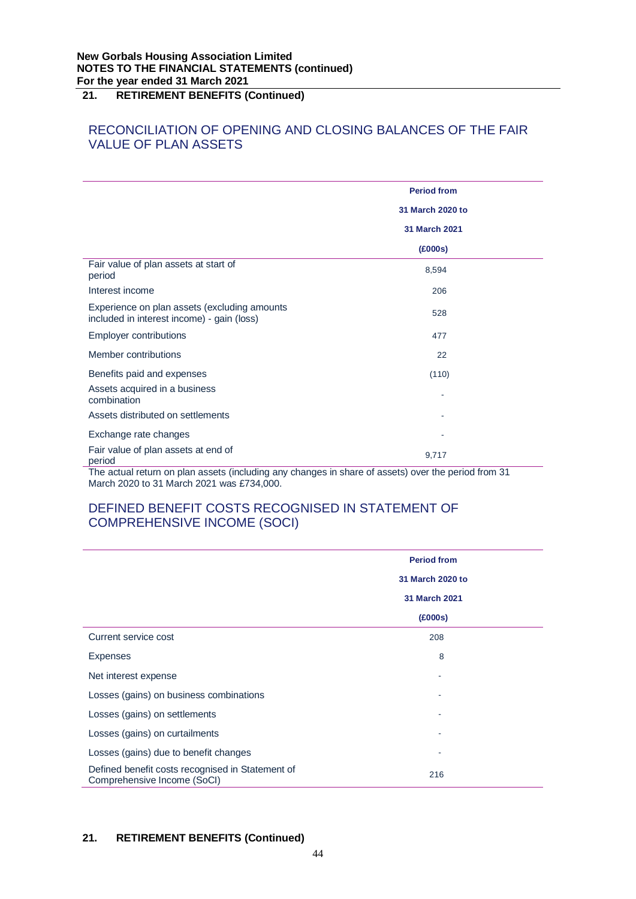**New Gorbals Housing Association Limited**
**NOTES TO THE FINANCIAL STATEMENTS (continued)**
**For the year ended 31 March 2021**

## 21. RETIREMENT BENEFITS (Continued)

### RECONCILIATION OF OPENING AND CLOSING BALANCES OF THE FAIR VALUE OF PLAN ASSETS

| | Period from 31 March 2020 to 31 March 2021 (£000s) |
|---|---|
| Fair value of plan assets at start of period | 8,594 |
| Interest income | 206 |
| Experience on plan assets (excluding amounts included in interest income) - gain (loss) | 528 |
| Employer contributions | 477 |
| Member contributions | 22 |
| Benefits paid and expenses | (110) |
| Assets acquired in a business combination | - |
| Assets distributed on settlements | - |
| Exchange rate changes | - |
| Fair value of plan assets at end of period | 9,717 |

The actual return on plan assets (including any changes in share of assets) over the period from 31 March 2020 to 31 March 2021 was £734,000.

### DEFINED BENEFIT COSTS RECOGNISED IN STATEMENT OF COMPREHENSIVE INCOME (SOCI)

| | Period from 31 March 2020 to 31 March 2021 (£000s) |
|---|---|
| Current service cost | 208 |
| Expenses | 8 |
| Net interest expense | - |
| Losses (gains) on business combinations | - |
| Losses (gains) on settlements | - |
| Losses (gains) on curtailments | - |
| Losses (gains) due to benefit changes | - |
| Defined benefit costs recognised in Statement of Comprehensive Income (SoCI) | 216 |

## 21. RETIREMENT BENEFITS (Continued)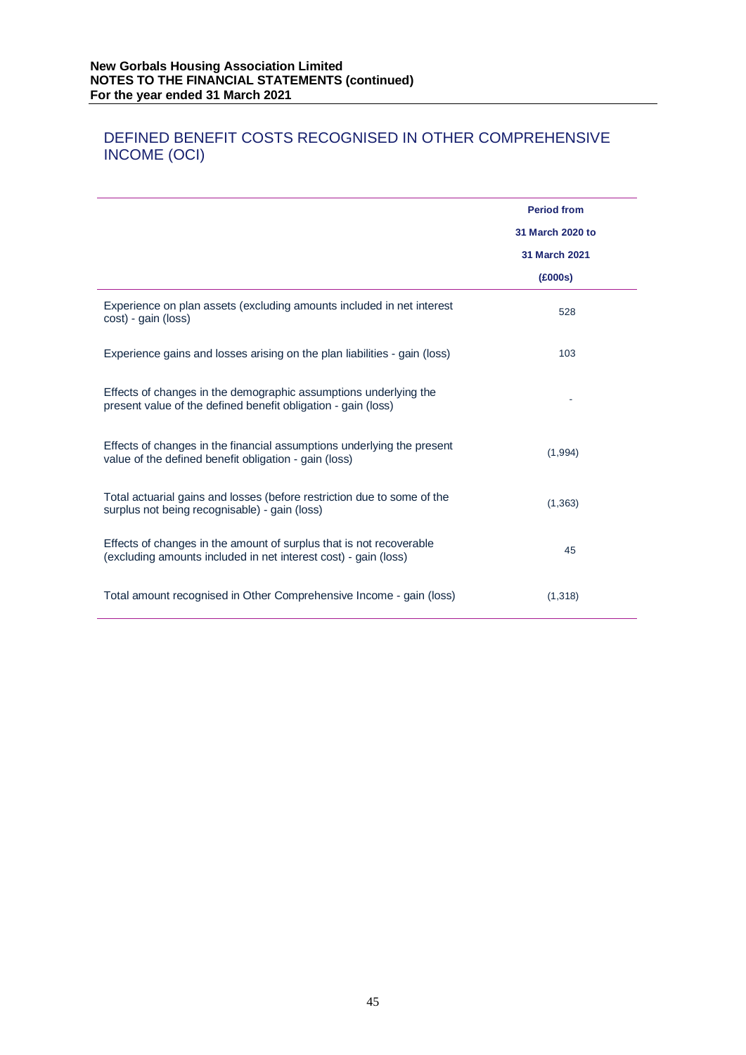# DEFINED BENEFIT COSTS RECOGNISED IN OTHER COMPREHENSIVE INCOME (OCI)

| | Period from 31 March 2020 to 31 March 2021 (£000s) |
|---|---|
| Experience on plan assets (excluding amounts included in net interest cost) - gain (loss) | 528 |
| Experience gains and losses arising on the plan liabilities - gain (loss) | 103 |
| Effects of changes in the demographic assumptions underlying the present value of the defined benefit obligation - gain (loss) | - |
| Effects of changes in the financial assumptions underlying the present value of the defined benefit obligation - gain (loss) | (1,994) |
| Total actuarial gains and losses (before restriction due to some of the surplus not being recognisable) - gain (loss) | (1,363) |
| Effects of changes in the amount of surplus that is not recoverable (excluding amounts included in net interest cost) - gain (loss) | 45 |
| Total amount recognised in Other Comprehensive Income - gain (loss) | (1,318) |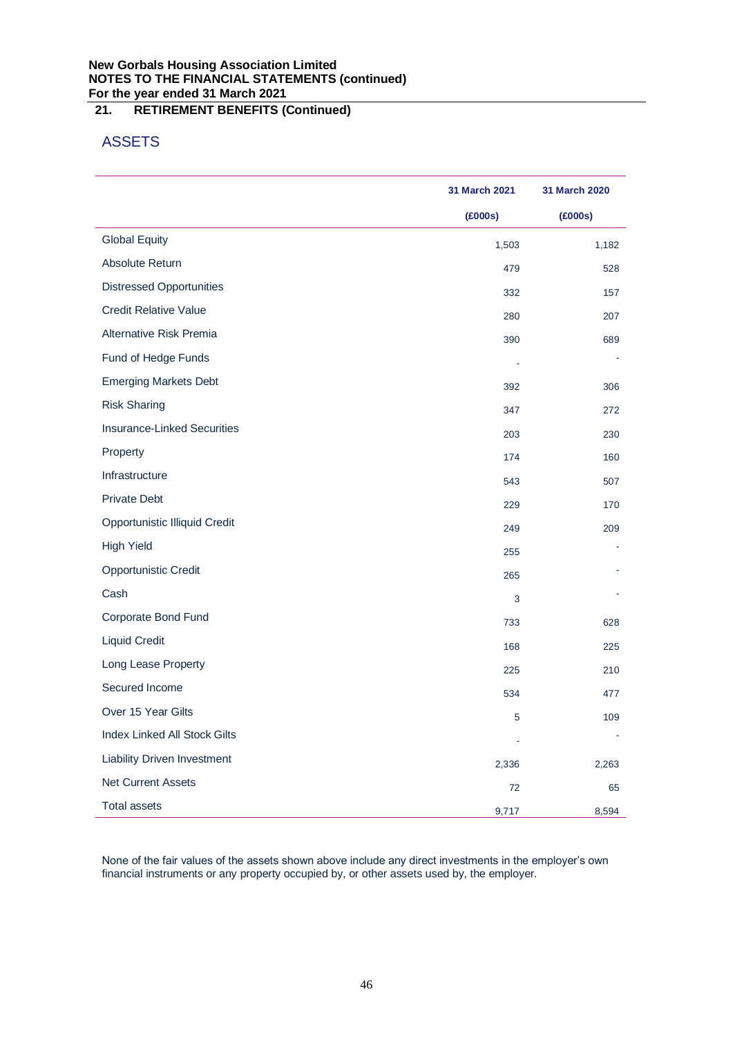## 21. RETIREMENT BENEFITS (Continued)

### ASSETS

| | 31 March 2021 (£000s) | 31 March 2020 (£000s) |
|---|---|---|
| Global Equity | 1,503 | 1,182 |
| Absolute Return | 479 | 528 |
| Distressed Opportunities | 332 | 157 |
| Credit Relative Value | 280 | 207 |
| Alternative Risk Premia | 390 | 689 |
| Fund of Hedge Funds | - | - |
| Emerging Markets Debt | 392 | 306 |
| Risk Sharing | 347 | 272 |
| Insurance-Linked Securities | 203 | 230 |
| Property | 174 | 160 |
| Infrastructure | 543 | 507 |
| Private Debt | 229 | 170 |
| Opportunistic Illiquid Credit | 249 | 209 |
| High Yield | 255 | - |
| Opportunistic Credit | 265 | - |
| Cash | 3 | - |
| Corporate Bond Fund | 733 | 628 |
| Liquid Credit | 168 | 225 |
| Long Lease Property | 225 | 210 |
| Secured Income | 534 | 477 |
| Over 15 Year Gilts | 5 | 109 |
| Index Linked All Stock Gilts | - | - |
| Liability Driven Investment | 2,336 | 2,263 |
| Net Current Assets | 72 | 65 |
| Total assets | 9,717 | 8,594 |

None of the fair values of the assets shown above include any direct investments in the employer's own financial instruments or any property occupied by, or other assets used by, the employer.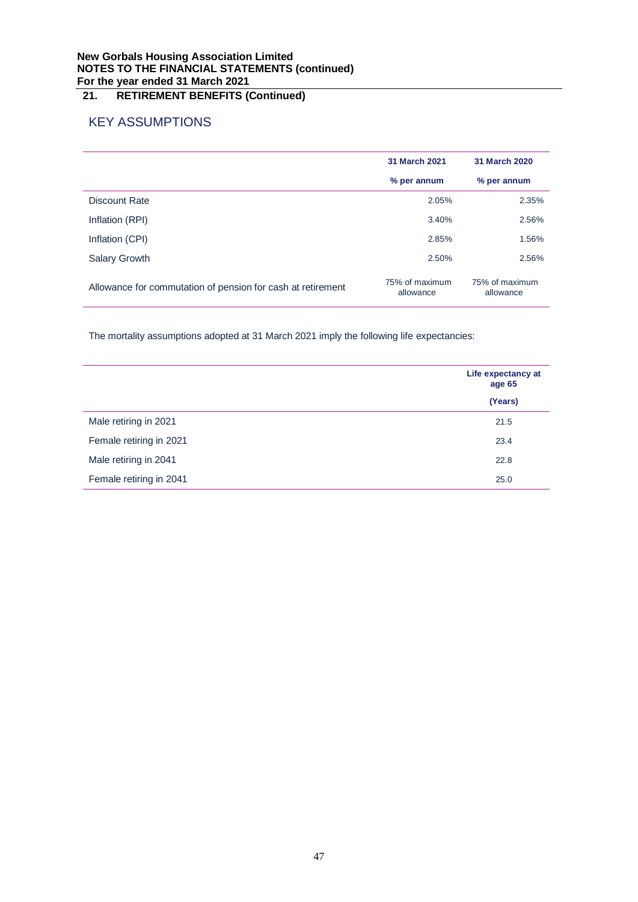**New Gorbals Housing Association Limited**
**NOTES TO THE FINANCIAL STATEMENTS (continued)**
**For the year ended 31 March 2021**

## 21. RETIREMENT BENEFITS (Continued)

### KEY ASSUMPTIONS

| | 31 March 2021 | 31 March 2020 |
|---|---|---|
| | % per annum | % per annum |
| Discount Rate | 2.05% | 2.35% |
| Inflation (RPI) | 3.40% | 2.56% |
| Inflation (CPI) | 2.85% | 1.56% |
| Salary Growth | 2.50% | 2.56% |
| Allowance for commutation of pension for cash at retirement | 75% of maximum allowance | 75% of maximum allowance |

The mortality assumptions adopted at 31 March 2021 imply the following life expectancies:

| | Life expectancy at age 65 |
|---|---|
| | (Years) |
| Male retiring in 2021 | 21.5 |
| Female retiring in 2021 | 23.4 |
| Male retiring in 2041 | 22.8 |
| Female retiring in 2041 | 25.0 |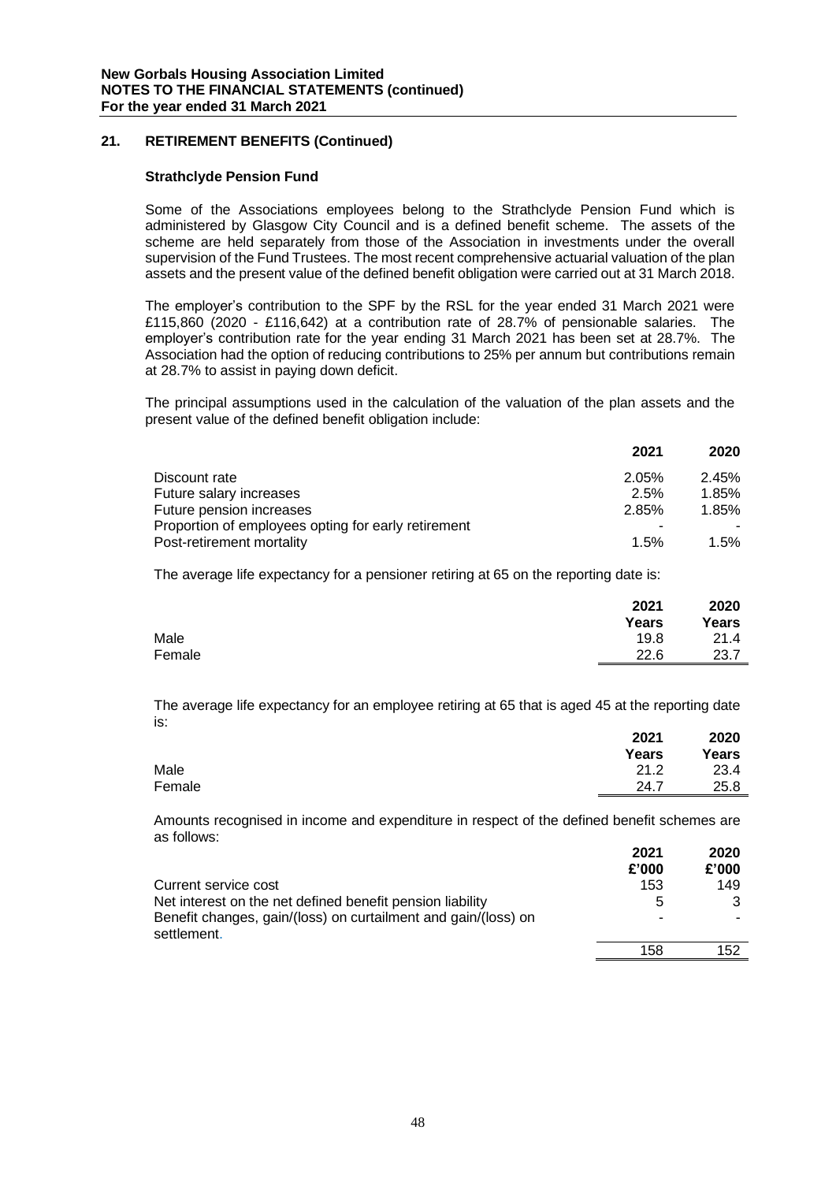## 21. RETIREMENT BENEFITS (Continued)

### Strathclyde Pension Fund

Some of the Associations employees belong to the Strathclyde Pension Fund which is administered by Glasgow City Council and is a defined benefit scheme. The assets of the scheme are held separately from those of the Association in investments under the overall supervision of the Fund Trustees. The most recent comprehensive actuarial valuation of the plan assets and the present value of the defined benefit obligation were carried out at 31 March 2018.

The employer's contribution to the SPF by the RSL for the year ended 31 March 2021 were £115,860 (2020 - £116,642) at a contribution rate of 28.7% of pensionable salaries. The employer's contribution rate for the year ending 31 March 2021 has been set at 28.7%. The Association had the option of reducing contributions to 25% per annum but contributions remain at 28.7% to assist in paying down deficit.

The principal assumptions used in the calculation of the valuation of the plan assets and the present value of the defined benefit obligation include:

| | 2021 | 2020 |
|---|---|---|
| Discount rate | 2.05% | 2.45% |
| Future salary increases | 2.5% | 1.85% |
| Future pension increases | 2.85% | 1.85% |
| Proportion of employees opting for early retirement | - | - |
| Post-retirement mortality | 1.5% | 1.5% |

The average life expectancy for a pensioner retiring at 65 on the reporting date is:

| | 2021 Years | 2020 Years |
|---|---|---|
| Male | 19.8 | 21.4 |
| Female | 22.6 | 23.7 |

The average life expectancy for an employee retiring at 65 that is aged 45 at the reporting date is:

| | 2021 Years | 2020 Years |
|---|---|---|
| Male | 21.2 | 23.4 |
| Female | 24.7 | 25.8 |

Amounts recognised in income and expenditure in respect of the defined benefit schemes are as follows:

| | 2021 £'000 | 2020 £'000 |
|---|---|---|
| Current service cost | 153 | 149 |
| Net interest on the net defined benefit pension liability | 5 | 3 |
| Benefit changes, gain/(loss) on curtailment and gain/(loss) on settlement. | - | - |
| | 158 | 152 |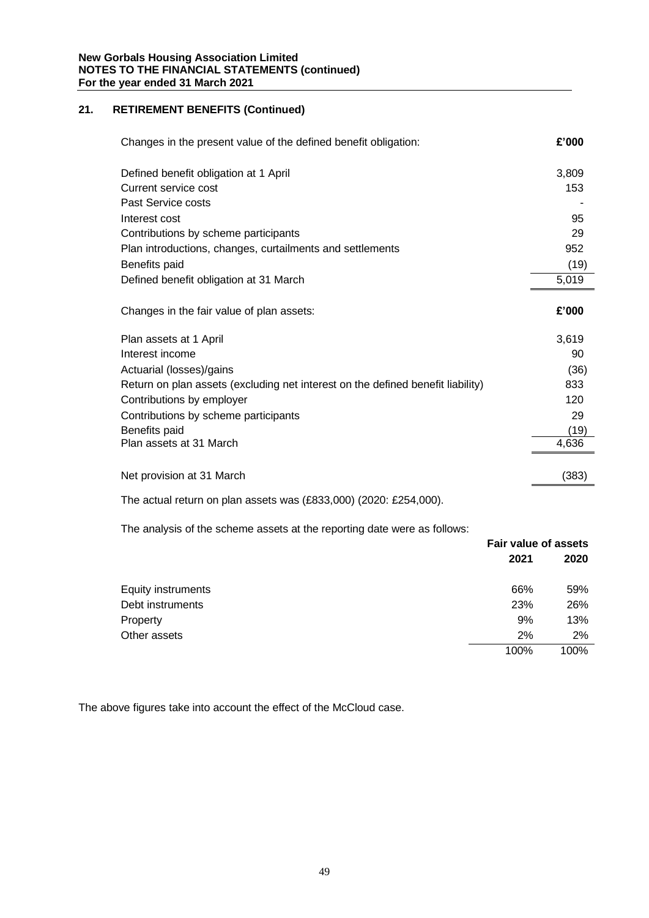## 21. RETIREMENT BENEFITS (Continued)

| Changes in the present value of the defined benefit obligation: | £'000 |
|---|---|
| Defined benefit obligation at 1 April | 3,809 |
| Current service cost | 153 |
| Past Service costs | - |
| Interest cost | 95 |
| Contributions by scheme participants | 29 |
| Plan introductions, changes, curtailments and settlements | 952 |
| Benefits paid | (19) |
| Defined benefit obligation at 31 March | 5,019 |

| Changes in the fair value of plan assets: | £'000 |
|---|---|
| Plan assets at 1 April | 3,619 |
| Interest income | 90 |
| Actuarial (losses)/gains | (36) |
| Return on plan assets (excluding net interest on the defined benefit liability) | 833 |
| Contributions by employer | 120 |
| Contributions by scheme participants | 29 |
| Benefits paid | (19) |
| Plan assets at 31 March | 4,636 |
| | |
| Net provision at 31 March | (383) |

The actual return on plan assets was (£833,000) (2020: £254,000).

The analysis of the scheme assets at the reporting date were as follows:

| | Fair value of assets | |
|---|---|---|
| | 2021 | 2020 |
| Equity instruments | 66% | 59% |
| Debt instruments | 23% | 26% |
| Property | 9% | 13% |
| Other assets | 2% | 2% |
| | 100% | 100% |

The above figures take into account the effect of the McCloud case.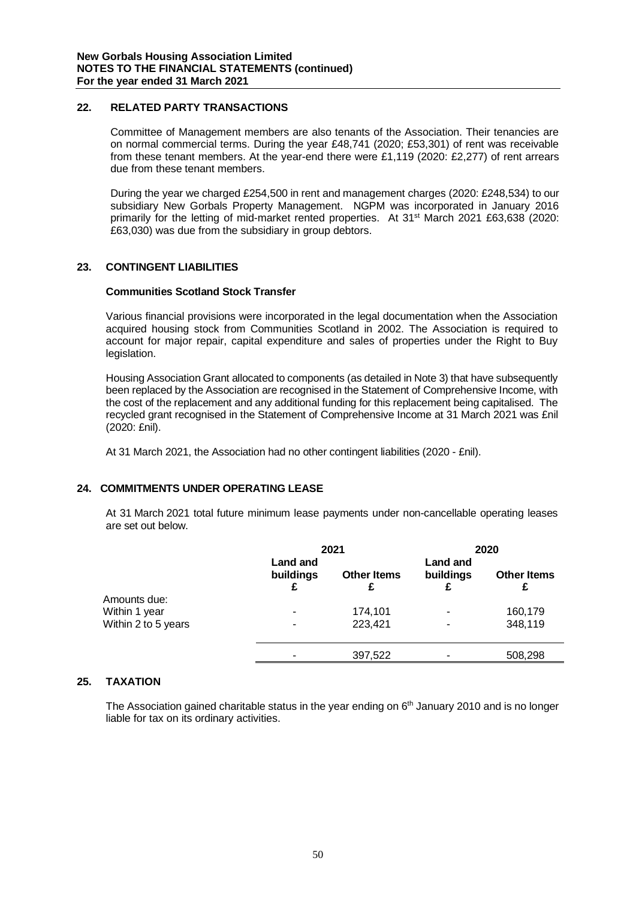## 22. RELATED PARTY TRANSACTIONS

Committee of Management members are also tenants of the Association. Their tenancies are on normal commercial terms. During the year £48,741 (2020; £53,301) of rent was receivable from these tenant members. At the year-end there were £1,119 (2020: £2,277) of rent arrears due from these tenant members.

During the year we charged £254,500 in rent and management charges (2020: £248,534) to our subsidiary New Gorbals Property Management. NGPM was incorporated in January 2016 primarily for the letting of mid-market rented properties. At 31st March 2021 £63,638 (2020: £63,030) was due from the subsidiary in group debtors.

## 23. CONTINGENT LIABILITIES

**Communities Scotland Stock Transfer**

Various financial provisions were incorporated in the legal documentation when the Association acquired housing stock from Communities Scotland in 2002. The Association is required to account for major repair, capital expenditure and sales of properties under the Right to Buy legislation.

Housing Association Grant allocated to components (as detailed in Note 3) that have subsequently been replaced by the Association are recognised in the Statement of Comprehensive Income, with the cost of the replacement and any additional funding for this replacement being capitalised. The recycled grant recognised in the Statement of Comprehensive Income at 31 March 2021 was £nil (2020: £nil).

At 31 March 2021, the Association had no other contingent liabilities (2020 - £nil).

## 24. COMMITMENTS UNDER OPERATING LEASE

At 31 March 2021 total future minimum lease payments under non-cancellable operating leases are set out below.

| | 2021 | | 2020 | |
|---|---|---|---|---|
| | Land and buildings £ | Other Items £ | Land and buildings £ | Other Items £ |
| Amounts due: | | | | |
| Within 1 year | - | 174,101 | - | 160,179 |
| Within 2 to 5 years | - | 223,421 | - | 348,119 |
| | - | 397,522 | - | 508,298 |

## 25. TAXATION

The Association gained charitable status in the year ending on 6th January 2010 and is no longer liable for tax on its ordinary activities.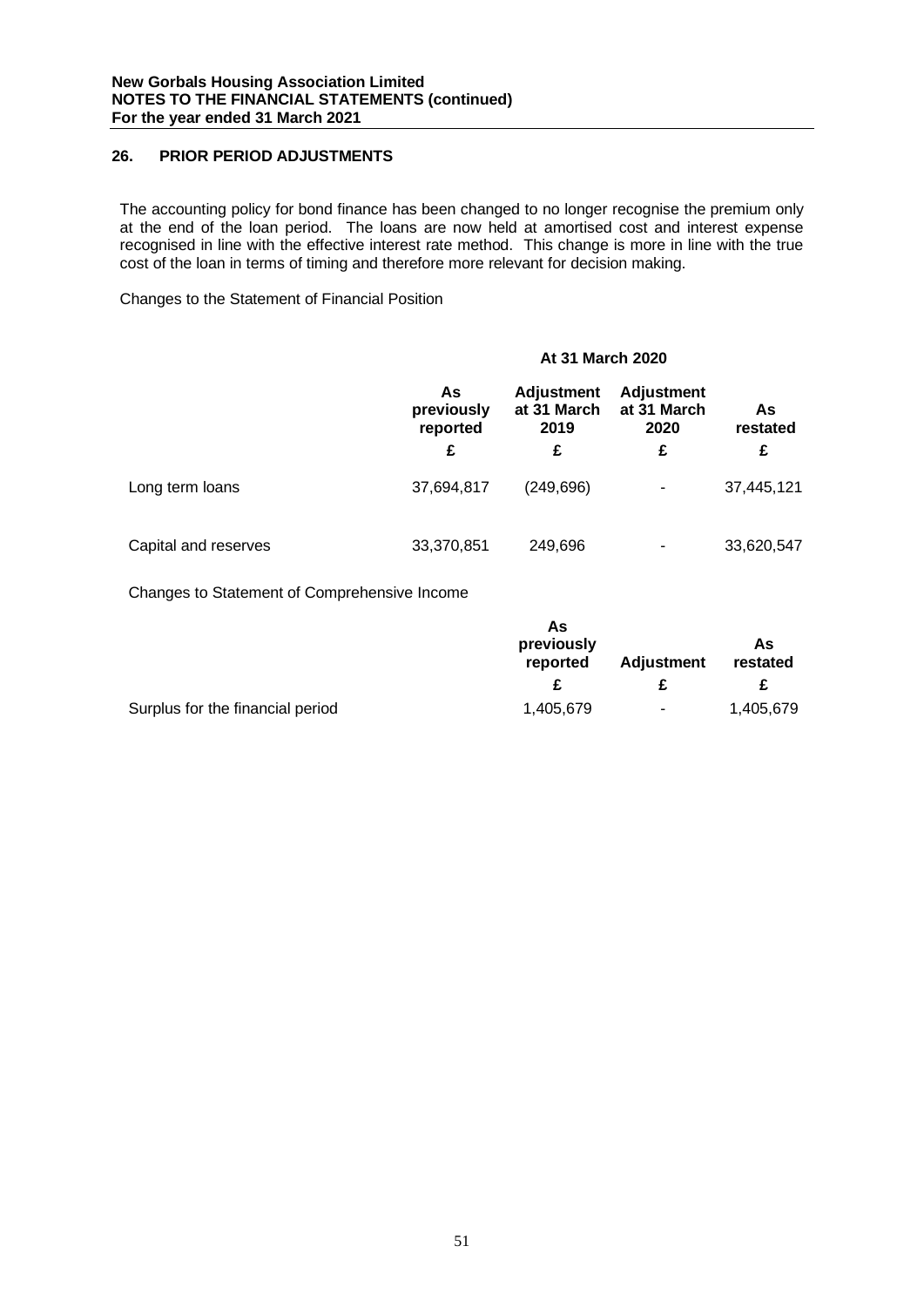## 26. PRIOR PERIOD ADJUSTMENTS

The accounting policy for bond finance has been changed to no longer recognise the premium only at the end of the loan period. The loans are now held at amortised cost and interest expense recognised in line with the effective interest rate method. This change is more in line with the true cost of the loan in terms of timing and therefore more relevant for decision making.

Changes to the Statement of Financial Position

| | At 31 March 2020 | | | |
|---|---|---|---|---|
| | As previously reported | Adjustment at 31 March 2019 | Adjustment at 31 March 2020 | As restated |
| | £ | £ | £ | £ |
| Long term loans | 37,694,817 | (249,696) | - | 37,445,121 |
| Capital and reserves | 33,370,851 | 249,696 | - | 33,620,547 |

Changes to Statement of Comprehensive Income

| | As previously reported | Adjustment | As restated |
|---|---|---|---|
| | £ | £ | £ |
| Surplus for the financial period | 1,405,679 | - | 1,405,679 |